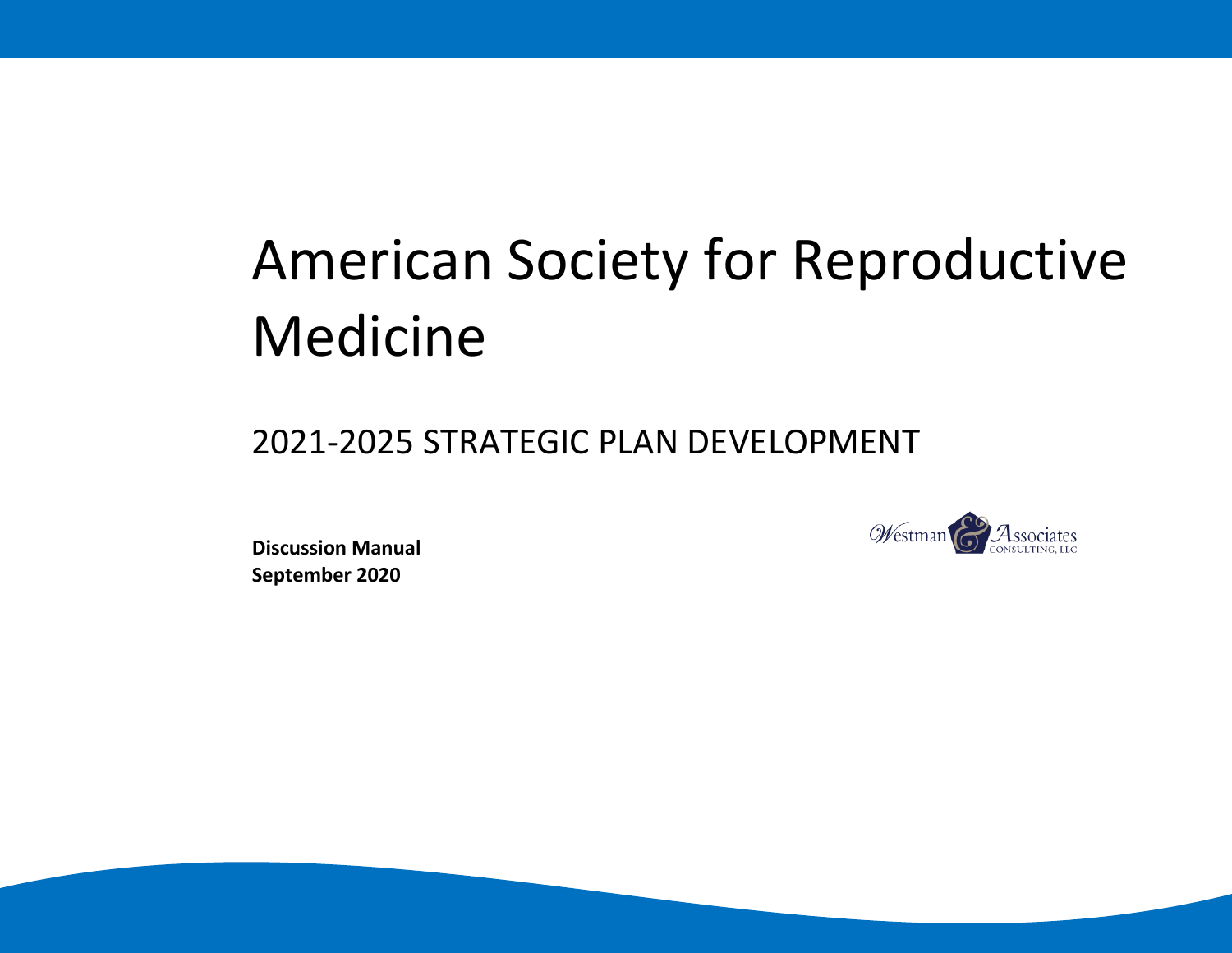# American Society for Reproductive Medicine

## 2021-2025 STRATEGIC PLAN DEVELOPMENT

**Discussion Manual**
**September 2020**

Westman & Associates CONSULTING, LLC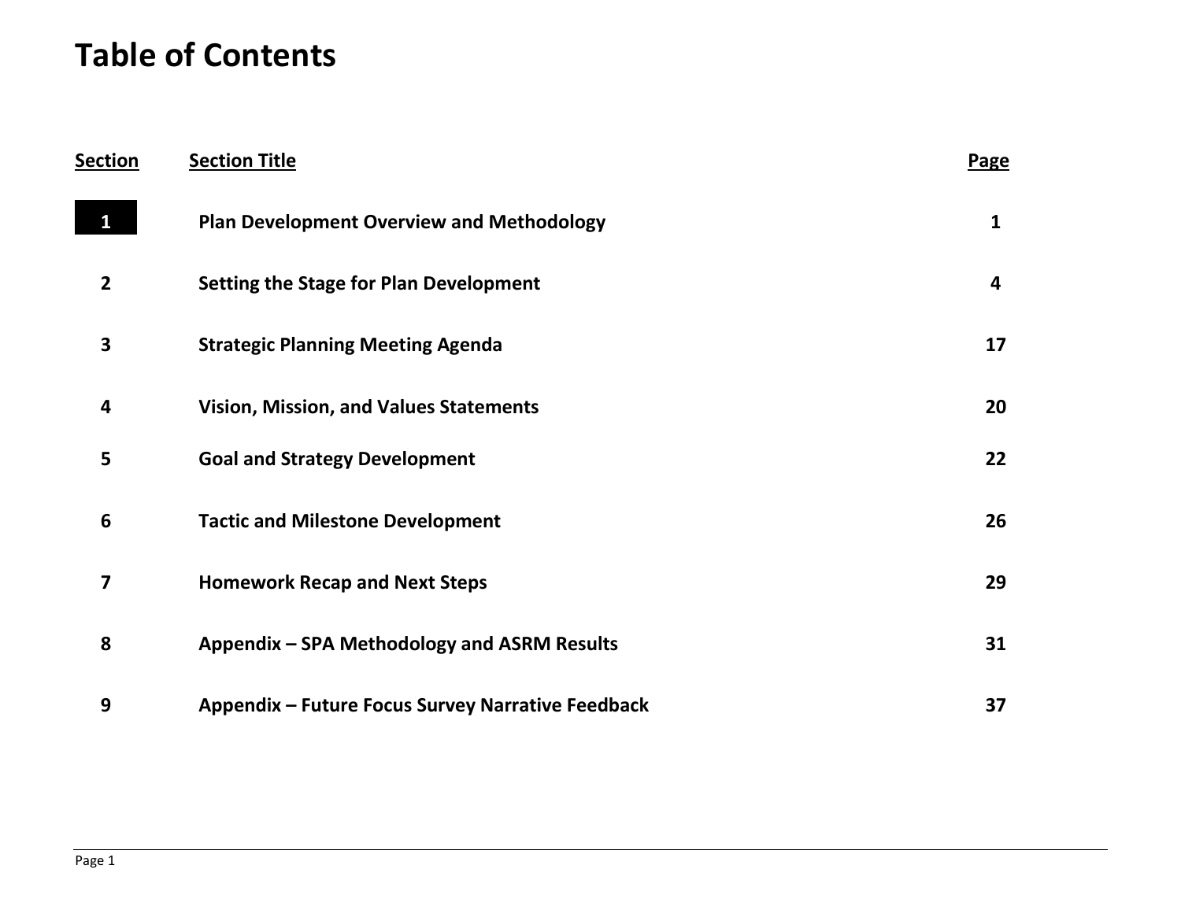# Table of Contents

| Section | Section Title | Page |
|---|---|---|
| 1 | Plan Development Overview and Methodology | 1 |
| 2 | Setting the Stage for Plan Development | 4 |
| 3 | Strategic Planning Meeting Agenda | 17 |
| 4 | Vision, Mission, and Values Statements | 20 |
| 5 | Goal and Strategy Development | 22 |
| 6 | Tactic and Milestone Development | 26 |
| 7 | Homework Recap and Next Steps | 29 |
| 8 | Appendix – SPA Methodology and ASRM Results | 31 |
| 9 | Appendix – Future Focus Survey Narrative Feedback | 37 |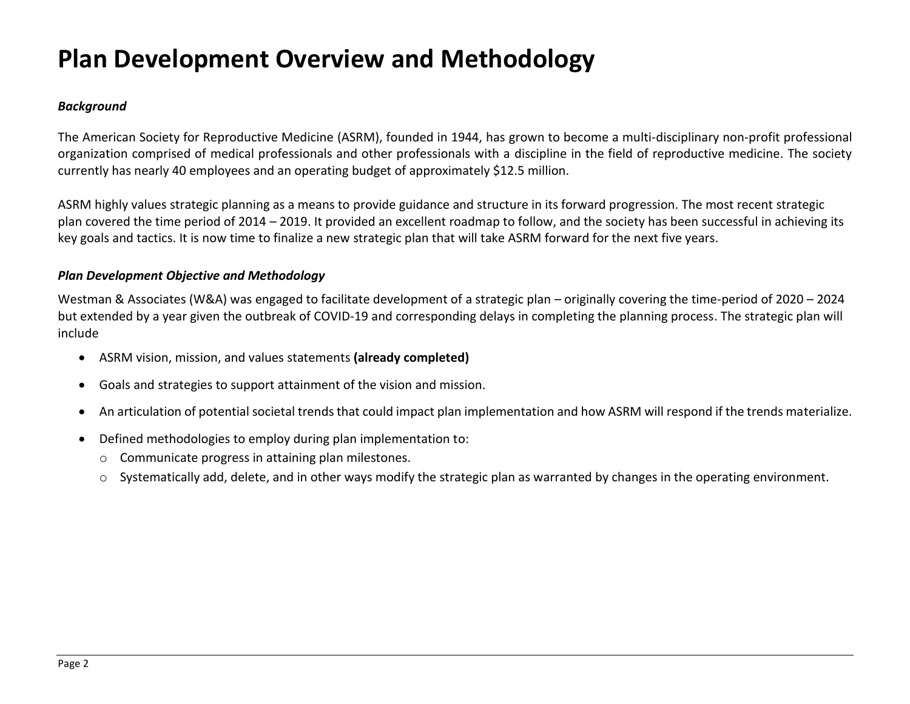# Plan Development Overview and Methodology

***Background***

The American Society for Reproductive Medicine (ASRM), founded in 1944, has grown to become a multi-disciplinary non-profit professional organization comprised of medical professionals and other professionals with a discipline in the field of reproductive medicine. The society currently has nearly 40 employees and an operating budget of approximately $12.5 million.

ASRM highly values strategic planning as a means to provide guidance and structure in its forward progression. The most recent strategic plan covered the time period of 2014 – 2019. It provided an excellent roadmap to follow, and the society has been successful in achieving its key goals and tactics. It is now time to finalize a new strategic plan that will take ASRM forward for the next five years.

***Plan Development Objective and Methodology***

Westman & Associates (W&A) was engaged to facilitate development of a strategic plan – originally covering the time-period of 2020 – 2024 but extended by a year given the outbreak of COVID-19 and corresponding delays in completing the planning process. The strategic plan will include

- ASRM vision, mission, and values statements **(already completed)**
- Goals and strategies to support attainment of the vision and mission.
- An articulation of potential societal trends that could impact plan implementation and how ASRM will respond if the trends materialize.
- Defined methodologies to employ during plan implementation to:
  - Communicate progress in attaining plan milestones.
  - Systematically add, delete, and in other ways modify the strategic plan as warranted by changes in the operating environment.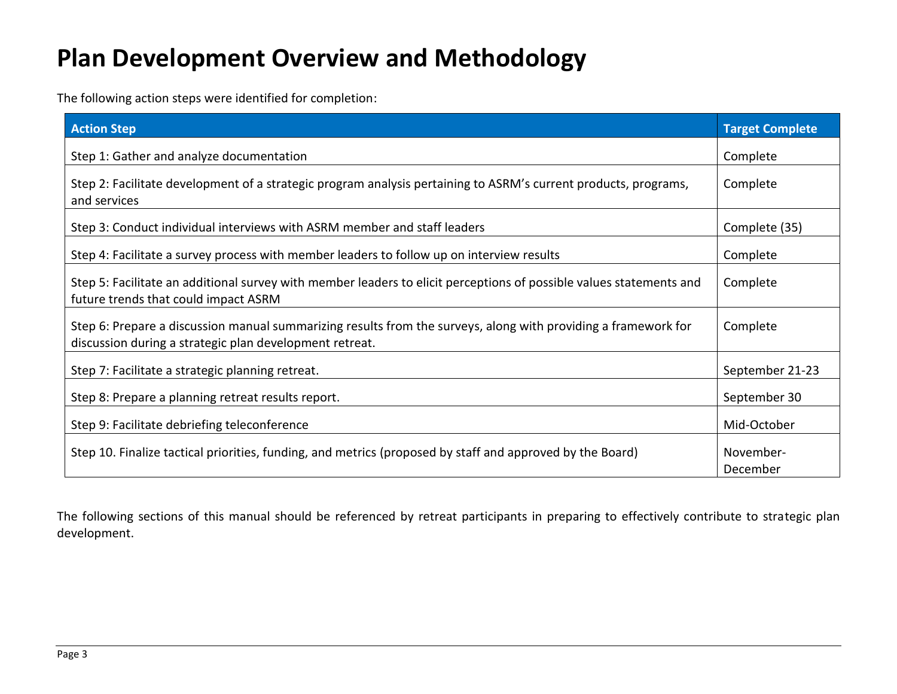# Plan Development Overview and Methodology

The following action steps were identified for completion:

| Action Step | Target Complete |
|---|---|
| Step 1: Gather and analyze documentation | Complete |
| Step 2: Facilitate development of a strategic program analysis pertaining to ASRM's current products, programs, and services | Complete |
| Step 3: Conduct individual interviews with ASRM member and staff leaders | Complete (35) |
| Step 4: Facilitate a survey process with member leaders to follow up on interview results | Complete |
| Step 5: Facilitate an additional survey with member leaders to elicit perceptions of possible values statements and future trends that could impact ASRM | Complete |
| Step 6: Prepare a discussion manual summarizing results from the surveys, along with providing a framework for discussion during a strategic plan development retreat. | Complete |
| Step 7: Facilitate a strategic planning retreat. | September 21-23 |
| Step 8: Prepare a planning retreat results report. | September 30 |
| Step 9: Facilitate debriefing teleconference | Mid-October |
| Step 10. Finalize tactical priorities, funding, and metrics (proposed by staff and approved by the Board) | November-December |

The following sections of this manual should be referenced by retreat participants in preparing to effectively contribute to strategic plan development.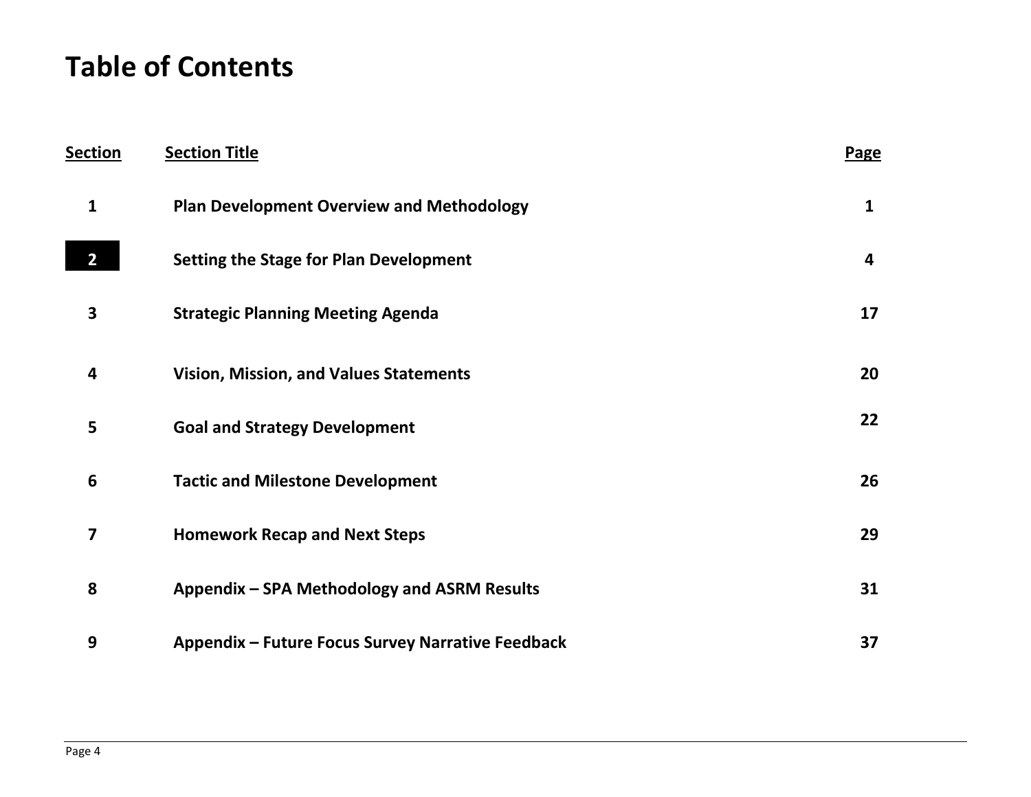# Table of Contents

| Section | Section Title | Page |
|---|---|---|
| 1 | Plan Development Overview and Methodology | 1 |
| 2 | Setting the Stage for Plan Development | 4 |
| 3 | Strategic Planning Meeting Agenda | 17 |
| 4 | Vision, Mission, and Values Statements | 20 |
| 5 | Goal and Strategy Development | 22 |
| 6 | Tactic and Milestone Development | 26 |
| 7 | Homework Recap and Next Steps | 29 |
| 8 | Appendix – SPA Methodology and ASRM Results | 31 |
| 9 | Appendix – Future Focus Survey Narrative Feedback | 37 |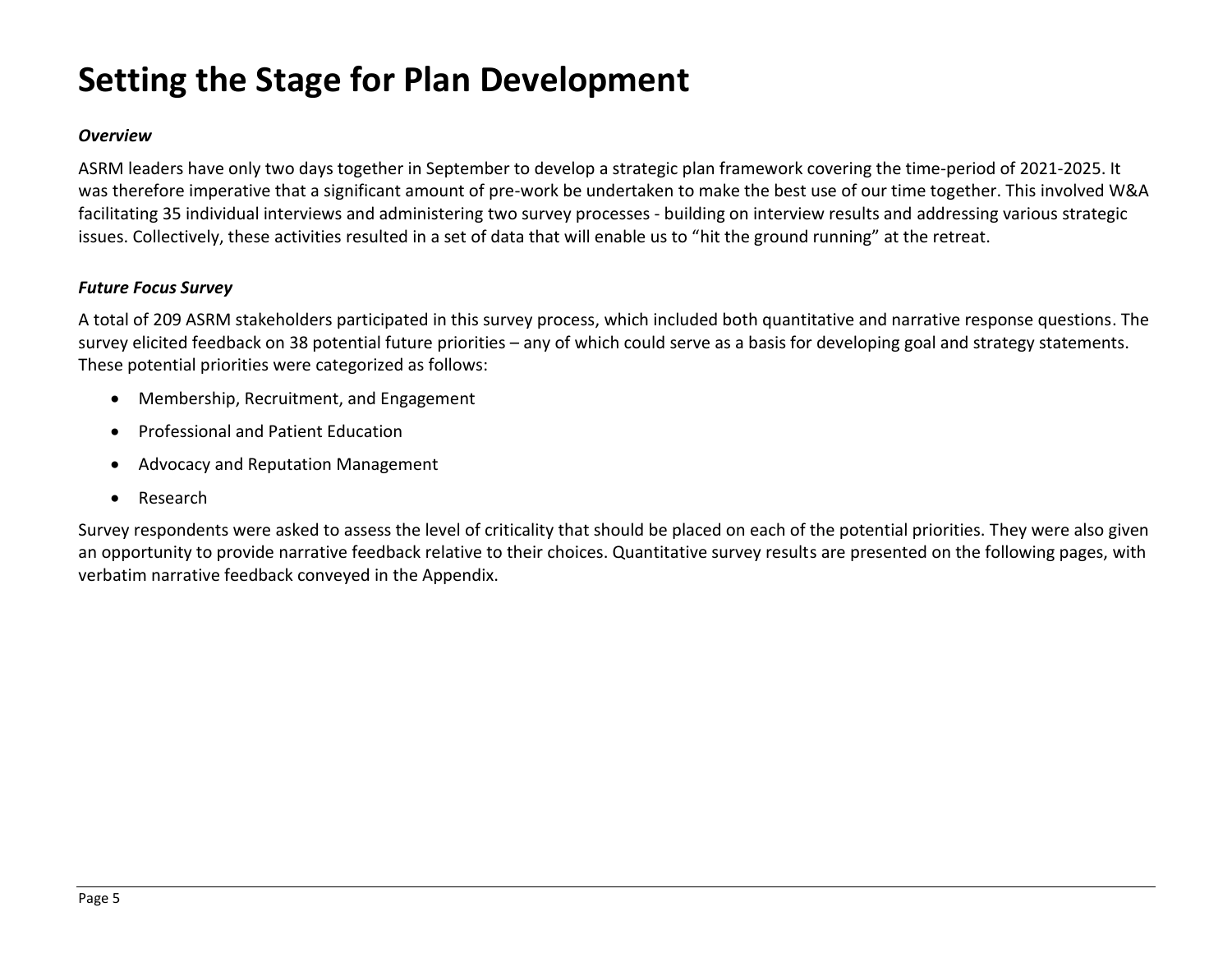# Setting the Stage for Plan Development

***Overview***

ASRM leaders have only two days together in September to develop a strategic plan framework covering the time-period of 2021-2025. It was therefore imperative that a significant amount of pre-work be undertaken to make the best use of our time together. This involved W&A facilitating 35 individual interviews and administering two survey processes - building on interview results and addressing various strategic issues. Collectively, these activities resulted in a set of data that will enable us to "hit the ground running" at the retreat.

***Future Focus Survey***

A total of 209 ASRM stakeholders participated in this survey process, which included both quantitative and narrative response questions. The survey elicited feedback on 38 potential future priorities – any of which could serve as a basis for developing goal and strategy statements. These potential priorities were categorized as follows:

- Membership, Recruitment, and Engagement
- Professional and Patient Education
- Advocacy and Reputation Management
- Research

Survey respondents were asked to assess the level of criticality that should be placed on each of the potential priorities. They were also given an opportunity to provide narrative feedback relative to their choices. Quantitative survey results are presented on the following pages, with verbatim narrative feedback conveyed in the Appendix.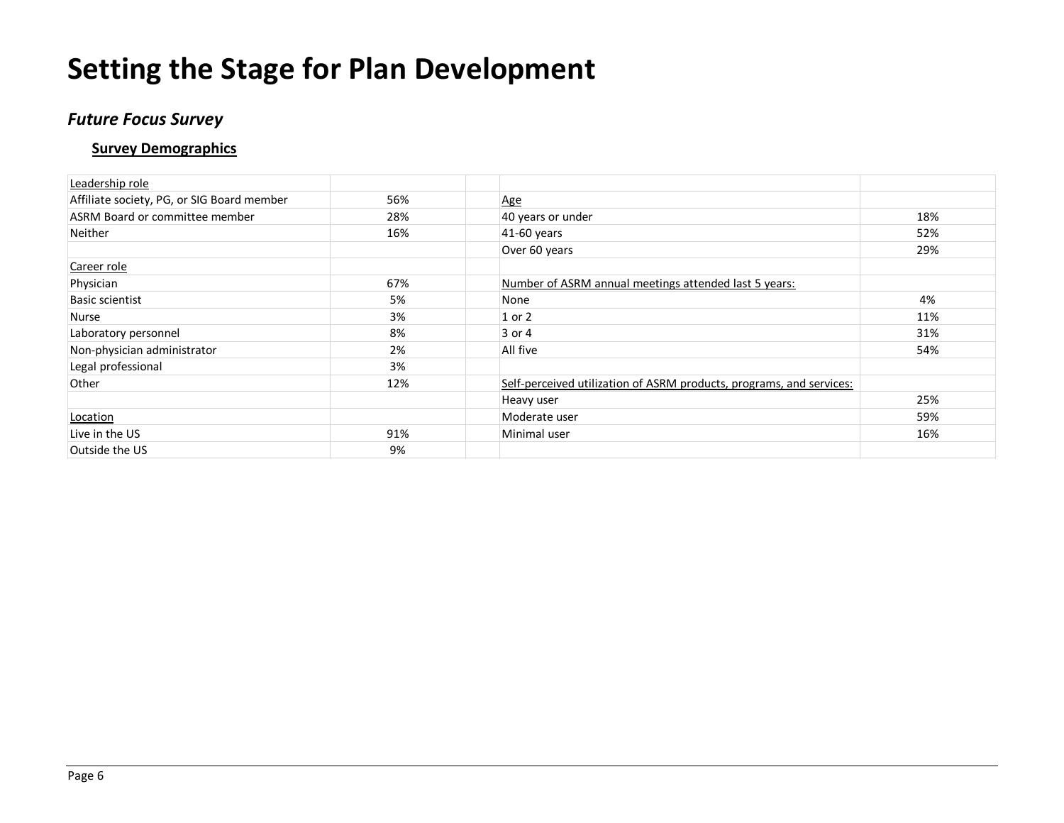# Setting the Stage for Plan Development

## *Future Focus Survey*

### **Survey Demographics**

| Leadership role | | | |
|---|---|---|---|
| Affiliate society, PG, or SIG Board member | 56% | Age | |
| ASRM Board or committee member | 28% | 40 years or under | 18% |
| Neither | 16% | 41-60 years | 52% |
| | | Over 60 years | 29% |
| Career role | | | |
| Physician | 67% | Number of ASRM annual meetings attended last 5 years: | |
| Basic scientist | 5% | None | 4% |
| Nurse | 3% | 1 or 2 | 11% |
| Laboratory personnel | 8% | 3 or 4 | 31% |
| Non-physician administrator | 2% | All five | 54% |
| Legal professional | 3% | | |
| Other | 12% | Self-perceived utilization of ASRM products, programs, and services: | |
| | | Heavy user | 25% |
| Location | | Moderate user | 59% |
| Live in the US | 91% | Minimal user | 16% |
| Outside the US | 9% | | |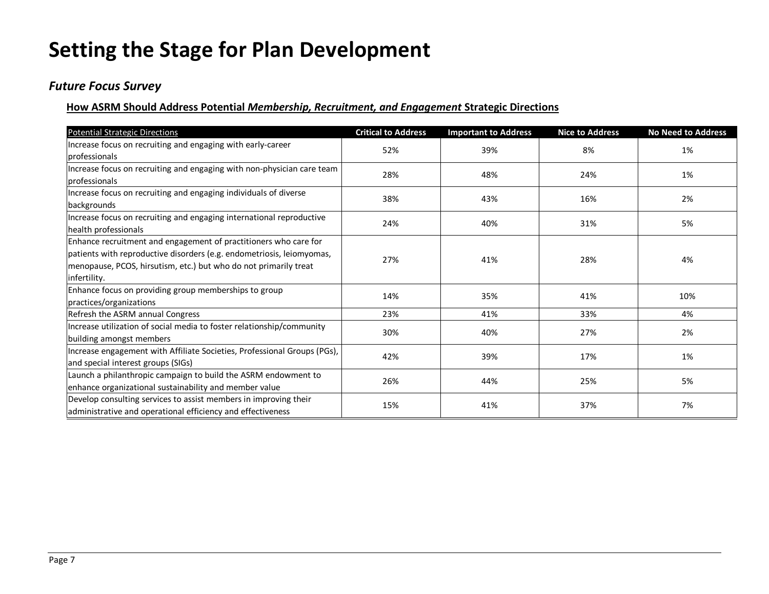# Setting the Stage for Plan Development

## *Future Focus Survey*

### How ASRM Should Address Potential *Membership, Recruitment, and Engagement* Strategic Directions

| Potential Strategic Directions | Critical to Address | Important to Address | Nice to Address | No Need to Address |
|---|---|---|---|---|
| Increase focus on recruiting and engaging with early-career professionals | 52% | 39% | 8% | 1% |
| Increase focus on recruiting and engaging with non-physician care team professionals | 28% | 48% | 24% | 1% |
| Increase focus on recruiting and engaging individuals of diverse backgrounds | 38% | 43% | 16% | 2% |
| Increase focus on recruiting and engaging international reproductive health professionals | 24% | 40% | 31% | 5% |
| Enhance recruitment and engagement of practitioners who care for patients with reproductive disorders (e.g. endometriosis, leiomyomas, menopause, PCOS, hirsutism, etc.) but who do not primarily treat infertility. | 27% | 41% | 28% | 4% |
| Enhance focus on providing group memberships to group practices/organizations | 14% | 35% | 41% | 10% |
| Refresh the ASRM annual Congress | 23% | 41% | 33% | 4% |
| Increase utilization of social media to foster relationship/community building amongst members | 30% | 40% | 27% | 2% |
| Increase engagement with Affiliate Societies, Professional Groups (PGs), and special interest groups (SIGs) | 42% | 39% | 17% | 1% |
| Launch a philanthropic campaign to build the ASRM endowment to enhance organizational sustainability and member value | 26% | 44% | 25% | 5% |
| Develop consulting services to assist members in improving their administrative and operational efficiency and effectiveness | 15% | 41% | 37% | 7% |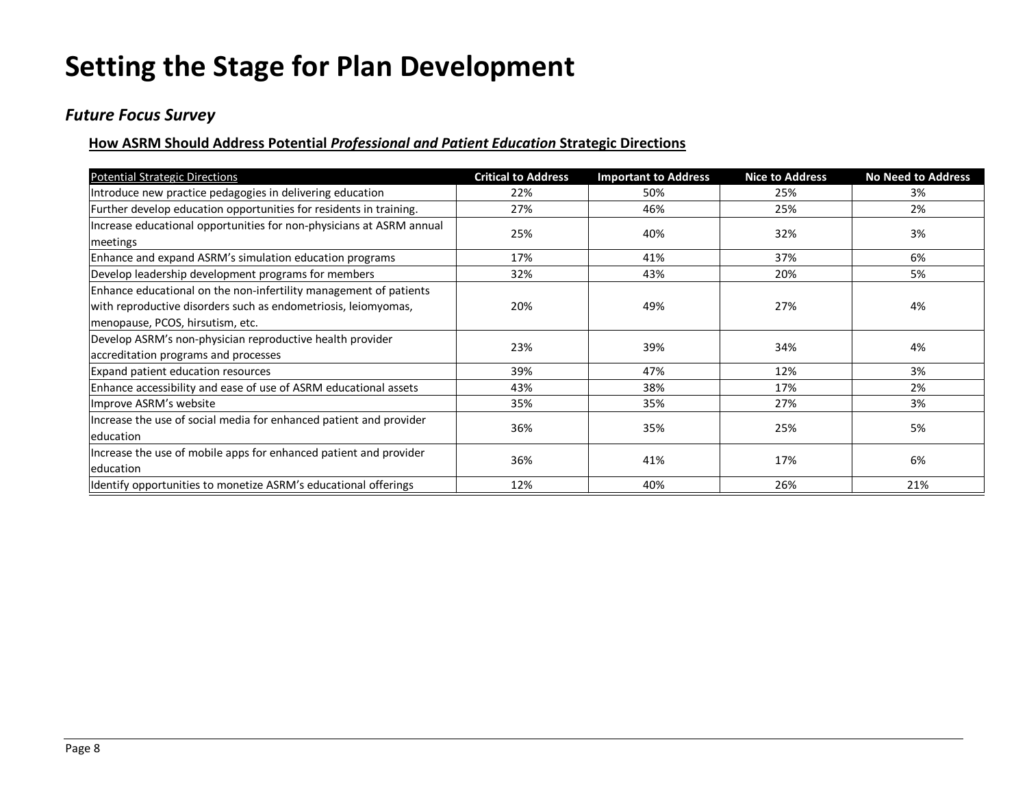# Setting the Stage for Plan Development

## *Future Focus Survey*

### How ASRM Should Address Potential *Professional and Patient Education* Strategic Directions

| Potential Strategic Directions | Critical to Address | Important to Address | Nice to Address | No Need to Address |
|---|---|---|---|---|
| Introduce new practice pedagogies in delivering education | 22% | 50% | 25% | 3% |
| Further develop education opportunities for residents in training. | 27% | 46% | 25% | 2% |
| Increase educational opportunities for non-physicians at ASRM annual meetings | 25% | 40% | 32% | 3% |
| Enhance and expand ASRM's simulation education programs | 17% | 41% | 37% | 6% |
| Develop leadership development programs for members | 32% | 43% | 20% | 5% |
| Enhance educational on the non-infertility management of patients with reproductive disorders such as endometriosis, leiomyomas, menopause, PCOS, hirsutism, etc. | 20% | 49% | 27% | 4% |
| Develop ASRM's non-physician reproductive health provider accreditation programs and processes | 23% | 39% | 34% | 4% |
| Expand patient education resources | 39% | 47% | 12% | 3% |
| Enhance accessibility and ease of use of ASRM educational assets | 43% | 38% | 17% | 2% |
| Improve ASRM's website | 35% | 35% | 27% | 3% |
| Increase the use of social media for enhanced patient and provider education | 36% | 35% | 25% | 5% |
| Increase the use of mobile apps for enhanced patient and provider education | 36% | 41% | 17% | 6% |
| Identify opportunities to monetize ASRM's educational offerings | 12% | 40% | 26% | 21% |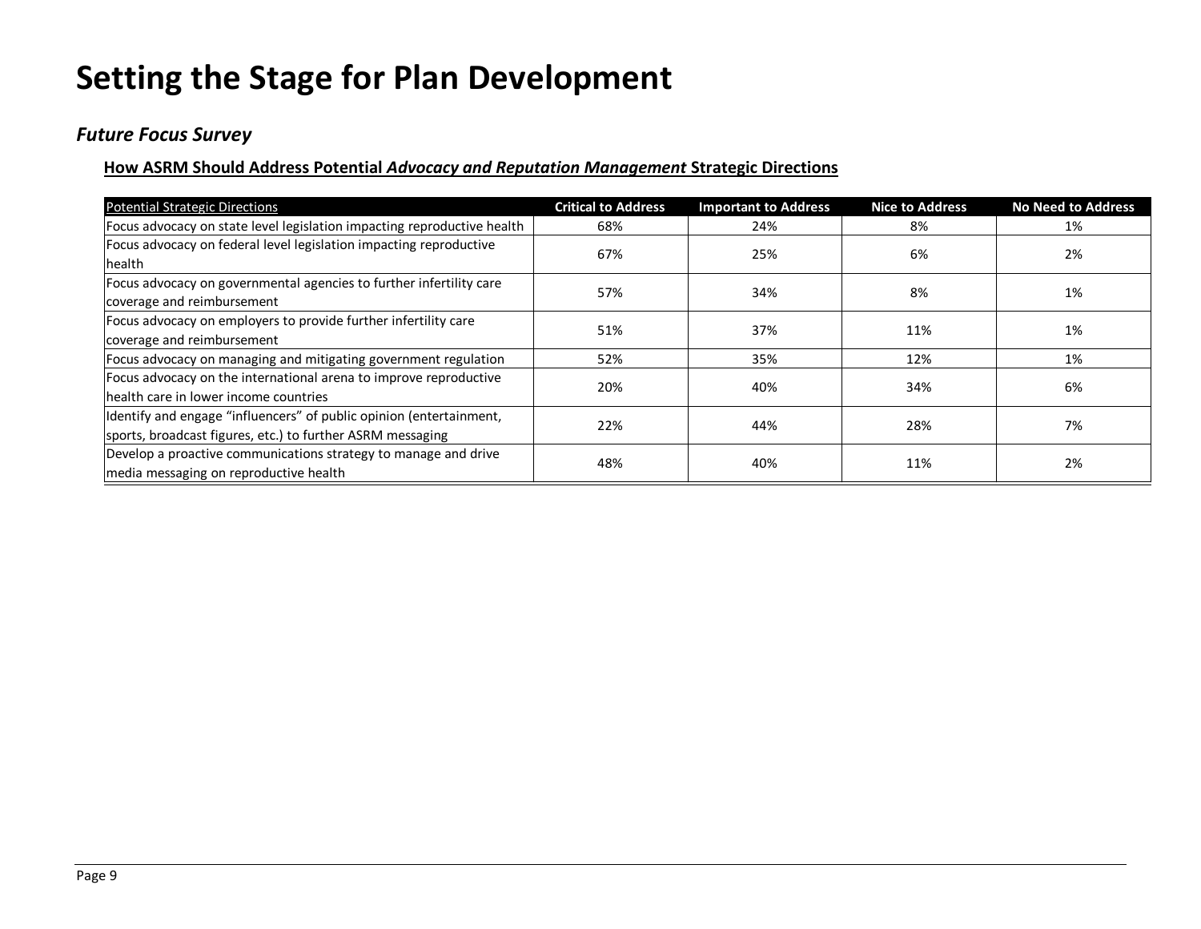# Setting the Stage for Plan Development

## *Future Focus Survey*

### How ASRM Should Address Potential *Advocacy and Reputation Management* Strategic Directions

| Potential Strategic Directions | Critical to Address | Important to Address | Nice to Address | No Need to Address |
|---|---|---|---|---|
| Focus advocacy on state level legislation impacting reproductive health | 68% | 24% | 8% | 1% |
| Focus advocacy on federal level legislation impacting reproductive health | 67% | 25% | 6% | 2% |
| Focus advocacy on governmental agencies to further infertility care coverage and reimbursement | 57% | 34% | 8% | 1% |
| Focus advocacy on employers to provide further infertility care coverage and reimbursement | 51% | 37% | 11% | 1% |
| Focus advocacy on managing and mitigating government regulation | 52% | 35% | 12% | 1% |
| Focus advocacy on the international arena to improve reproductive health care in lower income countries | 20% | 40% | 34% | 6% |
| Identify and engage "influencers" of public opinion (entertainment, sports, broadcast figures, etc.) to further ASRM messaging | 22% | 44% | 28% | 7% |
| Develop a proactive communications strategy to manage and drive media messaging on reproductive health | 48% | 40% | 11% | 2% |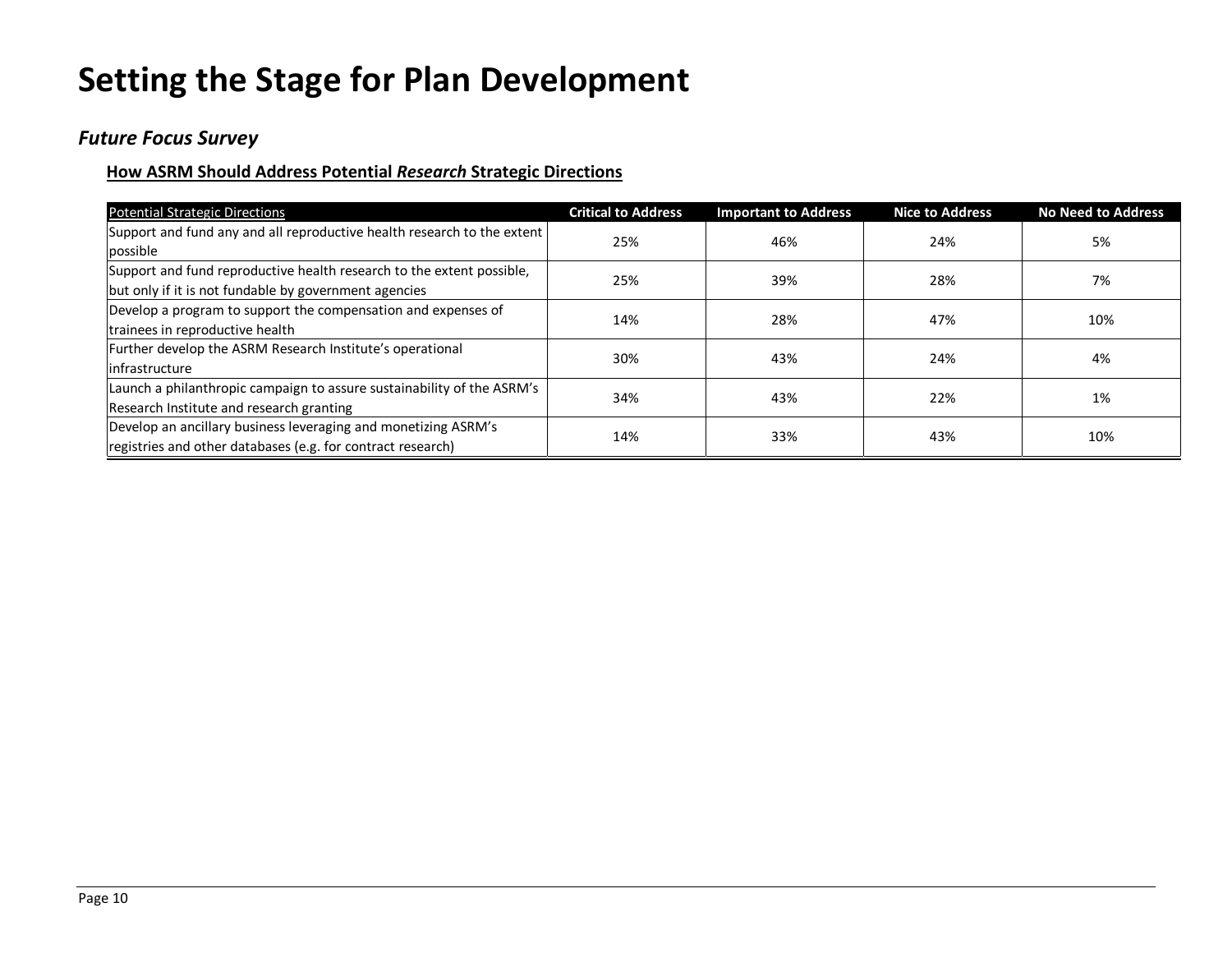# Setting the Stage for Plan Development

## *Future Focus Survey*

### How ASRM Should Address Potential *Research* Strategic Directions

| Potential Strategic Directions | Critical to Address | Important to Address | Nice to Address | No Need to Address |
|---|---|---|---|---|
| Support and fund any and all reproductive health research to the extent possible | 25% | 46% | 24% | 5% |
| Support and fund reproductive health research to the extent possible, but only if it is not fundable by government agencies | 25% | 39% | 28% | 7% |
| Develop a program to support the compensation and expenses of trainees in reproductive health | 14% | 28% | 47% | 10% |
| Further develop the ASRM Research Institute's operational infrastructure | 30% | 43% | 24% | 4% |
| Launch a philanthropic campaign to assure sustainability of the ASRM's Research Institute and research granting | 34% | 43% | 22% | 1% |
| Develop an ancillary business leveraging and monetizing ASRM's registries and other databases (e.g. for contract research) | 14% | 33% | 43% | 10% |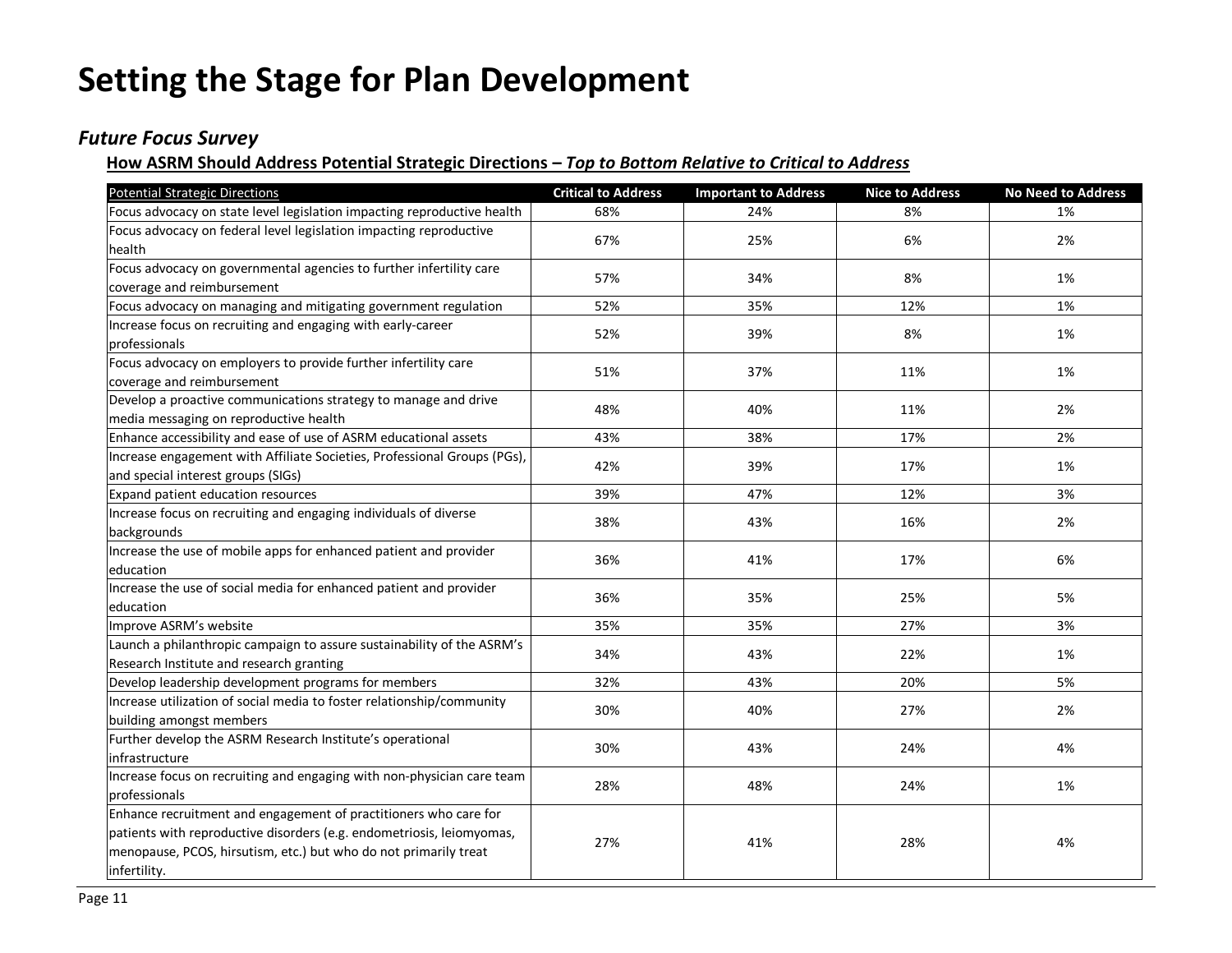# Setting the Stage for Plan Development

## *Future Focus Survey*

### How ASRM Should Address Potential Strategic Directions – *Top to Bottom Relative to Critical to Address*

| Potential Strategic Directions | Critical to Address | Important to Address | Nice to Address | No Need to Address |
|---|---|---|---|---|
| Focus advocacy on state level legislation impacting reproductive health | 68% | 24% | 8% | 1% |
| Focus advocacy on federal level legislation impacting reproductive health | 67% | 25% | 6% | 2% |
| Focus advocacy on governmental agencies to further infertility care coverage and reimbursement | 57% | 34% | 8% | 1% |
| Focus advocacy on managing and mitigating government regulation | 52% | 35% | 12% | 1% |
| Increase focus on recruiting and engaging with early-career professionals | 52% | 39% | 8% | 1% |
| Focus advocacy on employers to provide further infertility care coverage and reimbursement | 51% | 37% | 11% | 1% |
| Develop a proactive communications strategy to manage and drive media messaging on reproductive health | 48% | 40% | 11% | 2% |
| Enhance accessibility and ease of use of ASRM educational assets | 43% | 38% | 17% | 2% |
| Increase engagement with Affiliate Societies, Professional Groups (PGs), and special interest groups (SIGs) | 42% | 39% | 17% | 1% |
| Expand patient education resources | 39% | 47% | 12% | 3% |
| Increase focus on recruiting and engaging individuals of diverse backgrounds | 38% | 43% | 16% | 2% |
| Increase the use of mobile apps for enhanced patient and provider education | 36% | 41% | 17% | 6% |
| Increase the use of social media for enhanced patient and provider education | 36% | 35% | 25% | 5% |
| Improve ASRM's website | 35% | 35% | 27% | 3% |
| Launch a philanthropic campaign to assure sustainability of the ASRM's Research Institute and research granting | 34% | 43% | 22% | 1% |
| Develop leadership development programs for members | 32% | 43% | 20% | 5% |
| Increase utilization of social media to foster relationship/community building amongst members | 30% | 40% | 27% | 2% |
| Further develop the ASRM Research Institute's operational infrastructure | 30% | 43% | 24% | 4% |
| Increase focus on recruiting and engaging with non-physician care team professionals | 28% | 48% | 24% | 1% |
| Enhance recruitment and engagement of practitioners who care for patients with reproductive disorders (e.g. endometriosis, leiomyomas, menopause, PCOS, hirsutism, etc.) but who do not primarily treat infertility. | 27% | 41% | 28% | 4% |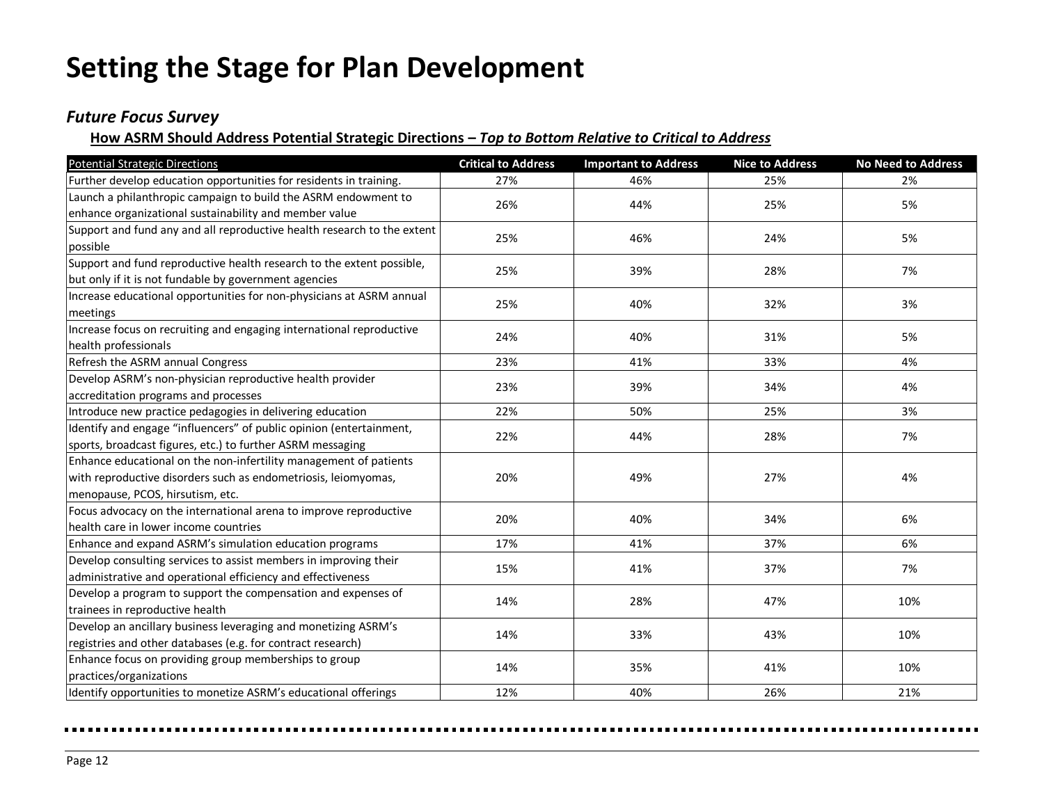# Setting the Stage for Plan Development

## *Future Focus Survey*

### How ASRM Should Address Potential Strategic Directions – *Top to Bottom Relative to Critical to Address*

| Potential Strategic Directions | Critical to Address | Important to Address | Nice to Address | No Need to Address |
|---|---|---|---|---|
| Further develop education opportunities for residents in training. | 27% | 46% | 25% | 2% |
| Launch a philanthropic campaign to build the ASRM endowment to enhance organizational sustainability and member value | 26% | 44% | 25% | 5% |
| Support and fund any and all reproductive health research to the extent possible | 25% | 46% | 24% | 5% |
| Support and fund reproductive health research to the extent possible, but only if it is not fundable by government agencies | 25% | 39% | 28% | 7% |
| Increase educational opportunities for non-physicians at ASRM annual meetings | 25% | 40% | 32% | 3% |
| Increase focus on recruiting and engaging international reproductive health professionals | 24% | 40% | 31% | 5% |
| Refresh the ASRM annual Congress | 23% | 41% | 33% | 4% |
| Develop ASRM's non-physician reproductive health provider accreditation programs and processes | 23% | 39% | 34% | 4% |
| Introduce new practice pedagogies in delivering education | 22% | 50% | 25% | 3% |
| Identify and engage "influencers" of public opinion (entertainment, sports, broadcast figures, etc.) to further ASRM messaging | 22% | 44% | 28% | 7% |
| Enhance educational on the non-infertility management of patients with reproductive disorders such as endometriosis, leiomyomas, menopause, PCOS, hirsutism, etc. | 20% | 49% | 27% | 4% |
| Focus advocacy on the international arena to improve reproductive health care in lower income countries | 20% | 40% | 34% | 6% |
| Enhance and expand ASRM's simulation education programs | 17% | 41% | 37% | 6% |
| Develop consulting services to assist members in improving their administrative and operational efficiency and effectiveness | 15% | 41% | 37% | 7% |
| Develop a program to support the compensation and expenses of trainees in reproductive health | 14% | 28% | 47% | 10% |
| Develop an ancillary business leveraging and monetizing ASRM's registries and other databases (e.g. for contract research) | 14% | 33% | 43% | 10% |
| Enhance focus on providing group memberships to group practices/organizations | 14% | 35% | 41% | 10% |
| Identify opportunities to monetize ASRM's educational offerings | 12% | 40% | 26% | 21% |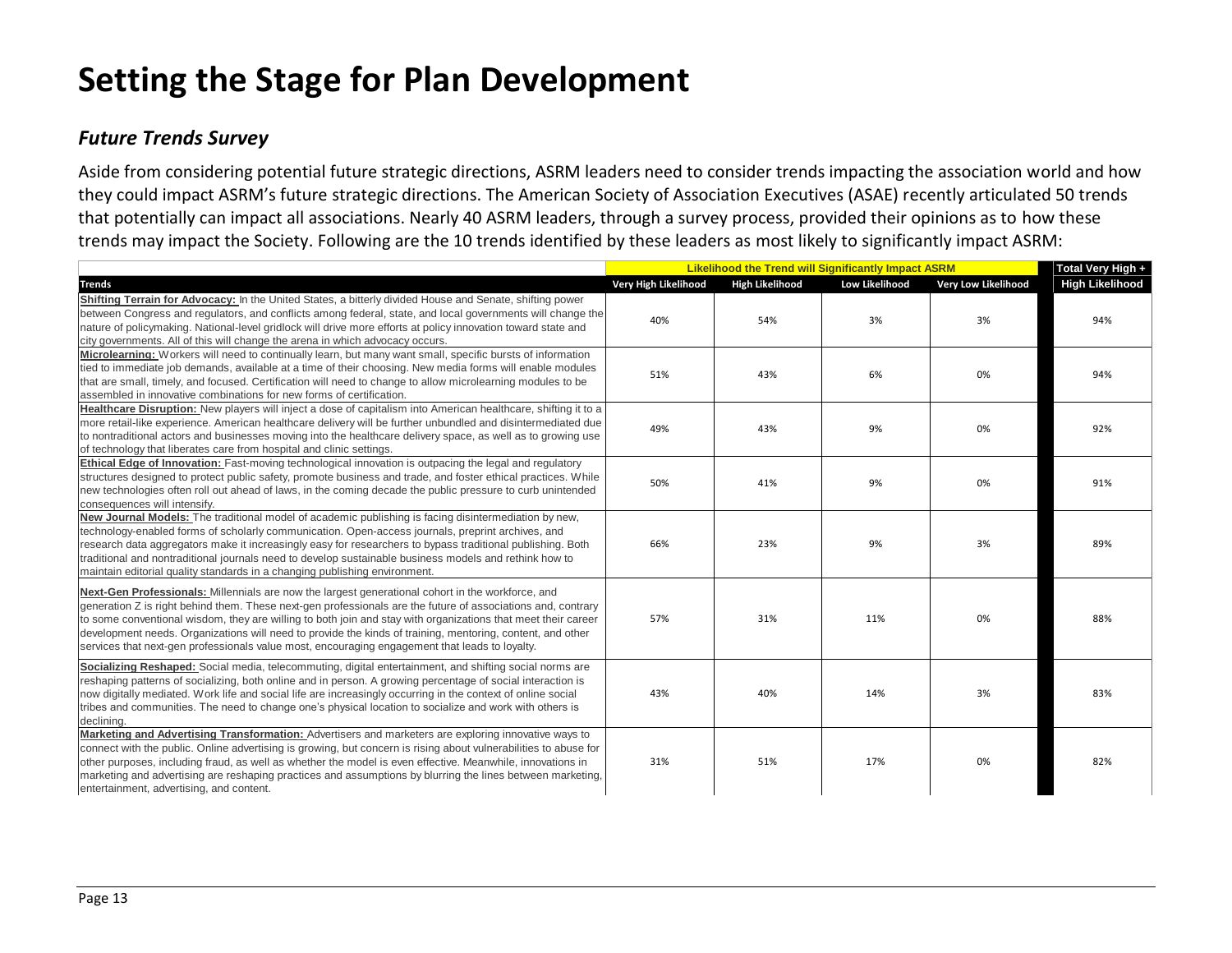# Setting the Stage for Plan Development

## *Future Trends Survey*

Aside from considering potential future strategic directions, ASRM leaders need to consider trends impacting the association world and how they could impact ASRM's future strategic directions. The American Society of Association Executives (ASAE) recently articulated 50 trends that potentially can impact all associations. Nearly 40 ASRM leaders, through a survey process, provided their opinions as to how these trends may impact the Society. Following are the 10 trends identified by these leaders as most likely to significantly impact ASRM:

| | Likelihood the Trend will Significantly Impact ASRM | | | | Total Very High + |
|---|---|---|---|---|---|
| **Trends** | **Very High Likelihood** | **High Likelihood** | **Low Likelihood** | **Very Low Likelihood** | **High Likelihood** |
| **Shifting Terrain for Advocacy:** In the United States, a bitterly divided House and Senate, shifting power between Congress and regulators, and conflicts among federal, state, and local governments will change the nature of policymaking. National-level gridlock will drive more efforts at policy innovation toward state and city governments. All of this will change the arena in which advocacy occurs. | 40% | 54% | 3% | 3% | 94% |
| **Microlearning:** Workers will need to continually learn, but many want small, specific bursts of information tied to immediate job demands, available at a time of their choosing. New media forms will enable modules that are small, timely, and focused. Certification will need to change to allow microlearning modules to be assembled in innovative combinations for new forms of certification. | 51% | 43% | 6% | 0% | 94% |
| **Healthcare Disruption:** New players will inject a dose of capitalism into American healthcare, shifting it to a more retail-like experience. American healthcare delivery will be further unbundled and disintermediated due to nontraditional actors and businesses moving into the healthcare delivery space, as well as to growing use of technology that liberates care from hospital and clinic settings. | 49% | 43% | 9% | 0% | 92% |
| **Ethical Edge of Innovation:** Fast-moving technological innovation is outpacing the legal and regulatory structures designed to protect public safety, promote business and trade, and foster ethical practices. While new technologies often roll out ahead of laws, in the coming decade the public pressure to curb unintended consequences will intensify. | 50% | 41% | 9% | 0% | 91% |
| **New Journal Models:** The traditional model of academic publishing is facing disintermediation by new, technology-enabled forms of scholarly communication. Open-access journals, preprint archives, and research data aggregators make it increasingly easy for researchers to bypass traditional publishing. Both traditional and nontraditional journals need to develop sustainable business models and rethink how to maintain editorial quality standards in a changing publishing environment. | 66% | 23% | 9% | 3% | 89% |
| **Next-Gen Professionals:** Millennials are now the largest generational cohort in the workforce, and generation Z is right behind them. These next-gen professionals are the future of associations and, contrary to some conventional wisdom, they are willing to both join and stay with organizations that meet their career development needs. Organizations will need to provide the kinds of training, mentoring, content, and other services that next-gen professionals value most, encouraging engagement that leads to loyalty. | 57% | 31% | 11% | 0% | 88% |
| **Socializing Reshaped:** Social media, telecommuting, digital entertainment, and shifting social norms are reshaping patterns of socializing, both online and in person. A growing percentage of social interaction is now digitally mediated. Work life and social life are increasingly occurring in the context of online social tribes and communities. The need to change one's physical location to socialize and work with others is declining. | 43% | 40% | 14% | 3% | 83% |
| **Marketing and Advertising Transformation:** Advertisers and marketers are exploring innovative ways to connect with the public. Online advertising is growing, but concern is rising about vulnerabilities to abuse for other purposes, including fraud, as well as whether the model is even effective. Meanwhile, innovations in marketing and advertising are reshaping practices and assumptions by blurring the lines between marketing, entertainment, advertising, and content. | 31% | 51% | 17% | 0% | 82% |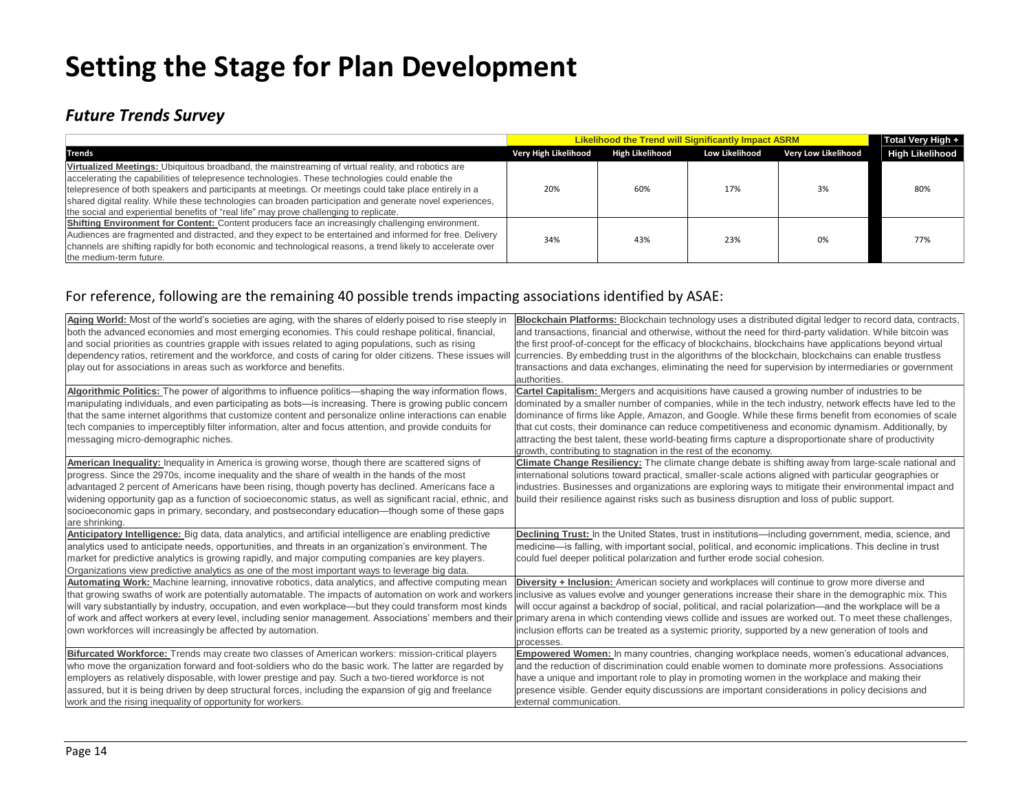# Setting the Stage for Plan Development

## *Future Trends Survey*

| | Likelihood the Trend will Significantly Impact ASRM | | | | Total Very High + |
|---|---|---|---|---|---|
| **Trends** | **Very High Likelihood** | **High Likelihood** | **Low Likelihood** | **Very Low Likelihood** | **High Likelihood** |
| **Virtualized Meetings:** Ubiquitous broadband, the mainstreaming of virtual reality, and robotics are accelerating the capabilities of telepresence technologies. These technologies could enable the telepresence of both speakers and participants at meetings. Or meetings could take place entirely in a shared digital reality. While these technologies can broaden participation and generate novel experiences, the social and experiential benefits of "real life" may prove challenging to replicate. | 20% | 60% | 17% | 3% | 80% |
| **Shifting Environment for Content:** Content producers face an increasingly challenging environment. Audiences are fragmented and distracted, and they expect to be entertained and informed for free. Delivery channels are shifting rapidly for both economic and technological reasons, a trend likely to accelerate over the medium-term future. | 34% | 43% | 23% | 0% | 77% |

For reference, following are the remaining 40 possible trends impacting associations identified by ASAE:

| | |
|---|---|
| **Aging World:** Most of the world's societies are aging, with the shares of elderly poised to rise steeply in both the advanced economies and most emerging economies. This could reshape political, financial, and social priorities as countries grapple with issues related to aging populations, such as rising dependency ratios, retirement and the workforce, and costs of caring for older citizens. These issues will play out for associations in areas such as workforce and benefits. | **Blockchain Platforms:** Blockchain technology uses a distributed digital ledger to record data, contracts, and transactions, financial and otherwise, without the need for third-party validation. While bitcoin was the first proof-of-concept for the efficacy of blockchains, blockchains have applications beyond virtual currencies. By embedding trust in the algorithms of the blockchain, blockchains can enable trustless transactions and data exchanges, eliminating the need for supervision by intermediaries or government authorities. |
| **Algorithmic Politics:** The power of algorithms to influence politics—shaping the way information flows, manipulating individuals, and even participating as bots—is increasing. There is growing public concern that the same internet algorithms that customize content and personalize online interactions can enable tech companies to imperceptibly filter information, alter and focus attention, and provide conduits for messaging micro-demographic niches. | **Cartel Capitalism:** Mergers and acquisitions have caused a growing number of industries to be dominated by a smaller number of companies, while in the tech industry, network effects have led to the dominance of firms like Apple, Amazon, and Google. While these firms benefit from economies of scale that cut costs, their dominance can reduce competitiveness and economic dynamism. Additionally, by attracting the best talent, these world-beating firms capture a disproportionate share of productivity growth, contributing to stagnation in the rest of the economy. |
| **American Inequality:** Inequality in America is growing worse, though there are scattered signs of progress. Since the 2970s, income inequality and the share of wealth in the hands of the most advantaged 2 percent of Americans have been rising, though poverty has declined. Americans face a widening opportunity gap as a function of socioeconomic status, as well as significant racial, ethnic, and socioeconomic gaps in primary, secondary, and postsecondary education—though some of these gaps are shrinking. | **Climate Change Resiliency:** The climate change debate is shifting away from large-scale national and international solutions toward practical, smaller-scale actions aligned with particular geographies or industries. Businesses and organizations are exploring ways to mitigate their environmental impact and build their resilience against risks such as business disruption and loss of public support. |
| **Anticipatory Intelligence:** Big data, data analytics, and artificial intelligence are enabling predictive analytics used to anticipate needs, opportunities, and threats in an organization's environment. The market for predictive analytics is growing rapidly, and major computing companies are key players. Organizations view predictive analytics as one of the most important ways to leverage big data. | **Declining Trust:** In the United States, trust in institutions—including government, media, science, and medicine—is falling, with important social, political, and economic implications. This decline in trust could fuel deeper political polarization and further erode social cohesion. |
| **Automating Work:** Machine learning, innovative robotics, data analytics, and affective computing mean that growing swaths of work are potentially automatable. The impacts of automation on work and workers will vary substantially by industry, occupation, and even workplace—but they could transform most kinds of work and affect workers at every level, including senior management. Associations' members and their own workforces will increasingly be affected by automation. | **Diversity + Inclusion:** American society and workplaces will continue to grow more diverse and inclusive as values evolve and younger generations increase their share in the demographic mix. This will occur against a backdrop of social, political, and racial polarization—and the workplace will be a primary arena in which contending views collide and issues are worked out. To meet these challenges, inclusion efforts can be treated as a systemic priority, supported by a new generation of tools and processes. |
| **Bifurcated Workforce:** Trends may create two classes of American workers: mission-critical players who move the organization forward and foot-soldiers who do the basic work. The latter are regarded by employers as relatively disposable, with lower prestige and pay. Such a two-tiered workforce is not assured, but it is being driven by deep structural forces, including the expansion of gig and freelance work and the rising inequality of opportunity for workers. | **Empowered Women:** In many countries, changing workplace needs, women's educational advances, and the reduction of discrimination could enable women to dominate more professions. Associations have a unique and important role to play in promoting women in the workplace and making their presence visible. Gender equity discussions are important considerations in policy decisions and external communication. |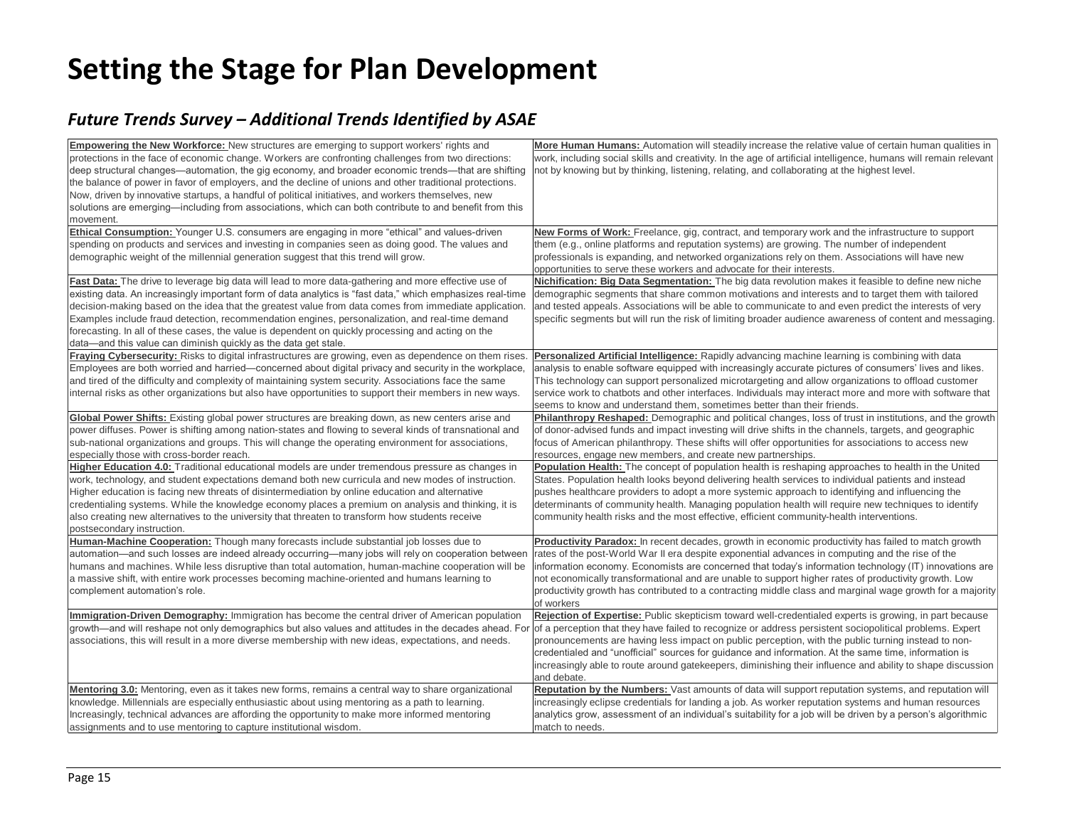# Setting the Stage for Plan Development

## *Future Trends Survey – Additional Trends Identified by ASAE*

| | |
|---|---|
| **Empowering the New Workforce:** New structures are emerging to support workers' rights and protections in the face of economic change. Workers are confronting challenges from two directions: deep structural changes—automation, the gig economy, and broader economic trends—that are shifting the balance of power in favor of employers, and the decline of unions and other traditional protections. Now, driven by innovative startups, a handful of political initiatives, and workers themselves, new solutions are emerging—including from associations, which can both contribute to and benefit from this movement. | **More Human Humans:** Automation will steadily increase the relative value of certain human qualities in work, including social skills and creativity. In the age of artificial intelligence, humans will remain relevant not by knowing but by thinking, listening, relating, and collaborating at the highest level. |
| **Ethical Consumption:** Younger U.S. consumers are engaging in more "ethical" and values-driven spending on products and services and investing in companies seen as doing good. The values and demographic weight of the millennial generation suggest that this trend will grow. | **New Forms of Work:** Freelance, gig, contract, and temporary work and the infrastructure to support them (e.g., online platforms and reputation systems) are growing. The number of independent professionals is expanding, and networked organizations rely on them. Associations will have new opportunities to serve these workers and advocate for their interests. |
| **Fast Data:** The drive to leverage big data will lead to more data-gathering and more effective use of existing data. An increasingly important form of data analytics is "fast data," which emphasizes real-time decision-making based on the idea that the greatest value from data comes from immediate application. Examples include fraud detection, recommendation engines, personalization, and real-time demand forecasting. In all of these cases, the value is dependent on quickly processing and acting on the data—and this value can diminish quickly as the data get stale. | **Nichification: Big Data Segmentation:** The big data revolution makes it feasible to define new niche demographic segments that share common motivations and interests and to target them with tailored and tested appeals. Associations will be able to communicate to and even predict the interests of very specific segments but will run the risk of limiting broader audience awareness of content and messaging. |
| **Fraying Cybersecurity:** Risks to digital infrastructures are growing, even as dependence on them rises. Employees are both worried and harried—concerned about digital privacy and security in the workplace, and tired of the difficulty and complexity of maintaining system security. Associations face the same internal risks as other organizations but also have opportunities to support their members in new ways. | **Personalized Artificial Intelligence:** Rapidly advancing machine learning is combining with data analysis to enable software equipped with increasingly accurate pictures of consumers' lives and likes. This technology can support personalized microtargeting and allow organizations to offload customer service work to chatbots and other interfaces. Individuals may interact more and more with software that seems to know and understand them, sometimes better than their friends. |
| **Global Power Shifts:** Existing global power structures are breaking down, as new centers arise and power diffuses. Power is shifting among nation-states and flowing to several kinds of transnational and sub-national organizations and groups. This will change the operating environment for associations, especially those with cross-border reach. | **Philanthropy Reshaped:** Demographic and political changes, loss of trust in institutions, and the growth of donor-advised funds and impact investing will drive shifts in the channels, targets, and geographic focus of American philanthropy. These shifts will offer opportunities for associations to access new resources, engage new members, and create new partnerships. |
| **Higher Education 4.0:** Traditional educational models are under tremendous pressure as changes in work, technology, and student expectations demand both new curricula and new modes of instruction. Higher education is facing new threats of disintermediation by online education and alternative credentialing systems. While the knowledge economy places a premium on analysis and thinking, it is also creating new alternatives to the university that threaten to transform how students receive postsecondary instruction. | **Population Health:** The concept of population health is reshaping approaches to health in the United States. Population health looks beyond delivering health services to individual patients and instead pushes healthcare providers to adopt a more systemic approach to identifying and influencing the determinants of community health. Managing population health will require new techniques to identify community health risks and the most effective, efficient community-health interventions. |
| **Human-Machine Cooperation:** Though many forecasts include substantial job losses due to automation—and such losses are indeed already occurring—many jobs will rely on cooperation between humans and machines. While less disruptive than total automation, human-machine cooperation will be a massive shift, with entire work processes becoming machine-oriented and humans learning to complement automation's role. | **Productivity Paradox:** In recent decades, growth in economic productivity has failed to match growth rates of the post-World War II era despite exponential advances in computing and the rise of the information economy. Economists are concerned that today's information technology (IT) innovations are not economically transformational and are unable to support higher rates of productivity growth. Low productivity growth has contributed to a contracting middle class and marginal wage growth for a majority of workers |
| **Immigration-Driven Demography:** Immigration has become the central driver of American population growth—and will reshape not only demographics but also values and attitudes in the decades ahead. For associations, this will result in a more diverse membership with new ideas, expectations, and needs. | **Rejection of Expertise:** Public skepticism toward well-credentialed experts is growing, in part because of a perception that they have failed to recognize or address persistent sociopolitical problems. Expert pronouncements are having less impact on public perception, with the public turning instead to non-credentialed and "unofficial" sources for guidance and information. At the same time, information is increasingly able to route around gatekeepers, diminishing their influence and ability to shape discussion and debate. |
| **Mentoring 3.0:** Mentoring, even as it takes new forms, remains a central way to share organizational knowledge. Millennials are especially enthusiastic about using mentoring as a path to learning. Increasingly, technical advances are affording the opportunity to make more informed mentoring assignments and to use mentoring to capture institutional wisdom. | **Reputation by the Numbers:** Vast amounts of data will support reputation systems, and reputation will increasingly eclipse credentials for landing a job. As worker reputation systems and human resources analytics grow, assessment of an individual's suitability for a job will be driven by a person's algorithmic match to needs. |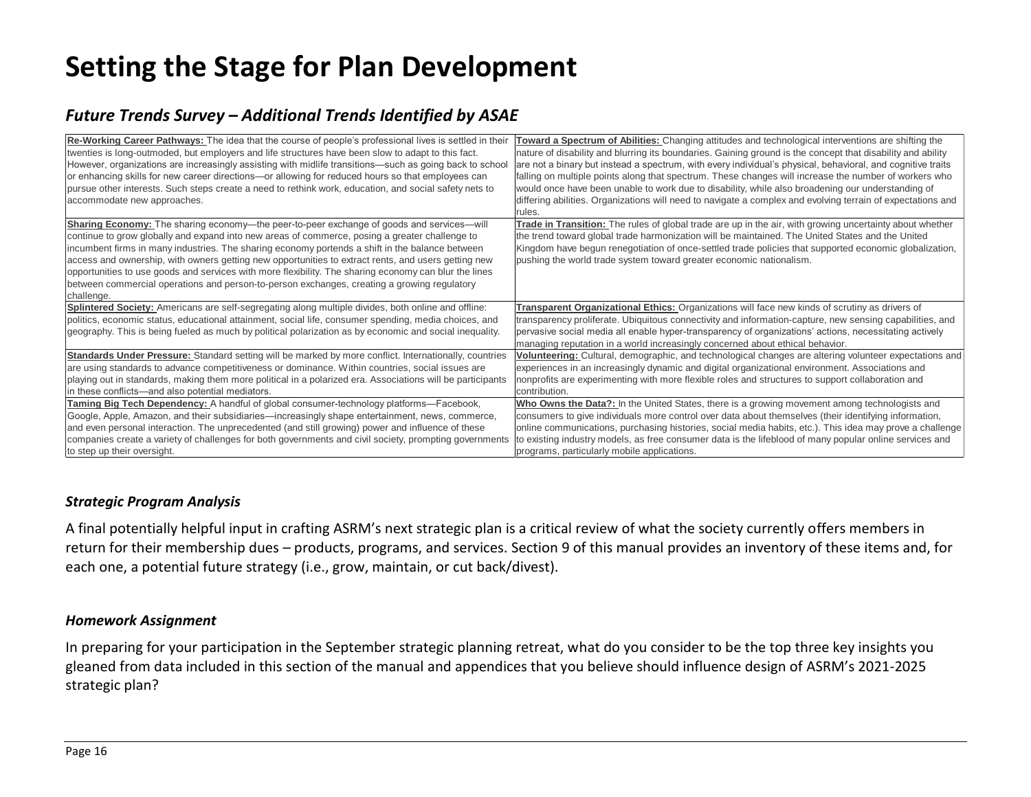# Setting the Stage for Plan Development

## *Future Trends Survey – Additional Trends Identified by ASAE*

| | |
|---|---|
| **Re-Working Career Pathways:** The idea that the course of people's professional lives is settled in their twenties is long-outmoded, but employers and life structures have been slow to adapt to this fact. However, organizations are increasingly assisting with midlife transitions—such as going back to school or enhancing skills for new career directions—or allowing for reduced hours so that employees can pursue other interests. Such steps create a need to rethink work, education, and social safety nets to accommodate new approaches. | **Toward a Spectrum of Abilities:** Changing attitudes and technological interventions are shifting the nature of disability and blurring its boundaries. Gaining ground is the concept that disability and ability are not a binary but instead a spectrum, with every individual's physical, behavioral, and cognitive traits falling on multiple points along that spectrum. These changes will increase the number of workers who would once have been unable to work due to disability, while also broadening our understanding of differing abilities. Organizations will need to navigate a complex and evolving terrain of expectations and rules. |
| **Sharing Economy:** The sharing economy—the peer-to-peer exchange of goods and services—will continue to grow globally and expand into new areas of commerce, posing a greater challenge to incumbent firms in many industries. The sharing economy portends a shift in the balance between access and ownership, with owners getting new opportunities to extract rents, and users getting new opportunities to use goods and services with more flexibility. The sharing economy can blur the lines between commercial operations and person-to-person exchanges, creating a growing regulatory challenge. | **Trade in Transition:** The rules of global trade are up in the air, with growing uncertainty about whether the trend toward global trade harmonization will be maintained. The United States and the United Kingdom have begun renegotiation of once-settled trade policies that supported economic globalization, pushing the world trade system toward greater economic nationalism. |
| **Splintered Society:** Americans are self-segregating along multiple divides, both online and offline: politics, economic status, educational attainment, social life, consumer spending, media choices, and geography. This is being fueled as much by political polarization as by economic and social inequality. | **Transparent Organizational Ethics:** Organizations will face new kinds of scrutiny as drivers of transparency proliferate. Ubiquitous connectivity and information-capture, new sensing capabilities, and pervasive social media all enable hyper-transparency of organizations' actions, necessitating actively managing reputation in a world increasingly concerned about ethical behavior. |
| **Standards Under Pressure:** Standard setting will be marked by more conflict. Internationally, countries are using standards to advance competitiveness or dominance. Within countries, social issues are playing out in standards, making them more political in a polarized era. Associations will be participants in these conflicts—and also potential mediators. | **Volunteering:** Cultural, demographic, and technological changes are altering volunteer expectations and experiences in an increasingly dynamic and digital organizational environment. Associations and nonprofits are experimenting with more flexible roles and structures to support collaboration and contribution. |
| **Taming Big Tech Dependency:** A handful of global consumer-technology platforms—Facebook, Google, Apple, Amazon, and their subsidiaries—increasingly shape entertainment, news, commerce, and even personal interaction. The unprecedented (and still growing) power and influence of these companies create a variety of challenges for both governments and civil society, prompting governments to step up their oversight. | **Who Owns the Data?:** In the United States, there is a growing movement among technologists and consumers to give individuals more control over data about themselves (their identifying information, online communications, purchasing histories, social media habits, etc.). This idea may prove a challenge to existing industry models, as free consumer data is the lifeblood of many popular online services and programs, particularly mobile applications. |

### *Strategic Program Analysis*

A final potentially helpful input in crafting ASRM's next strategic plan is a critical review of what the society currently offers members in return for their membership dues – products, programs, and services. Section 9 of this manual provides an inventory of these items and, for each one, a potential future strategy (i.e., grow, maintain, or cut back/divest).

### *Homework Assignment*

In preparing for your participation in the September strategic planning retreat, what do you consider to be the top three key insights you gleaned from data included in this section of the manual and appendices that you believe should influence design of ASRM's 2021-2025 strategic plan?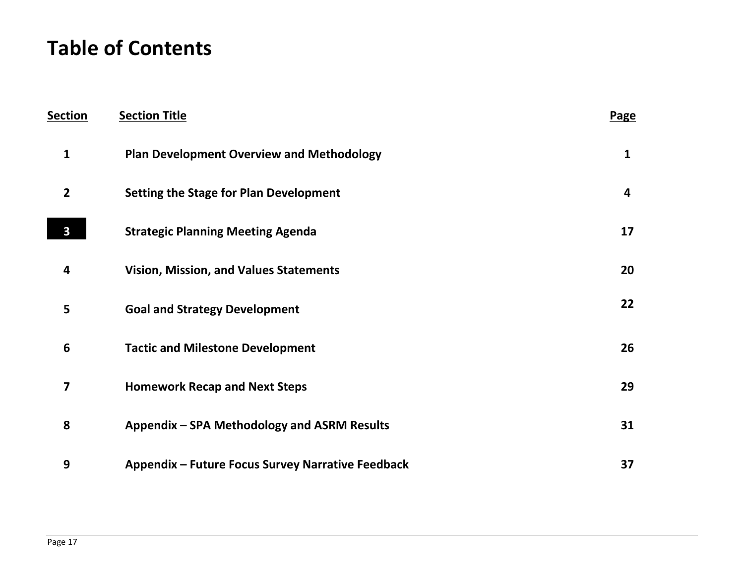# Table of Contents

| Section | Section Title | Page |
|---|---|---|
| 1 | Plan Development Overview and Methodology | 1 |
| 2 | Setting the Stage for Plan Development | 4 |
| 3 | Strategic Planning Meeting Agenda | 17 |
| 4 | Vision, Mission, and Values Statements | 20 |
| 5 | Goal and Strategy Development | 22 |
| 6 | Tactic and Milestone Development | 26 |
| 7 | Homework Recap and Next Steps | 29 |
| 8 | Appendix – SPA Methodology and ASRM Results | 31 |
| 9 | Appendix – Future Focus Survey Narrative Feedback | 37 |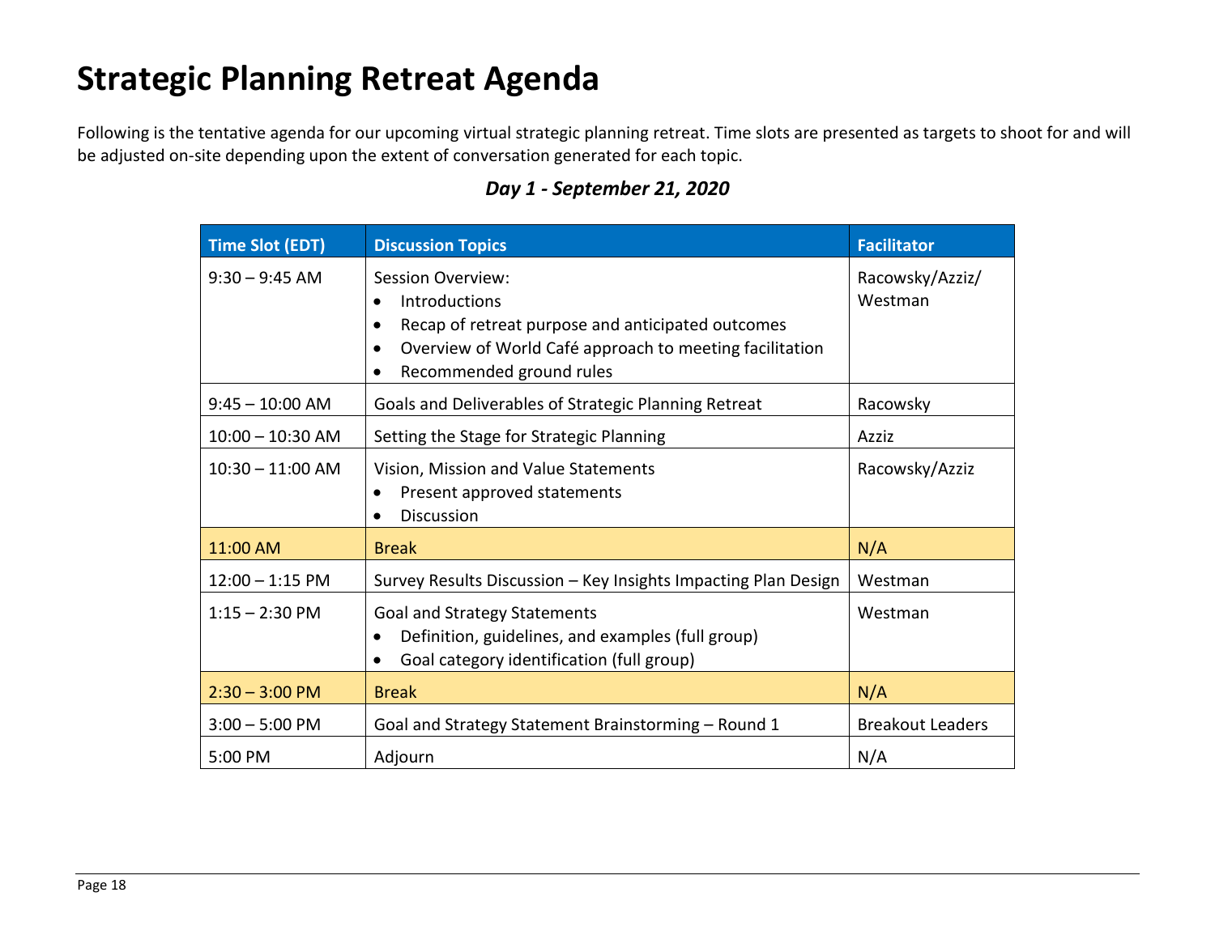# Strategic Planning Retreat Agenda

Following is the tentative agenda for our upcoming virtual strategic planning retreat. Time slots are presented as targets to shoot for and will be adjusted on-site depending upon the extent of conversation generated for each topic.

### *Day 1 - September 21, 2020*

| Time Slot (EDT) | Discussion Topics | Facilitator |
|---|---|---|
| 9:30 – 9:45 AM | Session Overview:<br>• Introductions<br>• Recap of retreat purpose and anticipated outcomes<br>• Overview of World Café approach to meeting facilitation<br>• Recommended ground rules | Racowsky/Azziz/ Westman |
| 9:45 – 10:00 AM | Goals and Deliverables of Strategic Planning Retreat | Racowsky |
| 10:00 – 10:30 AM | Setting the Stage for Strategic Planning | Azziz |
| 10:30 – 11:00 AM | Vision, Mission and Value Statements<br>• Present approved statements<br>• Discussion | Racowsky/Azziz |
| 11:00 AM | Break | N/A |
| 12:00 – 1:15 PM | Survey Results Discussion – Key Insights Impacting Plan Design | Westman |
| 1:15 – 2:30 PM | Goal and Strategy Statements<br>• Definition, guidelines, and examples (full group)<br>• Goal category identification (full group) | Westman |
| 2:30 – 3:00 PM | Break | N/A |
| 3:00 – 5:00 PM | Goal and Strategy Statement Brainstorming – Round 1 | Breakout Leaders |
| 5:00 PM | Adjourn | N/A |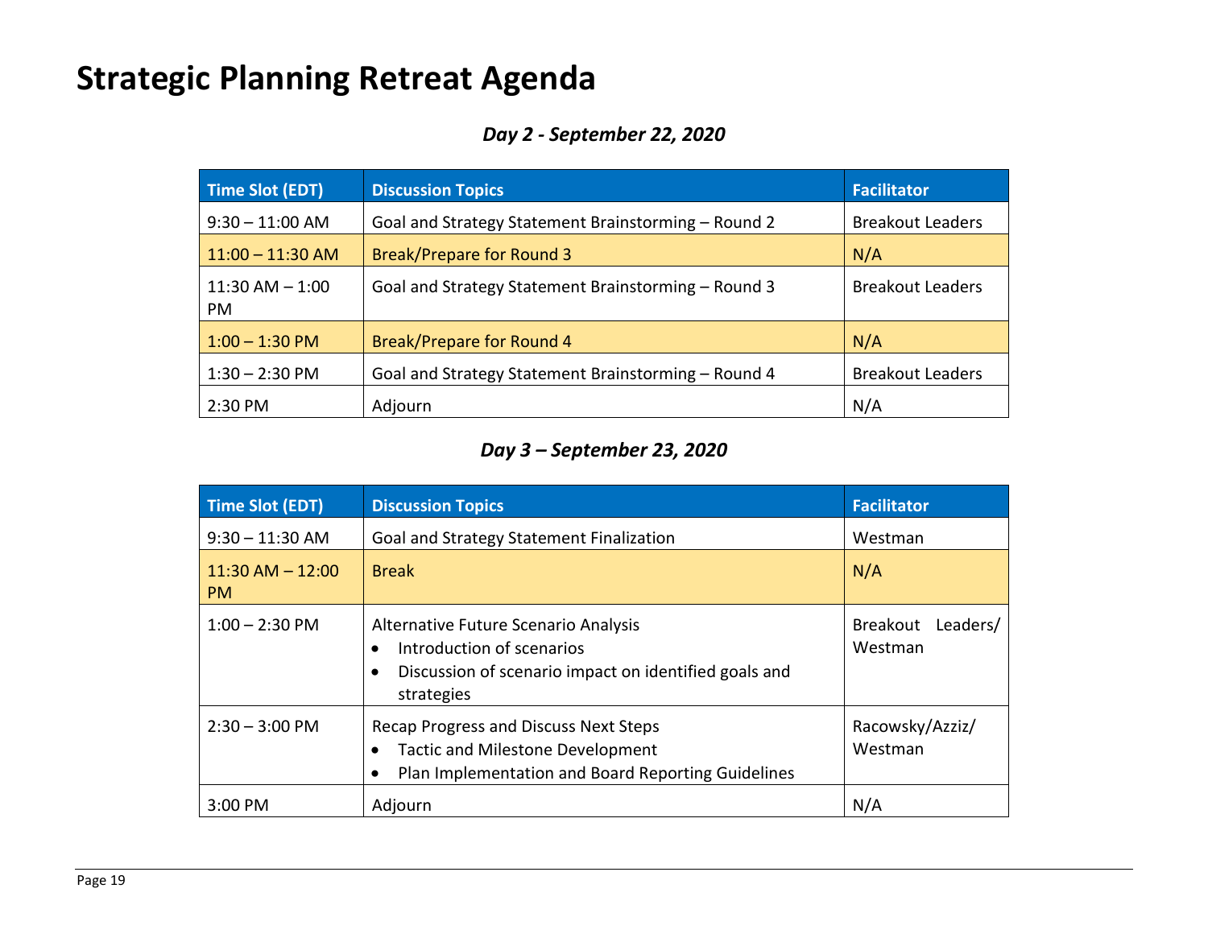# Strategic Planning Retreat Agenda

***Day 2 - September 22, 2020***

| Time Slot (EDT) | Discussion Topics | Facilitator |
|---|---|---|
| 9:30 – 11:00 AM | Goal and Strategy Statement Brainstorming – Round 2 | Breakout Leaders |
| 11:00 – 11:30 AM | Break/Prepare for Round 3 | N/A |
| 11:30 AM – 1:00 PM | Goal and Strategy Statement Brainstorming – Round 3 | Breakout Leaders |
| 1:00 – 1:30 PM | Break/Prepare for Round 4 | N/A |
| 1:30 – 2:30 PM | Goal and Strategy Statement Brainstorming – Round 4 | Breakout Leaders |
| 2:30 PM | Adjourn | N/A |

***Day 3 – September 23, 2020***

| Time Slot (EDT) | Discussion Topics | Facilitator |
|---|---|---|
| 9:30 – 11:30 AM | Goal and Strategy Statement Finalization | Westman |
| 11:30 AM – 12:00 PM | Break | N/A |
| 1:00 – 2:30 PM | Alternative Future Scenario Analysis<br>• Introduction of scenarios<br>• Discussion of scenario impact on identified goals and strategies | Breakout Leaders/ Westman |
| 2:30 – 3:00 PM | Recap Progress and Discuss Next Steps<br>• Tactic and Milestone Development<br>• Plan Implementation and Board Reporting Guidelines | Racowsky/Azziz/ Westman |
| 3:00 PM | Adjourn | N/A |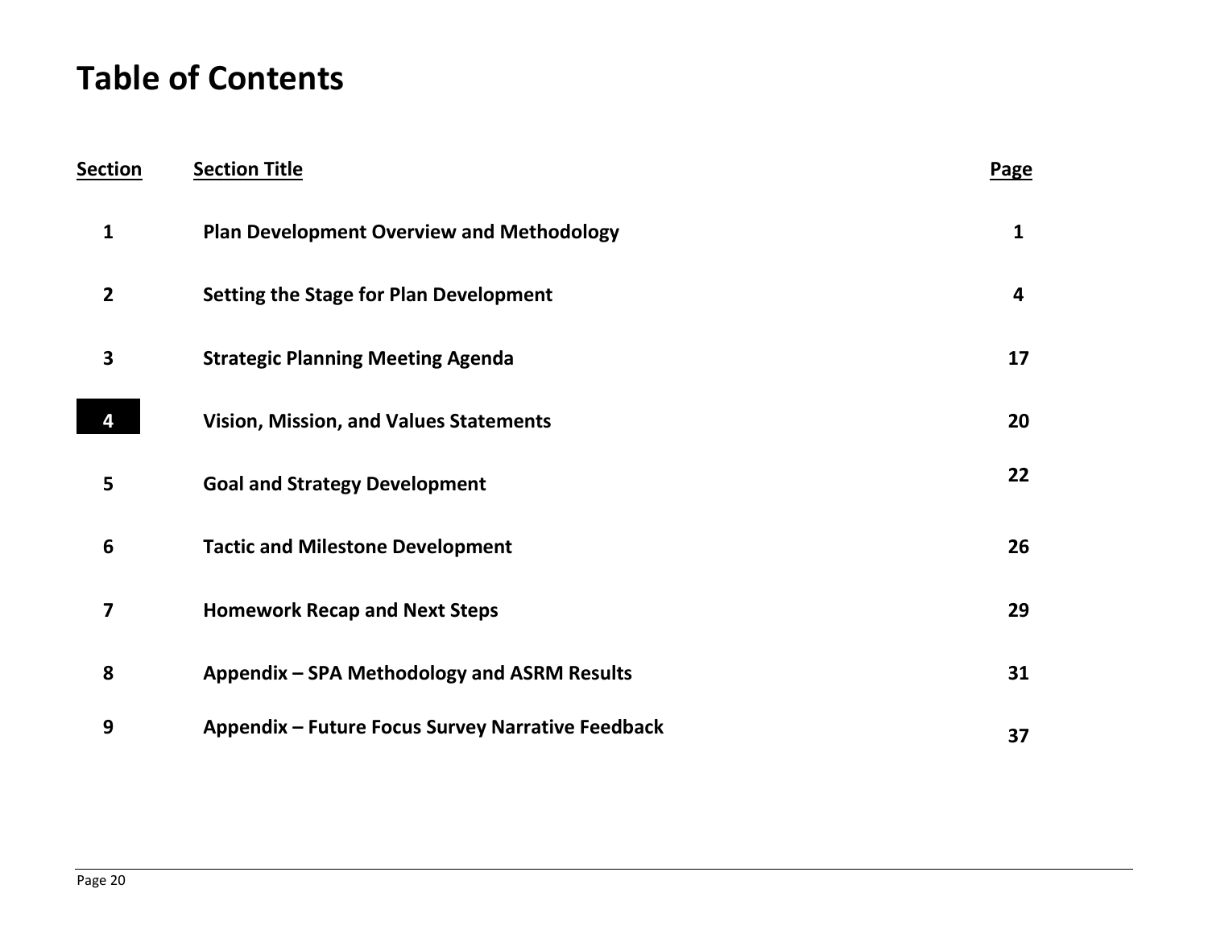# Table of Contents

| Section | Section Title | Page |
|---|---|---|
| 1 | Plan Development Overview and Methodology | 1 |
| 2 | Setting the Stage for Plan Development | 4 |
| 3 | Strategic Planning Meeting Agenda | 17 |
| 4 | Vision, Mission, and Values Statements | 20 |
| 5 | Goal and Strategy Development | 22 |
| 6 | Tactic and Milestone Development | 26 |
| 7 | Homework Recap and Next Steps | 29 |
| 8 | Appendix – SPA Methodology and ASRM Results | 31 |
| 9 | Appendix – Future Focus Survey Narrative Feedback | 37 |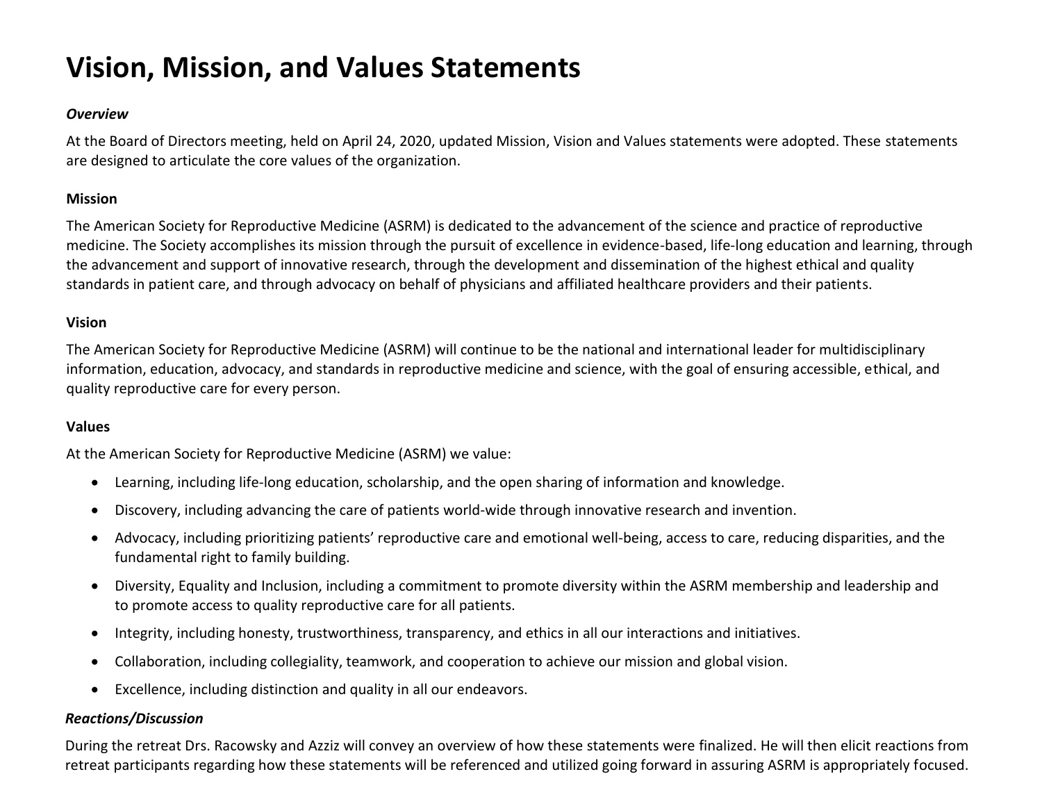# Vision, Mission, and Values Statements

***Overview***

At the Board of Directors meeting, held on April 24, 2020, updated Mission, Vision and Values statements were adopted. These statements are designed to articulate the core values of the organization.

**Mission**

The American Society for Reproductive Medicine (ASRM) is dedicated to the advancement of the science and practice of reproductive medicine. The Society accomplishes its mission through the pursuit of excellence in evidence-based, life-long education and learning, through the advancement and support of innovative research, through the development and dissemination of the highest ethical and quality standards in patient care, and through advocacy on behalf of physicians and affiliated healthcare providers and their patients.

**Vision**

The American Society for Reproductive Medicine (ASRM) will continue to be the national and international leader for multidisciplinary information, education, advocacy, and standards in reproductive medicine and science, with the goal of ensuring accessible, ethical, and quality reproductive care for every person.

**Values**

At the American Society for Reproductive Medicine (ASRM) we value:

- Learning, including life-long education, scholarship, and the open sharing of information and knowledge.
- Discovery, including advancing the care of patients world-wide through innovative research and invention.
- Advocacy, including prioritizing patients' reproductive care and emotional well-being, access to care, reducing disparities, and the fundamental right to family building.
- Diversity, Equality and Inclusion, including a commitment to promote diversity within the ASRM membership and leadership and to promote access to quality reproductive care for all patients.
- Integrity, including honesty, trustworthiness, transparency, and ethics in all our interactions and initiatives.
- Collaboration, including collegiality, teamwork, and cooperation to achieve our mission and global vision.
- Excellence, including distinction and quality in all our endeavors.

***Reactions/Discussion***

During the retreat Drs. Racowsky and Azziz will convey an overview of how these statements were finalized. He will then elicit reactions from retreat participants regarding how these statements will be referenced and utilized going forward in assuring ASRM is appropriately focused.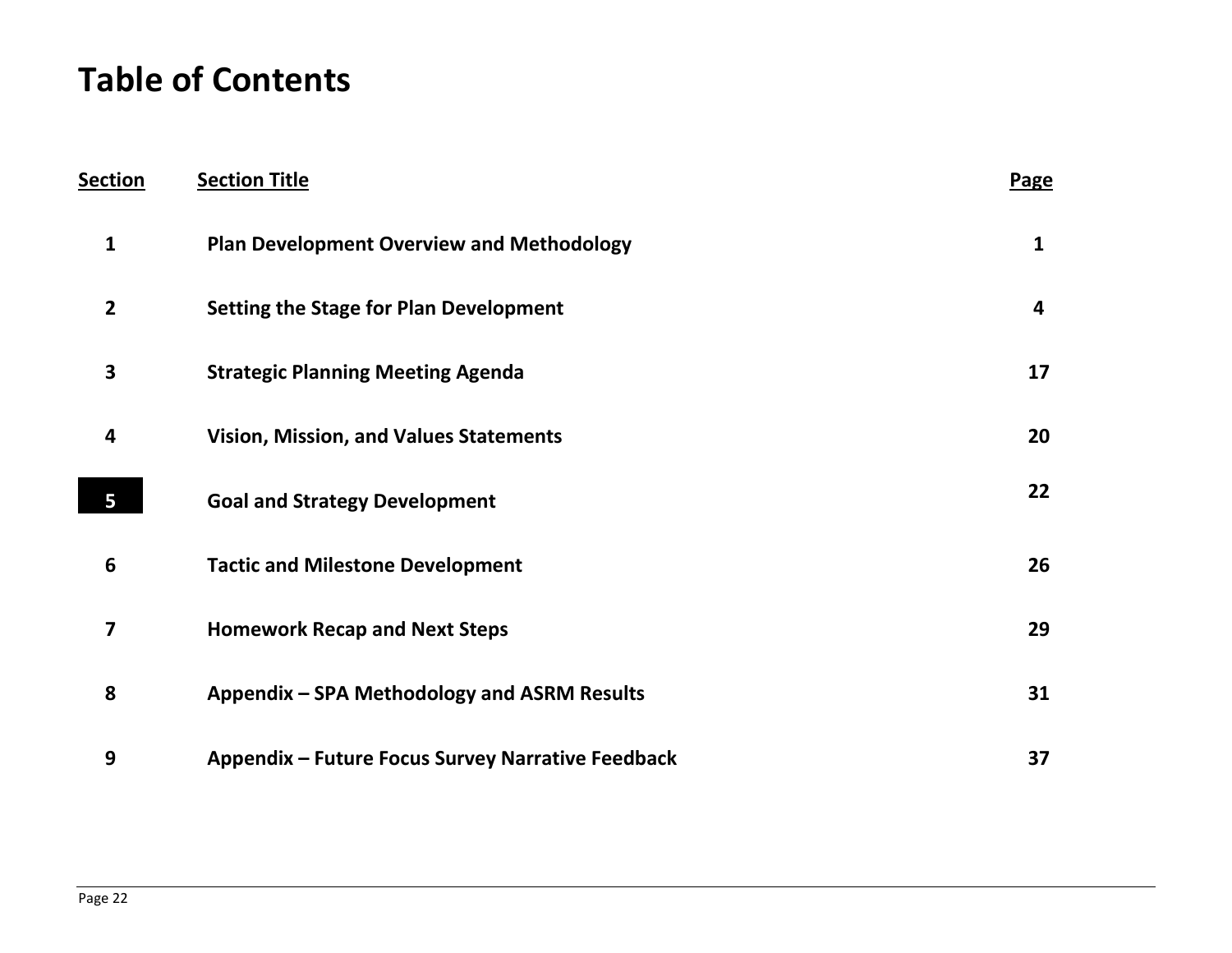# Table of Contents

| Section | Section Title | Page |
| --- | --- | --- |
| 1 | Plan Development Overview and Methodology | 1 |
| 2 | Setting the Stage for Plan Development | 4 |
| 3 | Strategic Planning Meeting Agenda | 17 |
| 4 | Vision, Mission, and Values Statements | 20 |
| 5 | Goal and Strategy Development | 22 |
| 6 | Tactic and Milestone Development | 26 |
| 7 | Homework Recap and Next Steps | 29 |
| 8 | Appendix – SPA Methodology and ASRM Results | 31 |
| 9 | Appendix – Future Focus Survey Narrative Feedback | 37 |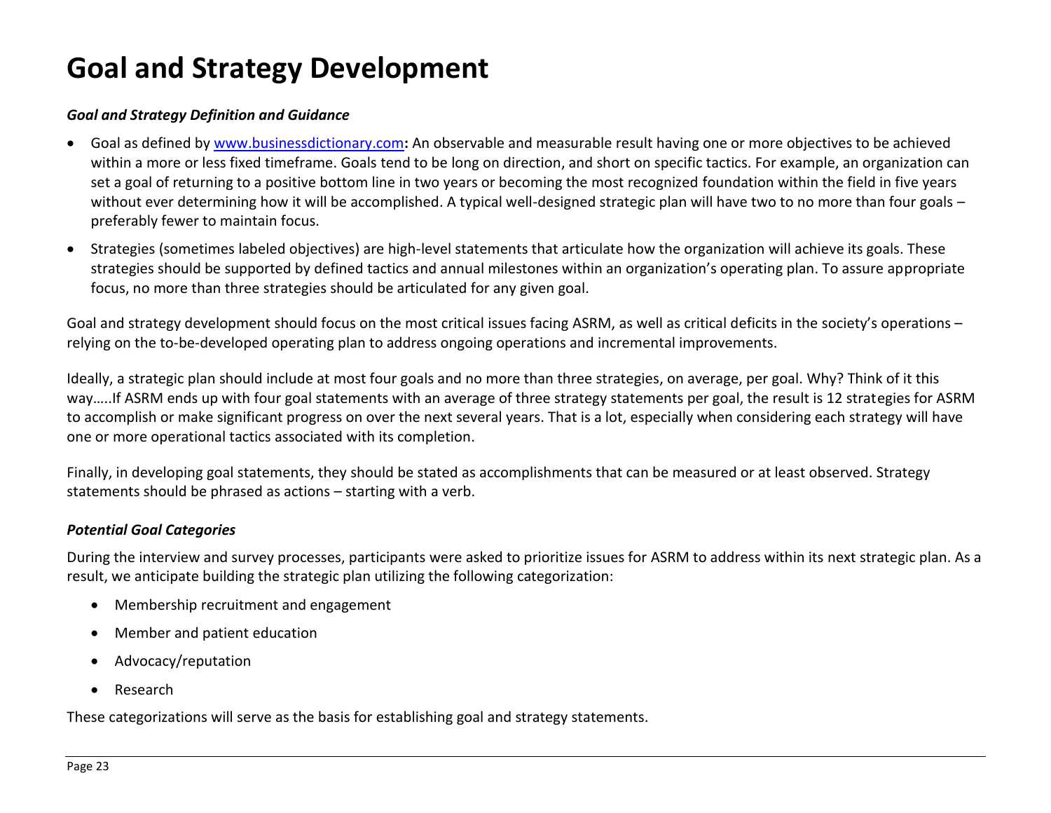# Goal and Strategy Development

***Goal and Strategy Definition and Guidance***

- Goal as defined by [www.businessdictionary.com](www.businessdictionary.com)**:** An observable and measurable result having one or more objectives to be achieved within a more or less fixed timeframe. Goals tend to be long on direction, and short on specific tactics. For example, an organization can set a goal of returning to a positive bottom line in two years or becoming the most recognized foundation within the field in five years without ever determining how it will be accomplished. A typical well-designed strategic plan will have two to no more than four goals – preferably fewer to maintain focus.
- Strategies (sometimes labeled objectives) are high-level statements that articulate how the organization will achieve its goals. These strategies should be supported by defined tactics and annual milestones within an organization's operating plan. To assure appropriate focus, no more than three strategies should be articulated for any given goal.

Goal and strategy development should focus on the most critical issues facing ASRM, as well as critical deficits in the society's operations – relying on the to-be-developed operating plan to address ongoing operations and incremental improvements.

Ideally, a strategic plan should include at most four goals and no more than three strategies, on average, per goal. Why? Think of it this way…..If ASRM ends up with four goal statements with an average of three strategy statements per goal, the result is 12 strategies for ASRM to accomplish or make significant progress on over the next several years. That is a lot, especially when considering each strategy will have one or more operational tactics associated with its completion.

Finally, in developing goal statements, they should be stated as accomplishments that can be measured or at least observed. Strategy statements should be phrased as actions – starting with a verb.

***Potential Goal Categories***

During the interview and survey processes, participants were asked to prioritize issues for ASRM to address within its next strategic plan. As a result, we anticipate building the strategic plan utilizing the following categorization:

- Membership recruitment and engagement
- Member and patient education
- Advocacy/reputation
- Research

These categorizations will serve as the basis for establishing goal and strategy statements.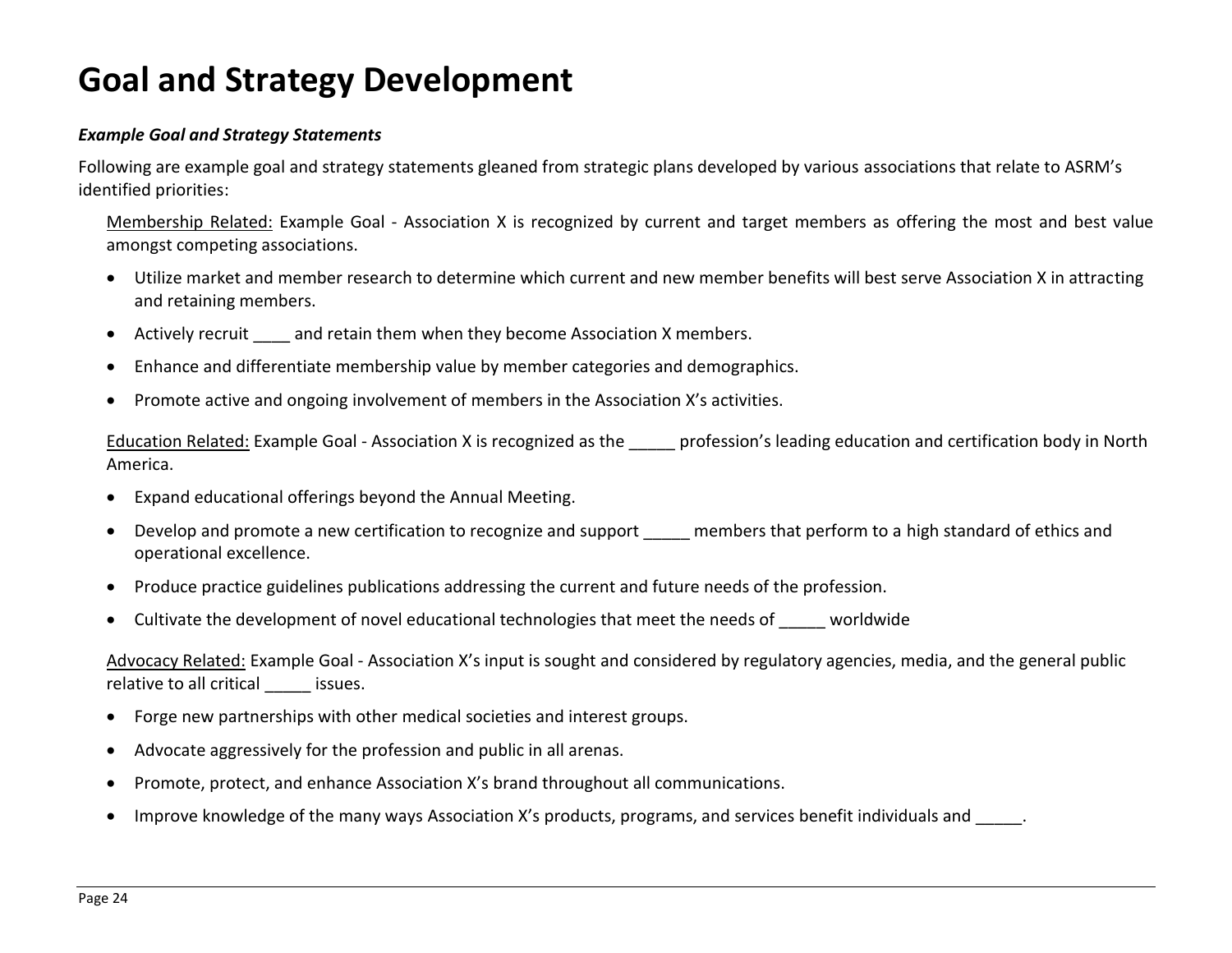# Goal and Strategy Development

***Example Goal and Strategy Statements***

Following are example goal and strategy statements gleaned from strategic plans developed by various associations that relate to ASRM's identified priorities:

Membership Related: Example Goal - Association X is recognized by current and target members as offering the most and best value amongst competing associations.

- Utilize market and member research to determine which current and new member benefits will best serve Association X in attracting and retaining members.
- Actively recruit ____ and retain them when they become Association X members.
- Enhance and differentiate membership value by member categories and demographics.
- Promote active and ongoing involvement of members in the Association X's activities.

Education Related: Example Goal - Association X is recognized as the _____ profession's leading education and certification body in North America.

- Expand educational offerings beyond the Annual Meeting.
- Develop and promote a new certification to recognize and support _____ members that perform to a high standard of ethics and operational excellence.
- Produce practice guidelines publications addressing the current and future needs of the profession.
- Cultivate the development of novel educational technologies that meet the needs of _____ worldwide

Advocacy Related: Example Goal - Association X's input is sought and considered by regulatory agencies, media, and the general public relative to all critical _____ issues.

- Forge new partnerships with other medical societies and interest groups.
- Advocate aggressively for the profession and public in all arenas.
- Promote, protect, and enhance Association X's brand throughout all communications.
- Improve knowledge of the many ways Association X's products, programs, and services benefit individuals and _____.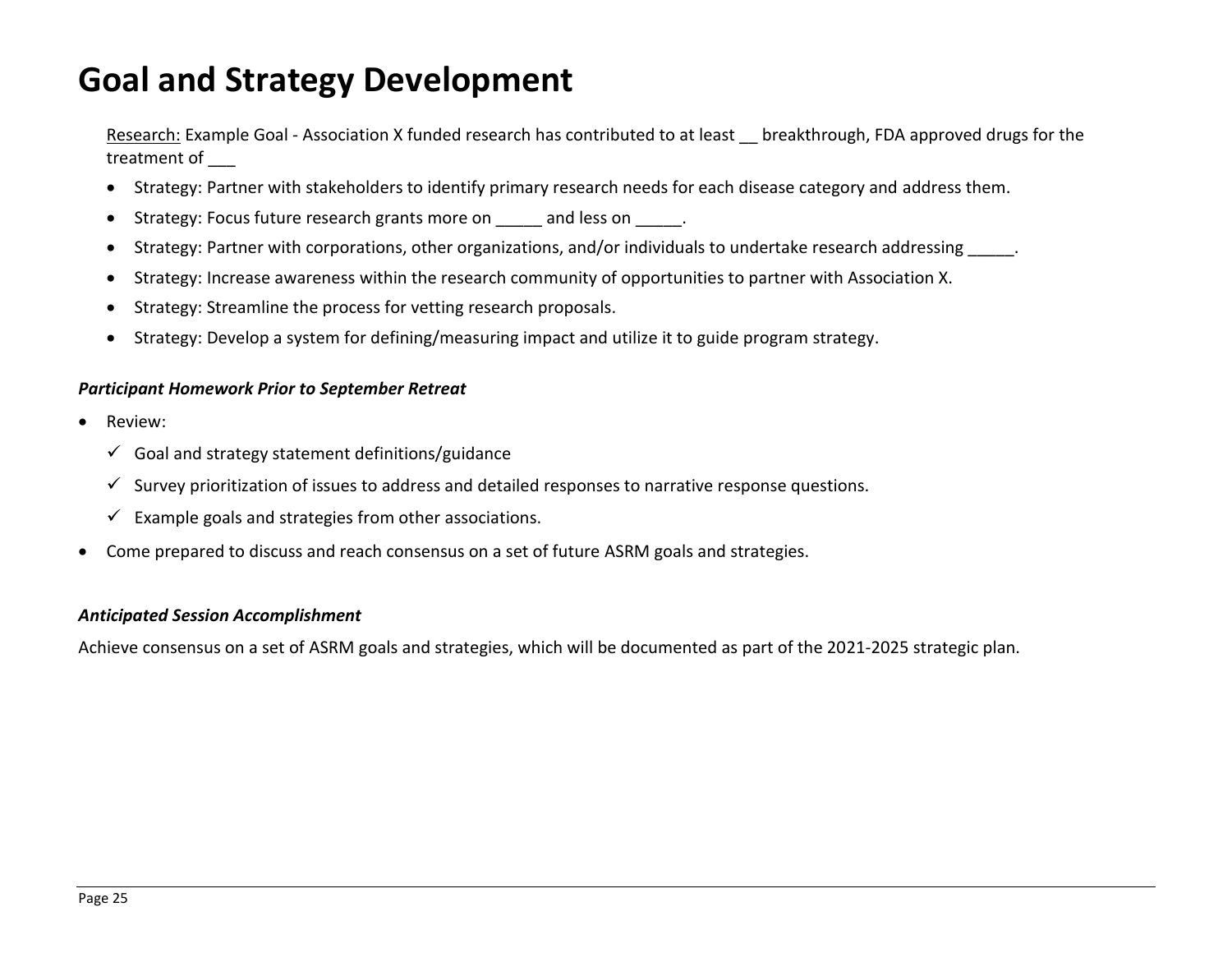# Goal and Strategy Development

Research: Example Goal - Association X funded research has contributed to at least __ breakthrough, FDA approved drugs for the treatment of ___

- Strategy: Partner with stakeholders to identify primary research needs for each disease category and address them.
- Strategy: Focus future research grants more on _____ and less on _____.
- Strategy: Partner with corporations, other organizations, and/or individuals to undertake research addressing _____.
- Strategy: Increase awareness within the research community of opportunities to partner with Association X.
- Strategy: Streamline the process for vetting research proposals.
- Strategy: Develop a system for defining/measuring impact and utilize it to guide program strategy.

***Participant Homework Prior to September Retreat***

- Review:
  - ✓ Goal and strategy statement definitions/guidance
  - ✓ Survey prioritization of issues to address and detailed responses to narrative response questions.
  - ✓ Example goals and strategies from other associations.
- Come prepared to discuss and reach consensus on a set of future ASRM goals and strategies.

***Anticipated Session Accomplishment***

Achieve consensus on a set of ASRM goals and strategies, which will be documented as part of the 2021-2025 strategic plan.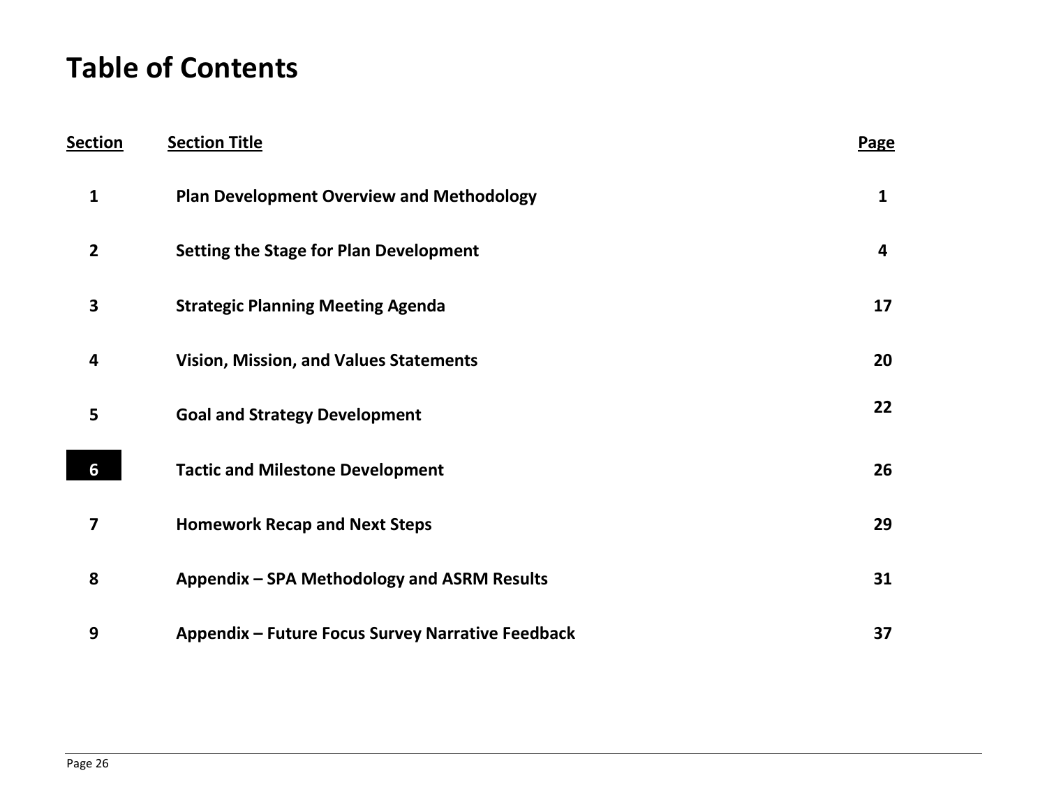# Table of Contents

| Section | Section Title | Page |
|---|---|---|
| 1 | Plan Development Overview and Methodology | 1 |
| 2 | Setting the Stage for Plan Development | 4 |
| 3 | Strategic Planning Meeting Agenda | 17 |
| 4 | Vision, Mission, and Values Statements | 20 |
| 5 | Goal and Strategy Development | 22 |
| 6 | Tactic and Milestone Development | 26 |
| 7 | Homework Recap and Next Steps | 29 |
| 8 | Appendix – SPA Methodology and ASRM Results | 31 |
| 9 | Appendix – Future Focus Survey Narrative Feedback | 37 |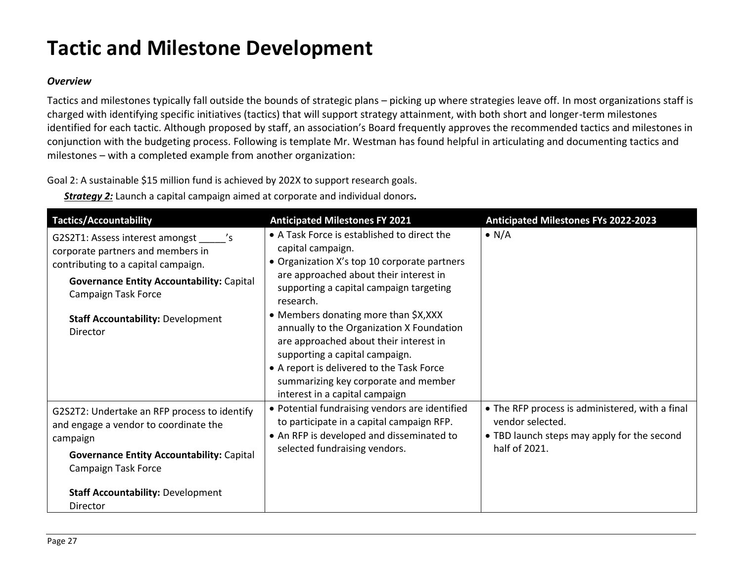# Tactic and Milestone Development

### *Overview*

Tactics and milestones typically fall outside the bounds of strategic plans – picking up where strategies leave off. In most organizations staff is charged with identifying specific initiatives (tactics) that will support strategy attainment, with both short and longer-term milestones identified for each tactic. Although proposed by staff, an association's Board frequently approves the recommended tactics and milestones in conjunction with the budgeting process. Following is template Mr. Westman has found helpful in articulating and documenting tactics and milestones – with a completed example from another organization:

Goal 2: A sustainable $15 million fund is achieved by 202X to support research goals.

***Strategy 2:*** Launch a capital campaign aimed at corporate and individual donors***.***

| Tactics/Accountability | Anticipated Milestones FY 2021 | Anticipated Milestones FYs 2022-2023 |
|---|---|---|
| G2S2T1: Assess interest amongst _____'s corporate partners and members in contributing to a capital campaign.<br><br>**Governance Entity Accountability:** Capital Campaign Task Force<br><br>**Staff Accountability:** Development Director | • A Task Force is established to direct the capital campaign.<br>• Organization X's top 10 corporate partners are approached about their interest in supporting a capital campaign targeting research.<br>• Members donating more than $X,XXX annually to the Organization X Foundation are approached about their interest in supporting a capital campaign.<br>• A report is delivered to the Task Force summarizing key corporate and member interest in a capital campaign | • N/A |
| G2S2T2: Undertake an RFP process to identify and engage a vendor to coordinate the campaign<br><br>**Governance Entity Accountability:** Capital Campaign Task Force<br><br>**Staff Accountability:** Development Director | • Potential fundraising vendors are identified to participate in a capital campaign RFP.<br>• An RFP is developed and disseminated to selected fundraising vendors. | • The RFP process is administered, with a final vendor selected.<br>• TBD launch steps may apply for the second half of 2021. |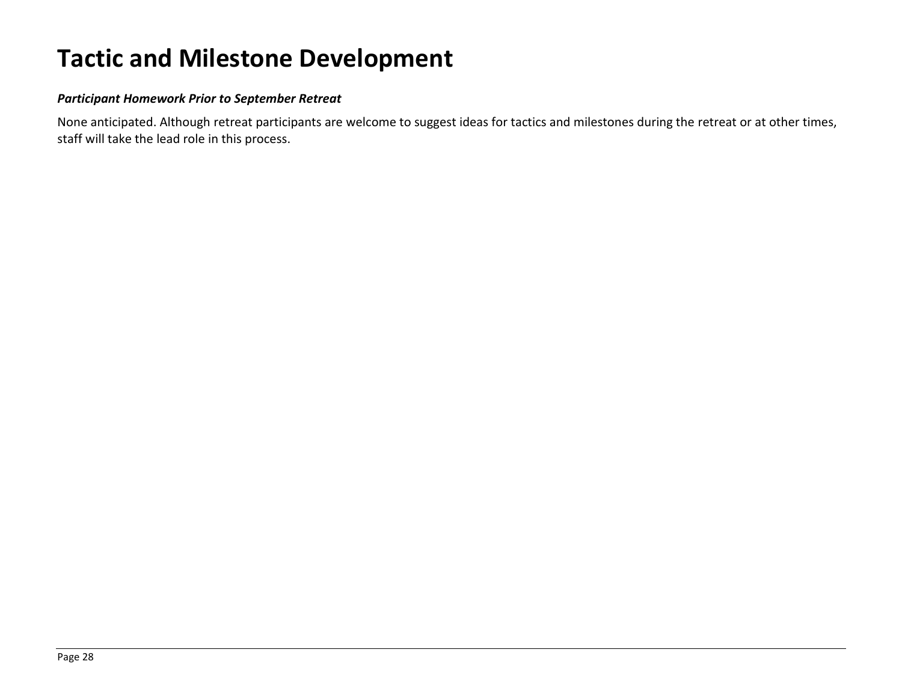# Tactic and Milestone Development

***Participant Homework Prior to September Retreat***

None anticipated. Although retreat participants are welcome to suggest ideas for tactics and milestones during the retreat or at other times, staff will take the lead role in this process.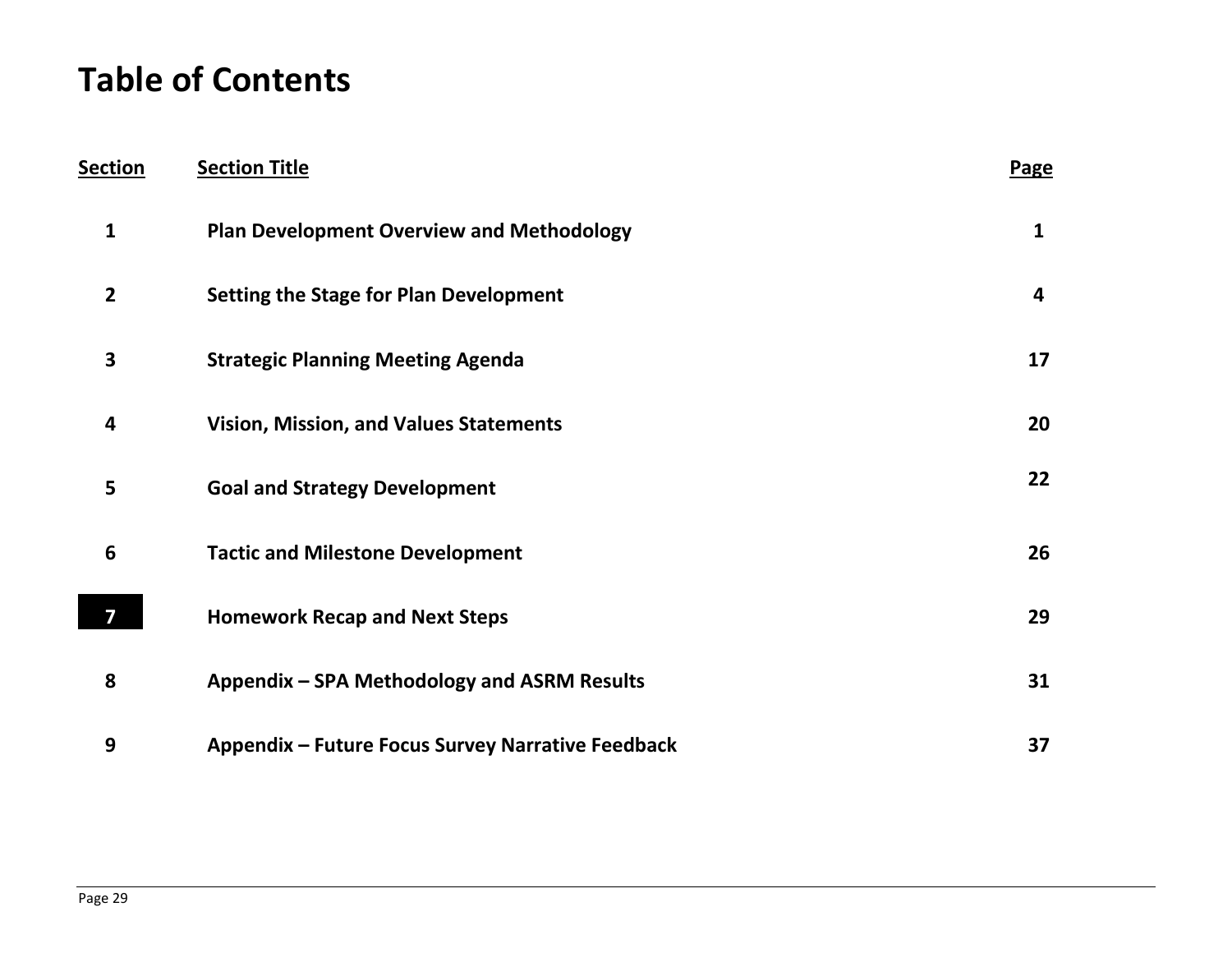# Table of Contents

| Section | Section Title | Page |
|---|---|---|
| 1 | Plan Development Overview and Methodology | 1 |
| 2 | Setting the Stage for Plan Development | 4 |
| 3 | Strategic Planning Meeting Agenda | 17 |
| 4 | Vision, Mission, and Values Statements | 20 |
| 5 | Goal and Strategy Development | 22 |
| 6 | Tactic and Milestone Development | 26 |
| **7** | Homework Recap and Next Steps | 29 |
| 8 | Appendix – SPA Methodology and ASRM Results | 31 |
| 9 | Appendix – Future Focus Survey Narrative Feedback | 37 |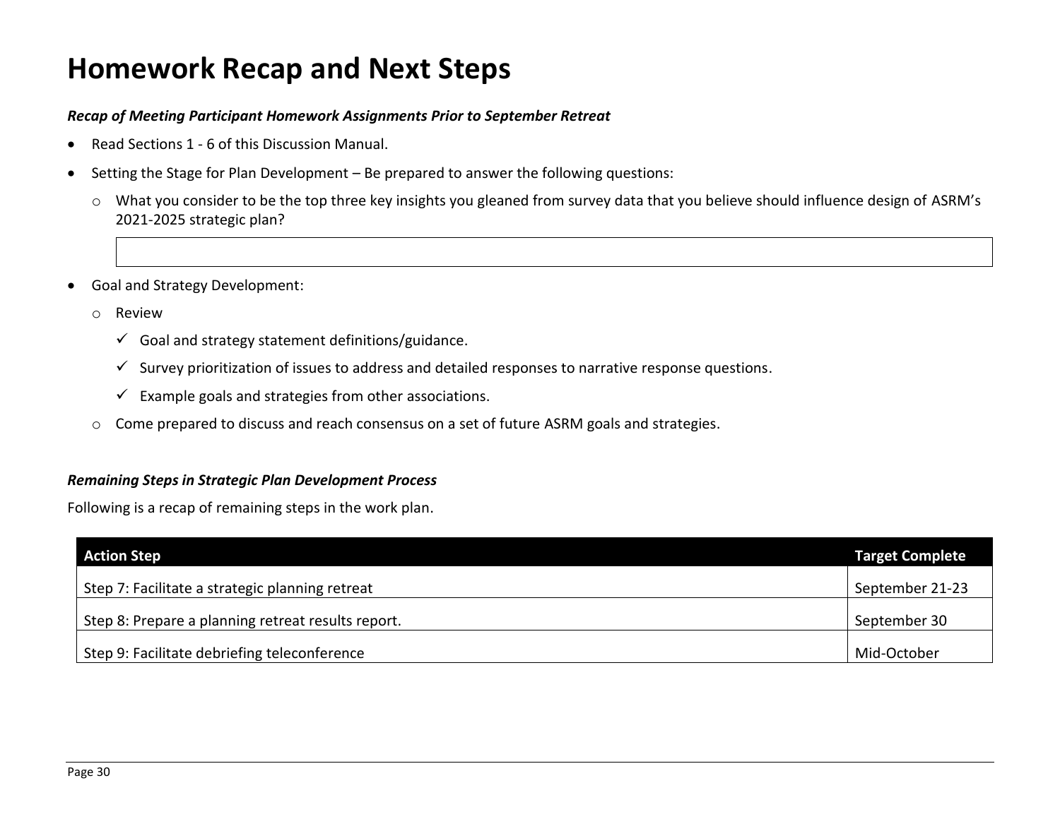# Homework Recap and Next Steps

***Recap of Meeting Participant Homework Assignments Prior to September Retreat***

- Read Sections 1 - 6 of this Discussion Manual.
- Setting the Stage for Plan Development – Be prepared to answer the following questions:
  - What you consider to be the top three key insights you gleaned from survey data that you believe should influence design of ASRM's 2021-2025 strategic plan?

|   |
|---|
|   |

- Goal and Strategy Development:
  - Review
    - ✓ Goal and strategy statement definitions/guidance.
    - ✓ Survey prioritization of issues to address and detailed responses to narrative response questions.
    - ✓ Example goals and strategies from other associations.
  - Come prepared to discuss and reach consensus on a set of future ASRM goals and strategies.

***Remaining Steps in Strategic Plan Development Process***

Following is a recap of remaining steps in the work plan.

| Action Step | Target Complete |
|---|---|
| Step 7: Facilitate a strategic planning retreat | September 21-23 |
| Step 8: Prepare a planning retreat results report. | September 30 |
| Step 9: Facilitate debriefing teleconference | Mid-October |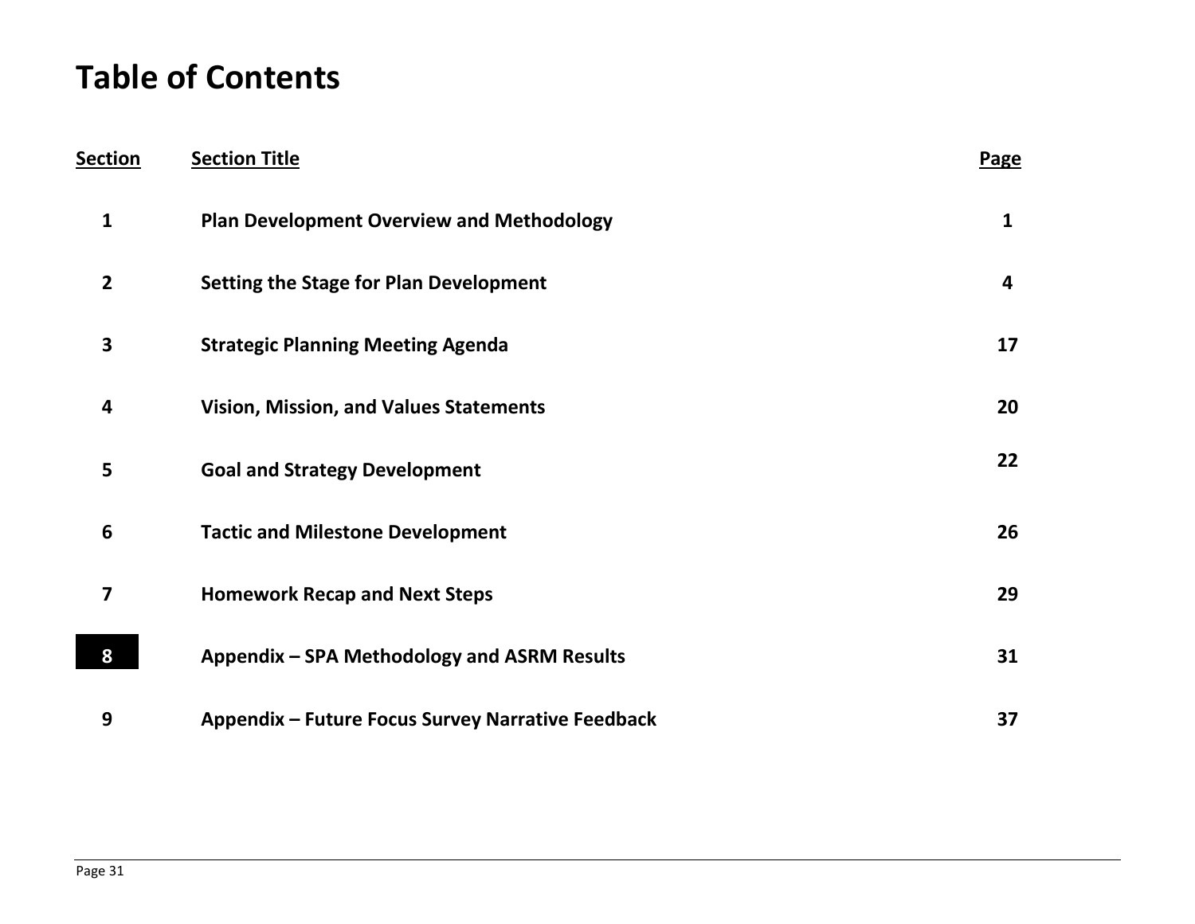# Table of Contents

| Section | Section Title | Page |
|---|---|---|
| 1 | Plan Development Overview and Methodology | 1 |
| 2 | Setting the Stage for Plan Development | 4 |
| 3 | Strategic Planning Meeting Agenda | 17 |
| 4 | Vision, Mission, and Values Statements | 20 |
| 5 | Goal and Strategy Development | 22 |
| 6 | Tactic and Milestone Development | 26 |
| 7 | Homework Recap and Next Steps | 29 |
| 8 | Appendix – SPA Methodology and ASRM Results | 31 |
| 9 | Appendix – Future Focus Survey Narrative Feedback | 37 |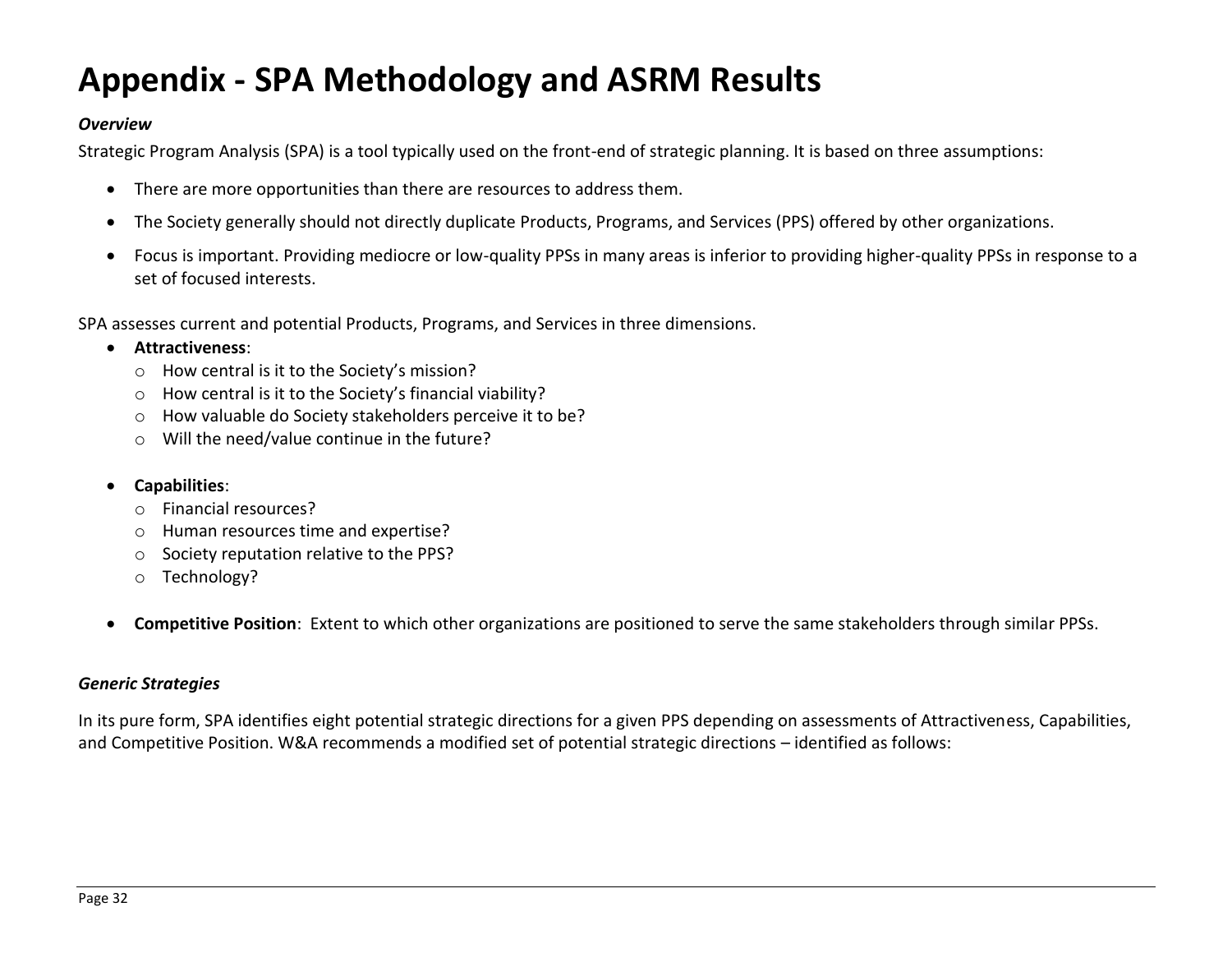# Appendix - SPA Methodology and ASRM Results

***Overview***

Strategic Program Analysis (SPA) is a tool typically used on the front-end of strategic planning. It is based on three assumptions:

- There are more opportunities than there are resources to address them.
- The Society generally should not directly duplicate Products, Programs, and Services (PPS) offered by other organizations.
- Focus is important. Providing mediocre or low-quality PPSs in many areas is inferior to providing higher-quality PPSs in response to a set of focused interests.

SPA assesses current and potential Products, Programs, and Services in three dimensions.

- **Attractiveness**:
  - How central is it to the Society's mission?
  - How central is it to the Society's financial viability?
  - How valuable do Society stakeholders perceive it to be?
  - Will the need/value continue in the future?

- **Capabilities**:
  - Financial resources?
  - Human resources time and expertise?
  - Society reputation relative to the PPS?
  - Technology?

- **Competitive Position**: Extent to which other organizations are positioned to serve the same stakeholders through similar PPSs.

***Generic Strategies***

In its pure form, SPA identifies eight potential strategic directions for a given PPS depending on assessments of Attractiveness, Capabilities, and Competitive Position. W&A recommends a modified set of potential strategic directions – identified as follows: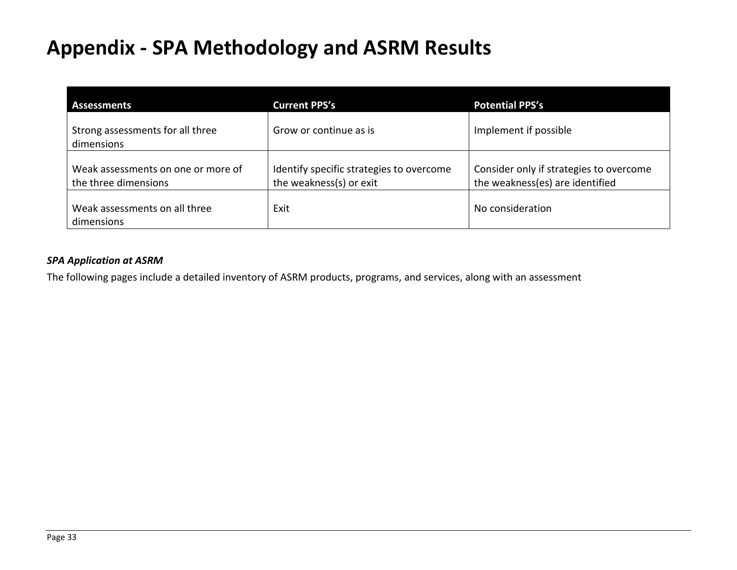# Appendix - SPA Methodology and ASRM Results

| Assessments | Current PPS's | Potential PPS's |
|---|---|---|
| Strong assessments for all three dimensions | Grow or continue as is | Implement if possible |
| Weak assessments on one or more of the three dimensions | Identify specific strategies to overcome the weakness(s) or exit | Consider only if strategies to overcome the weakness(es) are identified |
| Weak assessments on all three dimensions | Exit | No consideration |

***SPA Application at ASRM***

The following pages include a detailed inventory of ASRM products, programs, and services, along with an assessment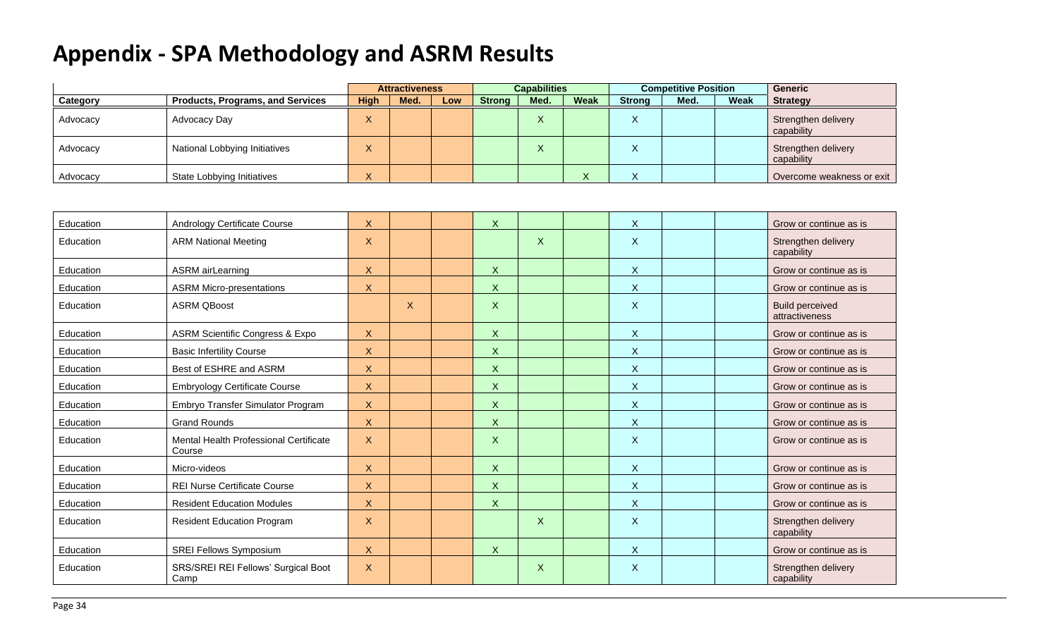# Appendix - SPA Methodology and ASRM Results

| | | Attractiveness | | | Capabilities | | | Competitive Position | | | Generic |
|---|---|---|---|---|---|---|---|---|---|---|---|
| Category | Products, Programs, and Services | High | Med. | Low | Strong | Med. | Weak | Strong | Med. | Weak | Strategy |
| Advocacy | Advocacy Day | X | | | | X | | X | | | Strengthen delivery capability |
| Advocacy | National Lobbying Initiatives | X | | | | X | | X | | | Strengthen delivery capability |
| Advocacy | State Lobbying Initiatives | X | | | | | X | X | | | Overcome weakness or exit |
| Education | Andrology Certificate Course | X | | | X | | | X | | | Grow or continue as is |
| Education | ARM National Meeting | X | | | | X | | X | | | Strengthen delivery capability |
| Education | ASRM airLearning | X | | | X | | | X | | | Grow or continue as is |
| Education | ASRM Micro-presentations | X | | | X | | | X | | | Grow or continue as is |
| Education | ASRM QBoost | | X | | X | | | X | | | Build perceived attractiveness |
| Education | ASRM Scientific Congress & Expo | X | | | X | | | X | | | Grow or continue as is |
| Education | Basic Infertility Course | X | | | X | | | X | | | Grow or continue as is |
| Education | Best of ESHRE and ASRM | X | | | X | | | X | | | Grow or continue as is |
| Education | Embryology Certificate Course | X | | | X | | | X | | | Grow or continue as is |
| Education | Embryo Transfer Simulator Program | X | | | X | | | X | | | Grow or continue as is |
| Education | Grand Rounds | X | | | X | | | X | | | Grow or continue as is |
| Education | Mental Health Professional Certificate Course | X | | | X | | | X | | | Grow or continue as is |
| Education | Micro-videos | X | | | X | | | X | | | Grow or continue as is |
| Education | REI Nurse Certificate Course | X | | | X | | | X | | | Grow or continue as is |
| Education | Resident Education Modules | X | | | X | | | X | | | Grow or continue as is |
| Education | Resident Education Program | X | | | | X | | X | | | Strengthen delivery capability |
| Education | SREI Fellows Symposium | X | | | X | | | X | | | Grow or continue as is |
| Education | SRS/SREI REI Fellows' Surgical Boot Camp | X | | | | X | | X | | | Strengthen delivery capability |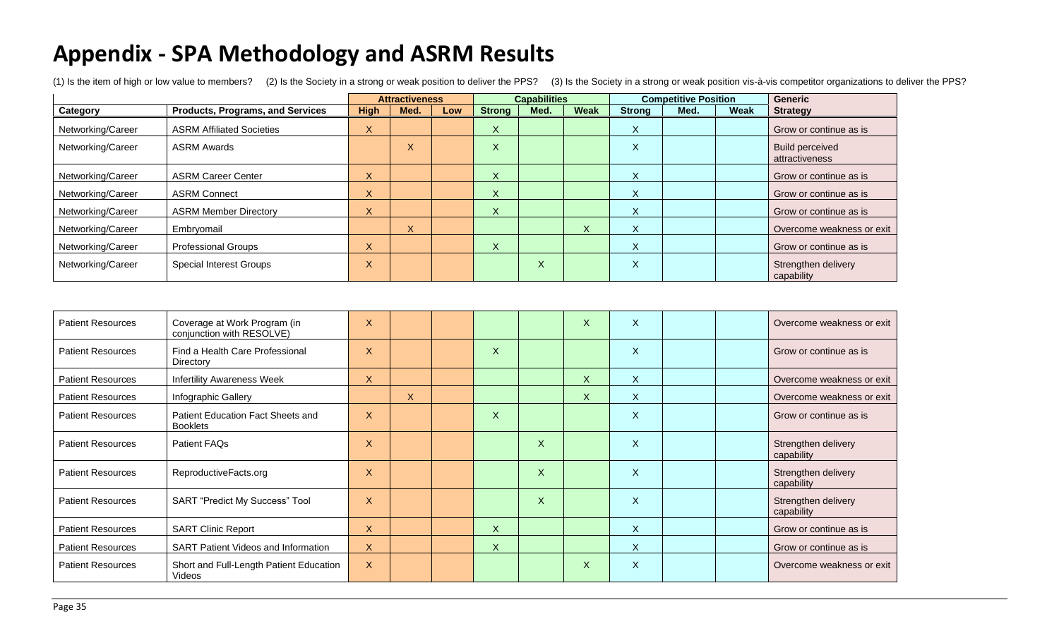# Appendix - SPA Methodology and ASRM Results

(1) Is the item of high or low value to members? (2) Is the Society in a strong or weak position to deliver the PPS? (3) Is the Society in a strong or weak position vis-à-vis competitor organizations to deliver the PPS?

| | | Attractiveness | | | Capabilities | | | Competitive Position | | | Generic |
|---|---|---|---|---|---|---|---|---|---|---|---|
| **Category** | **Products, Programs, and Services** | **High** | **Med.** | **Low** | **Strong** | **Med.** | **Weak** | **Strong** | **Med.** | **Weak** | **Strategy** |
| Networking/Career | ASRM Affiliated Societies | X | | | X | | | X | | | Grow or continue as is |
| Networking/Career | ASRM Awards | | X | | X | | | X | | | Build perceived attractiveness |
| Networking/Career | ASRM Career Center | X | | | X | | | X | | | Grow or continue as is |
| Networking/Career | ASRM Connect | X | | | X | | | X | | | Grow or continue as is |
| Networking/Career | ASRM Member Directory | X | | | X | | | X | | | Grow or continue as is |
| Networking/Career | Embryomail | | X | | | | X | X | | | Overcome weakness or exit |
| Networking/Career | Professional Groups | X | | | X | | | X | | | Grow or continue as is |
| Networking/Career | Special Interest Groups | X | | | | X | | X | | | Strengthen delivery capability |
| Patient Resources | Coverage at Work Program (in conjunction with RESOLVE) | X | | | | | X | X | | | Overcome weakness or exit |
| Patient Resources | Find a Health Care Professional Directory | X | | | X | | | X | | | Grow or continue as is |
| Patient Resources | Infertility Awareness Week | X | | | | | X | X | | | Overcome weakness or exit |
| Patient Resources | Infographic Gallery | | X | | | | X | X | | | Overcome weakness or exit |
| Patient Resources | Patient Education Fact Sheets and Booklets | X | | | X | | | X | | | Grow or continue as is |
| Patient Resources | Patient FAQs | X | | | | X | | X | | | Strengthen delivery capability |
| Patient Resources | ReproductiveFacts.org | X | | | | X | | X | | | Strengthen delivery capability |
| Patient Resources | SART "Predict My Success" Tool | X | | | | X | | X | | | Strengthen delivery capability |
| Patient Resources | SART Clinic Report | X | | | X | | | X | | | Grow or continue as is |
| Patient Resources | SART Patient Videos and Information | X | | | X | | | X | | | Grow or continue as is |
| Patient Resources | Short and Full-Length Patient Education Videos | X | | | | | X | X | | | Overcome weakness or exit |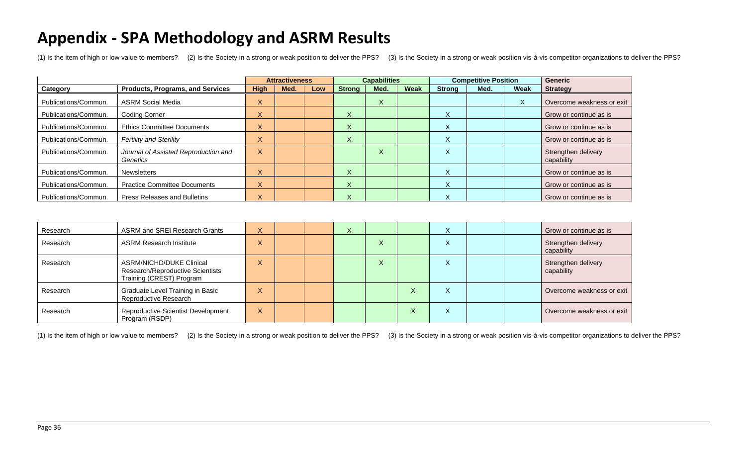# Appendix - SPA Methodology and ASRM Results

(1) Is the item of high or low value to members? (2) Is the Society in a strong or weak position to deliver the PPS? (3) Is the Society in a strong or weak position vis-à-vis competitor organizations to deliver the PPS?

| | | Attractiveness | | | Capabilities | | | Competitive Position | | | Generic |
|---|---|---|---|---|---|---|---|---|---|---|---|
| **Category** | **Products, Programs, and Services** | **High** | **Med.** | **Low** | **Strong** | **Med.** | **Weak** | **Strong** | **Med.** | **Weak** | **Strategy** |
| Publications/Commun. | ASRM Social Media | X | | | | X | | | | X | Overcome weakness or exit |
| Publications/Commun. | Coding Corner | X | | | X | | | X | | | Grow or continue as is |
| Publications/Commun. | Ethics Committee Documents | X | | | X | | | X | | | Grow or continue as is |
| Publications/Commun. | *Fertility and Sterility* | X | | | X | | | X | | | Grow or continue as is |
| Publications/Commun. | *Journal of Assisted Reproduction and Genetics* | X | | | | X | | X | | | Strengthen delivery capability |
| Publications/Commun. | Newsletters | X | | | X | | | X | | | Grow or continue as is |
| Publications/Commun. | Practice Committee Documents | X | | | X | | | X | | | Grow or continue as is |
| Publications/Commun. | Press Releases and Bulletins | X | | | X | | | X | | | Grow or continue as is |
| Research | ASRM and SREI Research Grants | X | | | X | | | X | | | Grow or continue as is |
| Research | ASRM Research Institute | X | | | | X | | X | | | Strengthen delivery capability |
| Research | ASRM/NICHD/DUKE Clinical Research/Reproductive Scientists Training (CREST) Program | X | | | | X | | X | | | Strengthen delivery capability |
| Research | Graduate Level Training in Basic Reproductive Research | X | | | | | X | X | | | Overcome weakness or exit |
| Research | Reproductive Scientist Development Program (RSDP) | X | | | | | X | X | | | Overcome weakness or exit |

(1) Is the item of high or low value to members? (2) Is the Society in a strong or weak position to deliver the PPS? (3) Is the Society in a strong or weak position vis-à-vis competitor organizations to deliver the PPS?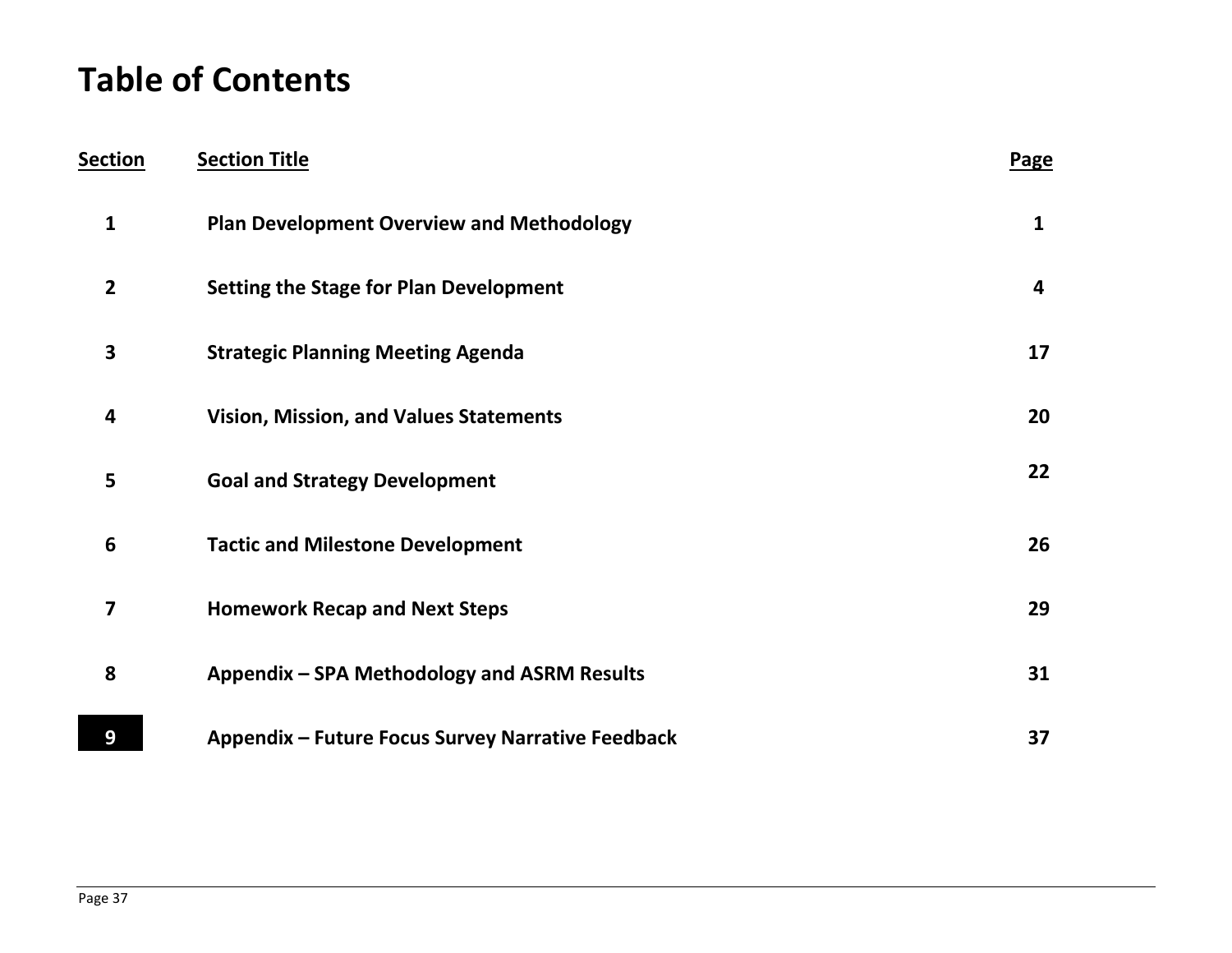# Table of Contents

| Section | Section Title | Page |
|---|---|---|
| 1 | Plan Development Overview and Methodology | 1 |
| 2 | Setting the Stage for Plan Development | 4 |
| 3 | Strategic Planning Meeting Agenda | 17 |
| 4 | Vision, Mission, and Values Statements | 20 |
| 5 | Goal and Strategy Development | 22 |
| 6 | Tactic and Milestone Development | 26 |
| 7 | Homework Recap and Next Steps | 29 |
| 8 | Appendix – SPA Methodology and ASRM Results | 31 |
| 9 | Appendix – Future Focus Survey Narrative Feedback | 37 |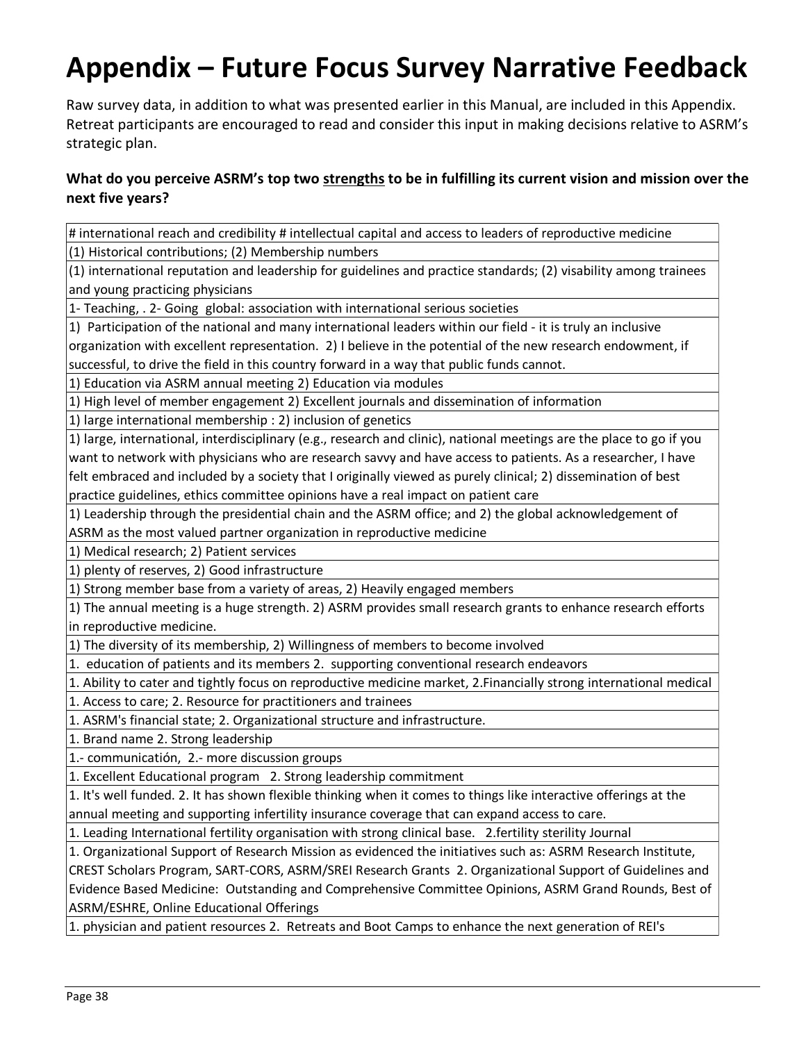# Appendix – Future Focus Survey Narrative Feedback

Raw survey data, in addition to what was presented earlier in this Manual, are included in this Appendix. Retreat participants are encouraged to read and consider this input in making decisions relative to ASRM's strategic plan.

**What do you perceive ASRM's top two <u>strengths</u> to be in fulfilling its current vision and mission over the next five years?**

| |
|---|
| # international reach and credibility # intellectual capital and access to leaders of reproductive medicine |
| (1) Historical contributions; (2) Membership numbers |
| (1) international reputation and leadership for guidelines and practice standards; (2) visability among trainees and young practicing physicians |
| 1- Teaching, . 2- Going global: association with international serious societies |
| 1) Participation of the national and many international leaders within our field - it is truly an inclusive organization with excellent representation. 2) I believe in the potential of the new research endowment, if successful, to drive the field in this country forward in a way that public funds cannot. |
| 1) Education via ASRM annual meeting 2) Education via modules |
| 1) High level of member engagement 2) Excellent journals and dissemination of information |
| 1) large international membership : 2) inclusion of genetics |
| 1) large, international, interdisciplinary (e.g., research and clinic), national meetings are the place to go if you want to network with physicians who are research savvy and have access to patients. As a researcher, I have felt embraced and included by a society that I originally viewed as purely clinical; 2) dissemination of best practice guidelines, ethics committee opinions have a real impact on patient care |
| 1) Leadership through the presidential chain and the ASRM office; and 2) the global acknowledgement of ASRM as the most valued partner organization in reproductive medicine |
| 1) Medical research; 2) Patient services |
| 1) plenty of reserves, 2) Good infrastructure |
| 1) Strong member base from a variety of areas, 2) Heavily engaged members |
| 1) The annual meeting is a huge strength. 2) ASRM provides small research grants to enhance research efforts in reproductive medicine. |
| 1) The diversity of its membership, 2) Willingness of members to become involved |
| 1. education of patients and its members 2. supporting conventional research endeavors |
| 1. Ability to cater and tightly focus on reproductive medicine market, 2.Financially strong international medical |
| 1. Access to care; 2. Resource for practitioners and trainees |
| 1. ASRM's financial state; 2. Organizational structure and infrastructure. |
| 1. Brand name 2. Strong leadership |
| 1.- communicatión, 2.- more discussion groups |
| 1. Excellent Educational program 2. Strong leadership commitment |
| 1. It's well funded. 2. It has shown flexible thinking when it comes to things like interactive offerings at the annual meeting and supporting infertility insurance coverage that can expand access to care. |
| 1. Leading International fertility organisation with strong clinical base. 2.fertility sterility Journal |
| 1. Organizational Support of Research Mission as evidenced the initiatives such as: ASRM Research Institute, CREST Scholars Program, SART-CORS, ASRM/SREI Research Grants 2. Organizational Support of Guidelines and Evidence Based Medicine: Outstanding and Comprehensive Committee Opinions, ASRM Grand Rounds, Best of ASRM/ESHRE, Online Educational Offerings |
| 1. physician and patient resources 2. Retreats and Boot Camps to enhance the next generation of REI's |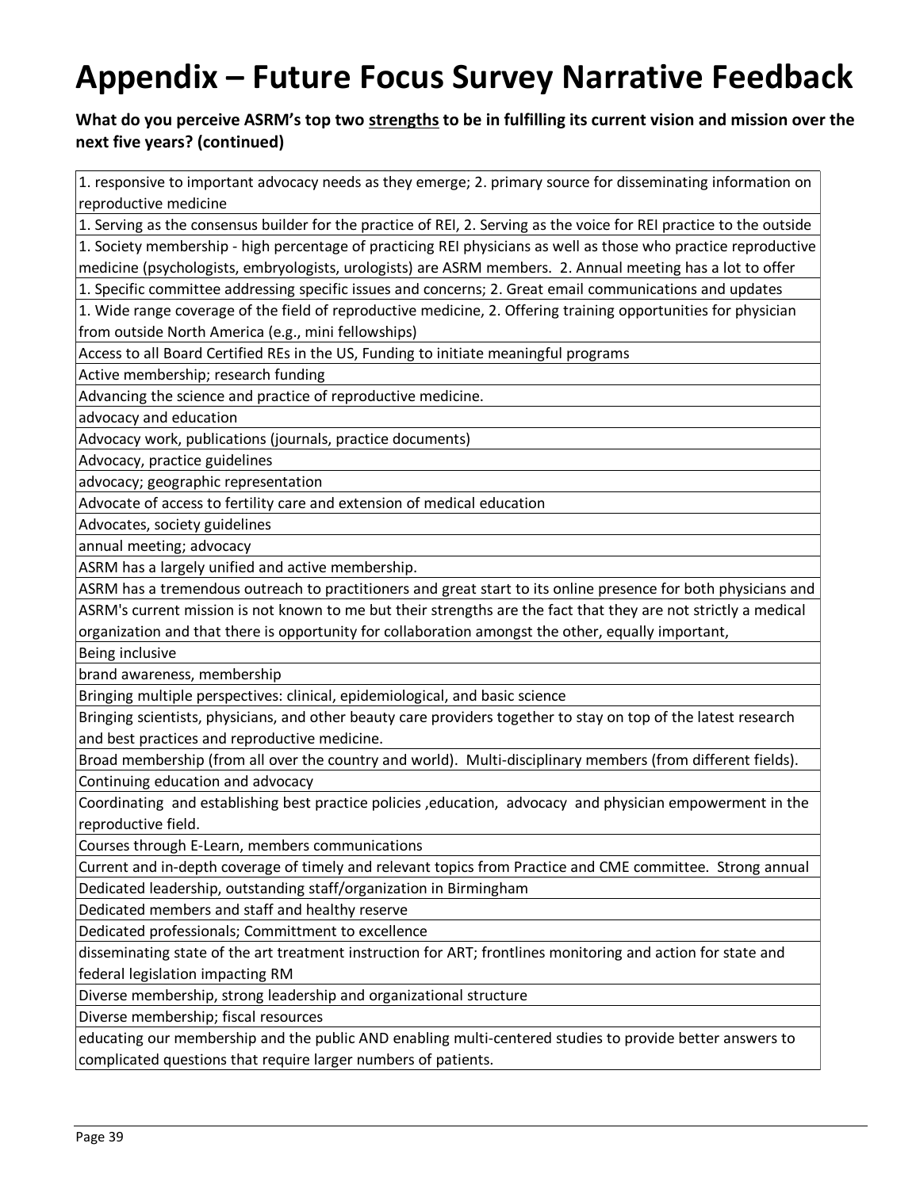# Appendix – Future Focus Survey Narrative Feedback

**What do you perceive ASRM's top two <u>strengths</u> to be in fulfilling its current vision and mission over the next five years? (continued)**

| |
|---|
| 1. responsive to important advocacy needs as they emerge; 2. primary source for disseminating information on reproductive medicine |
| 1. Serving as the consensus builder for the practice of REI, 2. Serving as the voice for REI practice to the outside |
| 1. Society membership - high percentage of practicing REI physicians as well as those who practice reproductive medicine (psychologists, embryologists, urologists) are ASRM members. 2. Annual meeting has a lot to offer |
| 1. Specific committee addressing specific issues and concerns; 2. Great email communications and updates |
| 1. Wide range coverage of the field of reproductive medicine, 2. Offering training opportunities for physician from outside North America (e.g., mini fellowships) |
| Access to all Board Certified REs in the US, Funding to initiate meaningful programs |
| Active membership; research funding |
| Advancing the science and practice of reproductive medicine. |
| advocacy and education |
| Advocacy work, publications (journals, practice documents) |
| Advocacy, practice guidelines |
| advocacy; geographic representation |
| Advocate of access to fertility care and extension of medical education |
| Advocates, society guidelines |
| annual meeting; advocacy |
| ASRM has a largely unified and active membership. |
| ASRM has a tremendous outreach to practitioners and great start to its online presence for both physicians and |
| ASRM's current mission is not known to me but their strengths are the fact that they are not strictly a medical organization and that there is opportunity for collaboration amongst the other, equally important, |
| Being inclusive |
| brand awareness, membership |
| Bringing multiple perspectives: clinical, epidemiological, and basic science |
| Bringing scientists, physicians, and other beauty care providers together to stay on top of the latest research and best practices and reproductive medicine. |
| Broad membership (from all over the country and world). Multi-disciplinary members (from different fields). |
| Continuing education and advocacy |
| Coordinating and establishing best practice policies ,education, advocacy and physician empowerment in the reproductive field. |
| Courses through E-Learn, members communications |
| Current and in-depth coverage of timely and relevant topics from Practice and CME committee. Strong annual |
| Dedicated leadership, outstanding staff/organization in Birmingham |
| Dedicated members and staff and healthy reserve |
| Dedicated professionals; Committment to excellence |
| disseminating state of the art treatment instruction for ART; frontlines monitoring and action for state and federal legislation impacting RM |
| Diverse membership, strong leadership and organizational structure |
| Diverse membership; fiscal resources |
| educating our membership and the public AND enabling multi-centered studies to provide better answers to complicated questions that require larger numbers of patients. |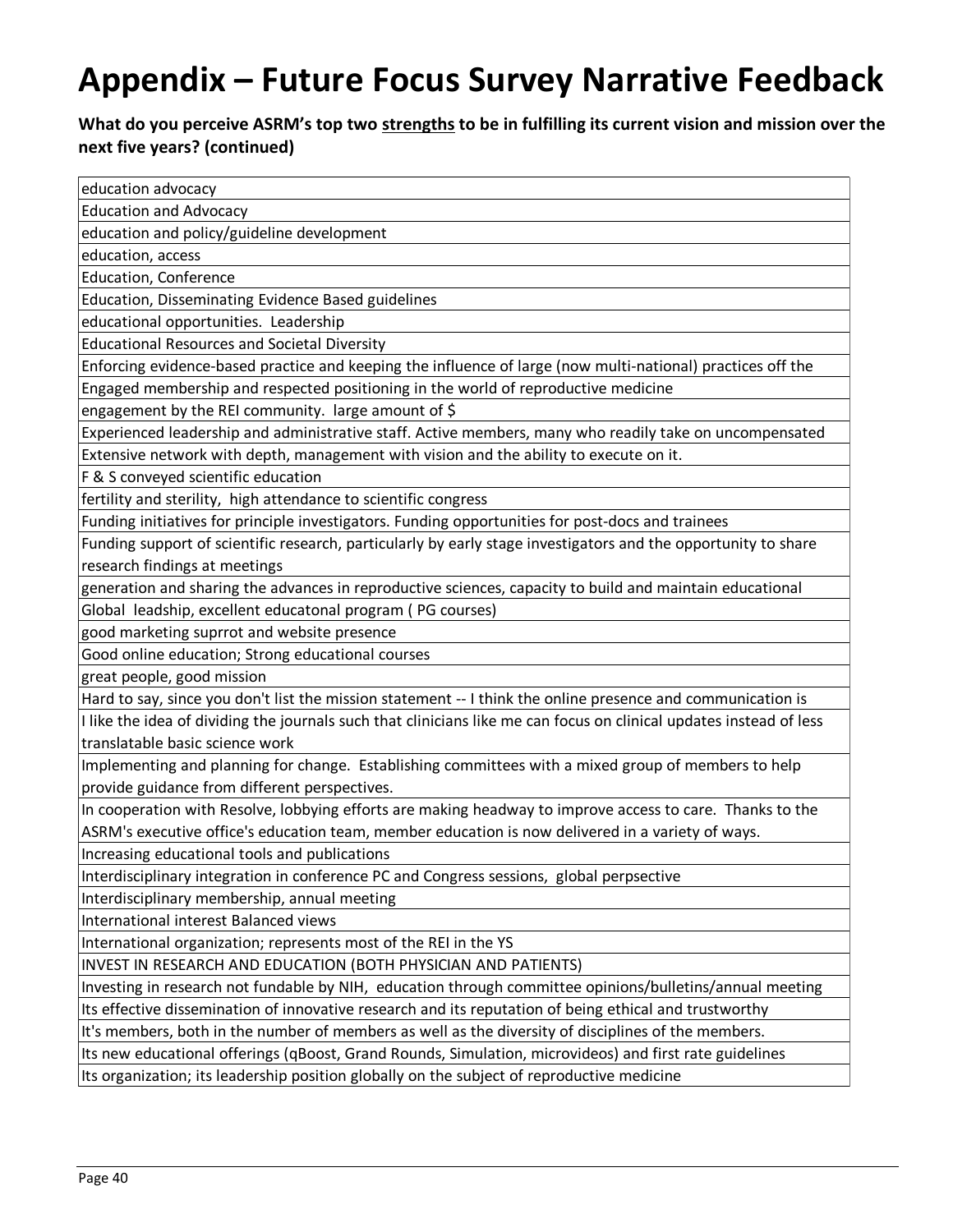# Appendix – Future Focus Survey Narrative Feedback

**What do you perceive ASRM's top two strengths to be in fulfilling its current vision and mission over the next five years? (continued)**

| |
|---|
| education advocacy |
| Education and Advocacy |
| education and policy/guideline development |
| education, access |
| Education, Conference |
| Education, Disseminating Evidence Based guidelines |
| educational opportunities. Leadership |
| Educational Resources and Societal Diversity |
| Enforcing evidence-based practice and keeping the influence of large (now multi-national) practices off the |
| Engaged membership and respected positioning in the world of reproductive medicine |
| engagement by the REI community. large amount of $ |
| Experienced leadership and administrative staff. Active members, many who readily take on uncompensated |
| Extensive network with depth, management with vision and the ability to execute on it. |
| F & S conveyed scientific education |
| fertility and sterility, high attendance to scientific congress |
| Funding initiatives for principle investigators. Funding opportunities for post-docs and trainees |
| Funding support of scientific research, particularly by early stage investigators and the opportunity to share research findings at meetings |
| generation and sharing the advances in reproductive sciences, capacity to build and maintain educational |
| Global leadship, excellent educatonal program ( PG courses) |
| good marketing suprrot and website presence |
| Good online education; Strong educational courses |
| great people, good mission |
| Hard to say, since you don't list the mission statement -- I think the online presence and communication is |
| I like the idea of dividing the journals such that clinicians like me can focus on clinical updates instead of less translatable basic science work |
| Implementing and planning for change. Establishing committees with a mixed group of members to help provide guidance from different perspectives. |
| In cooperation with Resolve, lobbying efforts are making headway to improve access to care. Thanks to the ASRM's executive office's education team, member education is now delivered in a variety of ways. |
| Increasing educational tools and publications |
| Interdisciplinary integration in conference PC and Congress sessions, global perpsective |
| Interdisciplinary membership, annual meeting |
| International interest Balanced views |
| International organization; represents most of the REI in the YS |
| INVEST IN RESEARCH AND EDUCATION (BOTH PHYSICIAN AND PATIENTS) |
| Investing in research not fundable by NIH, education through committee opinions/bulletins/annual meeting |
| Its effective dissemination of innovative research and its reputation of being ethical and trustworthy |
| It's members, both in the number of members as well as the diversity of disciplines of the members. |
| Its new educational offerings (qBoost, Grand Rounds, Simulation, microvideos) and first rate guidelines |
| Its organization; its leadership position globally on the subject of reproductive medicine |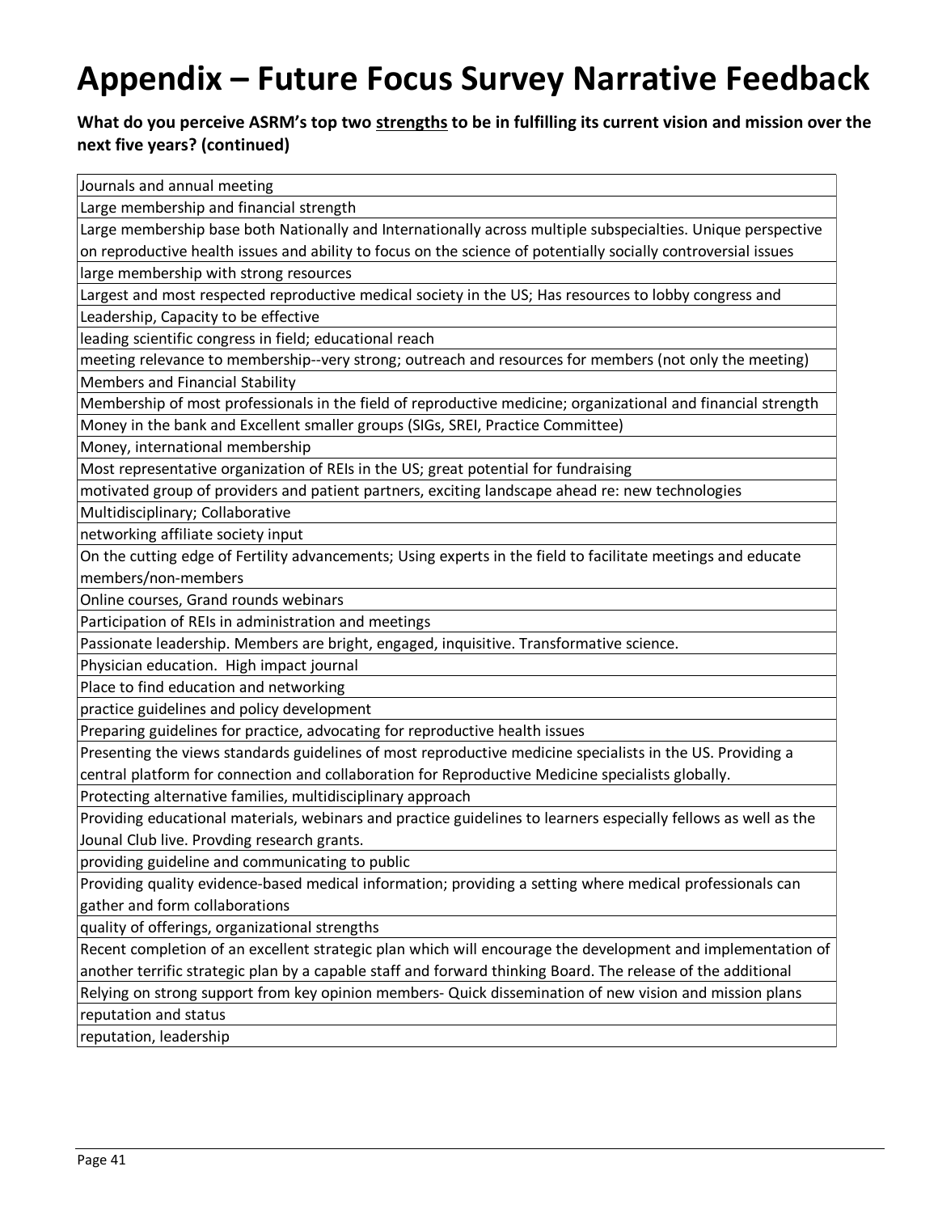# Appendix – Future Focus Survey Narrative Feedback

**What do you perceive ASRM's top two <u>strengths</u> to be in fulfilling its current vision and mission over the next five years? (continued)**

| |
|---|
| Journals and annual meeting |
| Large membership and financial strength |
| Large membership base both Nationally and Internationally across multiple subspecialties. Unique perspective on reproductive health issues and ability to focus on the science of potentially socially controversial issues |
| large membership with strong resources |
| Largest and most respected reproductive medical society in the US; Has resources to lobby congress and |
| Leadership, Capacity to be effective |
| leading scientific congress in field; educational reach |
| meeting relevance to membership--very strong; outreach and resources for members (not only the meeting) |
| Members and Financial Stability |
| Membership of most professionals in the field of reproductive medicine; organizational and financial strength |
| Money in the bank and Excellent smaller groups (SIGs, SREI, Practice Committee) |
| Money, international membership |
| Most representative organization of REIs in the US; great potential for fundraising |
| motivated group of providers and patient partners, exciting landscape ahead re: new technologies |
| Multidisciplinary; Collaborative |
| networking affiliate society input |
| On the cutting edge of Fertility advancements; Using experts in the field to facilitate meetings and educate members/non-members |
| Online courses, Grand rounds webinars |
| Participation of REIs in administration and meetings |
| Passionate leadership. Members are bright, engaged, inquisitive. Transformative science. |
| Physician education. High impact journal |
| Place to find education and networking |
| practice guidelines and policy development |
| Preparing guidelines for practice, advocating for reproductive health issues |
| Presenting the views standards guidelines of most reproductive medicine specialists in the US. Providing a central platform for connection and collaboration for Reproductive Medicine specialists globally. |
| Protecting alternative families, multidisciplinary approach |
| Providing educational materials, webinars and practice guidelines to learners especially fellows as well as the Jounal Club live. Provding research grants. |
| providing guideline and communicating to public |
| Providing quality evidence-based medical information; providing a setting where medical professionals can gather and form collaborations |
| quality of offerings, organizational strengths |
| Recent completion of an excellent strategic plan which will encourage the development and implementation of another terrific strategic plan by a capable staff and forward thinking Board. The release of the additional |
| Relying on strong support from key opinion members- Quick dissemination of new vision and mission plans |
| reputation and status |
| reputation, leadership |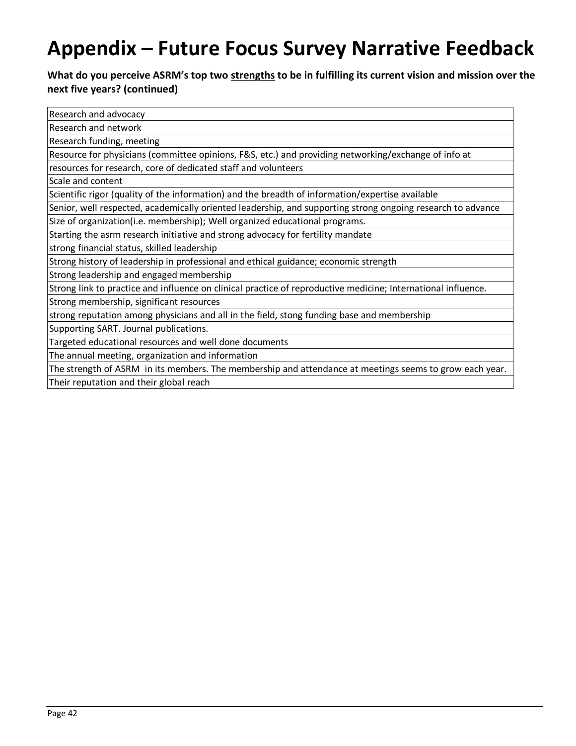# Appendix – Future Focus Survey Narrative Feedback

**What do you perceive ASRM's top two strengths to be in fulfilling its current vision and mission over the next five years? (continued)**

| |
|---|
| Research and advocacy |
| Research and network |
| Research funding, meeting |
| Resource for physicians (committee opinions, F&S, etc.) and providing networking/exchange of info at |
| resources for research, core of dedicated staff and volunteers |
| Scale and content |
| Scientific rigor (quality of the information) and the breadth of information/expertise available |
| Senior, well respected, academically oriented leadership, and supporting strong ongoing research to advance |
| Size of organization(i.e. membership); Well organized educational programs. |
| Starting the asrm research initiative and strong advocacy for fertility mandate |
| strong financial status, skilled leadership |
| Strong history of leadership in professional and ethical guidance; economic strength |
| Strong leadership and engaged membership |
| Strong link to practice and influence on clinical practice of reproductive medicine; International influence. |
| Strong membership, significant resources |
| strong reputation among physicians and all in the field, stong funding base and membership |
| Supporting SART. Journal publications. |
| Targeted educational resources and well done documents |
| The annual meeting, organization and information |
| The strength of ASRM in its members. The membership and attendance at meetings seems to grow each year. |
| Their reputation and their global reach |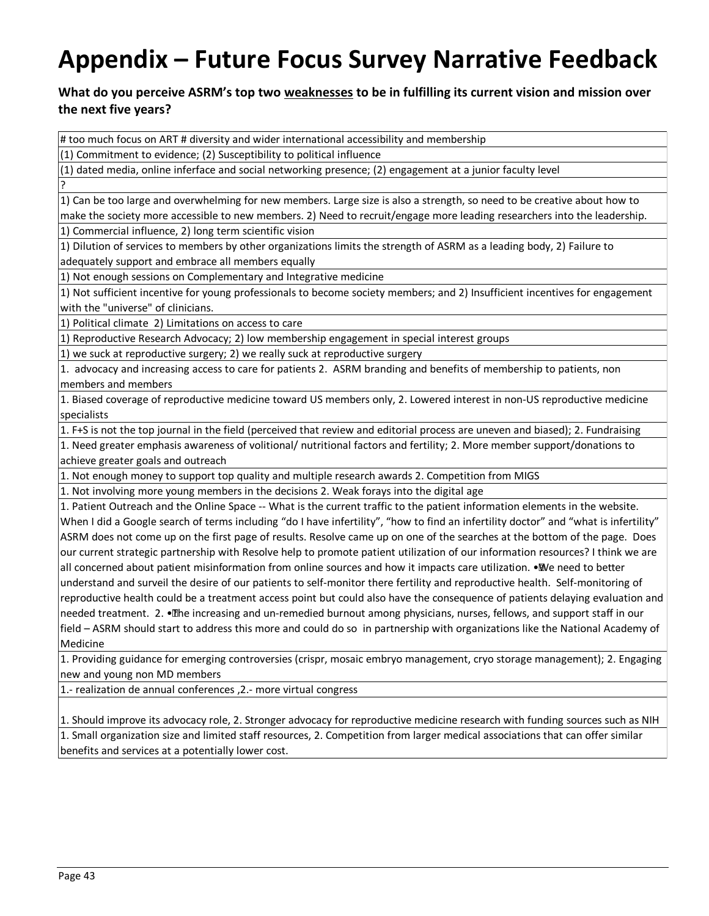# Appendix – Future Focus Survey Narrative Feedback

**What do you perceive ASRM's top two <u>weaknesses</u> to be in fulfilling its current vision and mission over the next five years?**

| |
|---|
| # too much focus on ART # diversity and wider international accessibility and membership |
| (1) Commitment to evidence; (2) Susceptibility to political influence |
| (1) dated media, online inferface and social networking presence; (2) engagement at a junior faculty level |
| ? |
| 1) Can be too large and overwhelming for new members. Large size is also a strength, so need to be creative about how to make the society more accessible to new members. 2) Need to recruit/engage more leading researchers into the leadership. |
| 1) Commercial influence, 2) long term scientific vision |
| 1) Dilution of services to members by other organizations limits the strength of ASRM as a leading body, 2) Failure to adequately support and embrace all members equally |
| 1) Not enough sessions on Complementary and Integrative medicine |
| 1) Not sufficient incentive for young professionals to become society members; and 2) Insufficient incentives for engagement with the "universe" of clinicians. |
| 1) Political climate 2) Limitations on access to care |
| 1) Reproductive Research Advocacy; 2) low membership engagement in special interest groups |
| 1) we suck at reproductive surgery; 2) we really suck at reproductive surgery |
| 1. advocacy and increasing access to care for patients 2. ASRM branding and benefits of membership to patients, non members and members |
| 1. Biased coverage of reproductive medicine toward US members only, 2. Lowered interest in non-US reproductive medicine specialists |
| 1. F+S is not the top journal in the field (perceived that review and editorial process are uneven and biased); 2. Fundraising |
| 1. Need greater emphasis awareness of volitional/ nutritional factors and fertility; 2. More member support/donations to achieve greater goals and outreach |
| 1. Not enough money to support top quality and multiple research awards 2. Competition from MIGS |
| 1. Not involving more young members in the decisions 2. Weak forays into the digital age |
| 1. Patient Outreach and the Online Space -- What is the current traffic to the patient information elements in the website. When I did a Google search of terms including "do I have infertility", "how to find an infertility doctor" and "what is infertility" ASRM does not come up on the first page of results. Resolve came up on one of the searches at the bottom of the page. Does our current strategic partnership with Resolve help to promote patient utilization of our information resources? I think we are all concerned about patient misinformation from online sources and how it impacts care utilization. • We need to better understand and surveil the desire of our patients to self-monitor there fertility and reproductive health. Self-monitoring of reproductive health could be a treatment access point but could also have the consequence of patients delaying evaluation and needed treatment. 2. • The increasing and un-remedied burnout among physicians, nurses, fellows, and support staff in our field – ASRM should start to address this more and could do so in partnership with organizations like the National Academy of Medicine |
| 1. Providing guidance for emerging controversies (crispr, mosaic embryo management, cryo storage management); 2. Engaging new and young non MD members |
| 1.- realization de annual conferences ,2.- more virtual congress |
| 1. Should improve its advocacy role, 2. Stronger advocacy for reproductive medicine research with funding sources such as NIH |
| 1. Small organization size and limited staff resources, 2. Competition from larger medical associations that can offer similar benefits and services at a potentially lower cost. |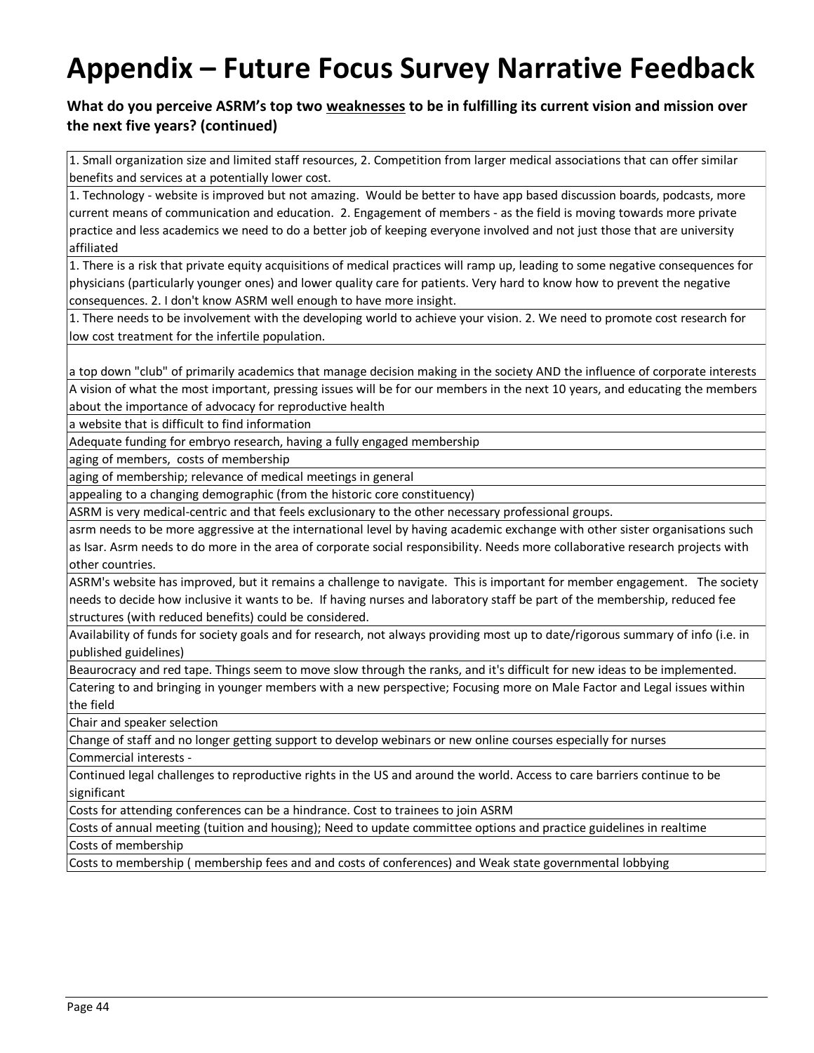# Appendix – Future Focus Survey Narrative Feedback

**What do you perceive ASRM's top two <u>weaknesses</u> to be in fulfilling its current vision and mission over the next five years? (continued)**

| |
|---|
| 1. Small organization size and limited staff resources, 2. Competition from larger medical associations that can offer similar benefits and services at a potentially lower cost. |
| 1. Technology - website is improved but not amazing. Would be better to have app based discussion boards, podcasts, more current means of communication and education. 2. Engagement of members - as the field is moving towards more private practice and less academics we need to do a better job of keeping everyone involved and not just those that are university affiliated |
| 1. There is a risk that private equity acquisitions of medical practices will ramp up, leading to some negative consequences for physicians (particularly younger ones) and lower quality care for patients. Very hard to know how to prevent the negative consequences. 2. I don't know ASRM well enough to have more insight. |
| 1. There needs to be involvement with the developing world to achieve your vision. 2. We need to promote cost research for low cost treatment for the infertile population. |
| a top down "club" of primarily academics that manage decision making in the society AND the influence of corporate interests |
| A vision of what the most important, pressing issues will be for our members in the next 10 years, and educating the members about the importance of advocacy for reproductive health |
| a website that is difficult to find information |
| Adequate funding for embryo research, having a fully engaged membership |
| aging of members, costs of membership |
| aging of membership; relevance of medical meetings in general |
| appealing to a changing demographic (from the historic core constituency) |
| ASRM is very medical-centric and that feels exclusionary to the other necessary professional groups. |
| asrm needs to be more aggressive at the international level by having academic exchange with other sister organisations such as Isar. Asrm needs to do more in the area of corporate social responsibility. Needs more collaborative research projects with other countries. |
| ASRM's website has improved, but it remains a challenge to navigate. This is important for member engagement. The society needs to decide how inclusive it wants to be. If having nurses and laboratory staff be part of the membership, reduced fee structures (with reduced benefits) could be considered. |
| Availability of funds for society goals and for research, not always providing most up to date/rigorous summary of info (i.e. in published guidelines) |
| Beaurocracy and red tape. Things seem to move slow through the ranks, and it's difficult for new ideas to be implemented. |
| Catering to and bringing in younger members with a new perspective; Focusing more on Male Factor and Legal issues within the field |
| Chair and speaker selection |
| Change of staff and no longer getting support to develop webinars or new online courses especially for nurses |
| Commercial interests - |
| Continued legal challenges to reproductive rights in the US and around the world. Access to care barriers continue to be significant |
| Costs for attending conferences can be a hindrance. Cost to trainees to join ASRM |
| Costs of annual meeting (tuition and housing); Need to update committee options and practice guidelines in realtime |
| Costs of membership |
| Costs to membership ( membership fees and and costs of conferences) and Weak state governmental lobbying |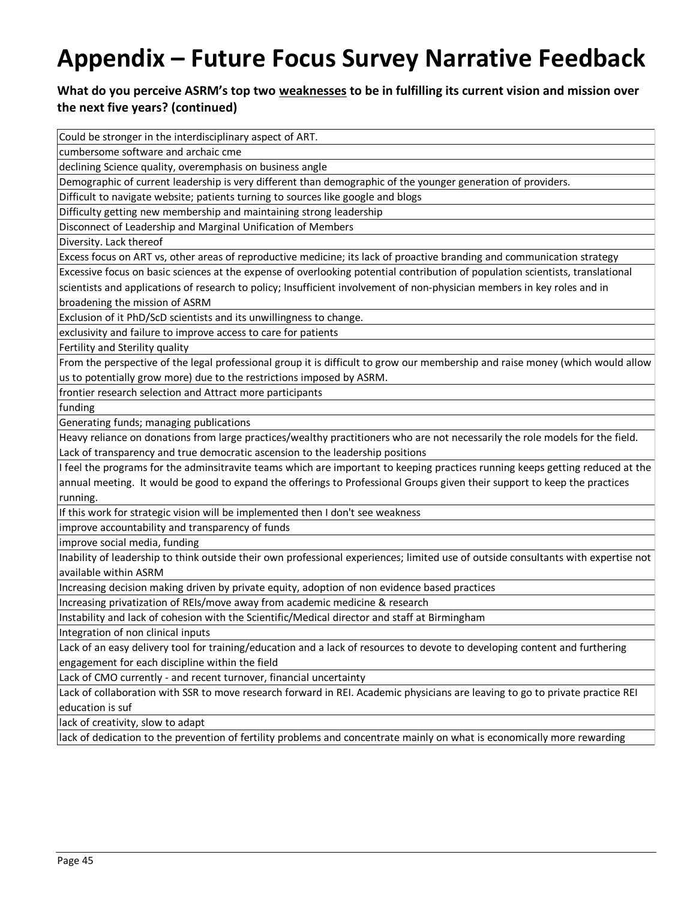# Appendix – Future Focus Survey Narrative Feedback

**What do you perceive ASRM's top two <u>weaknesses</u> to be in fulfilling its current vision and mission over the next five years? (continued)**

| |
|---|
| Could be stronger in the interdisciplinary aspect of ART. |
| cumbersome software and archaic cme |
| declining Science quality, overemphasis on business angle |
| Demographic of current leadership is very different than demographic of the younger generation of providers. |
| Difficult to navigate website; patients turning to sources like google and blogs |
| Difficulty getting new membership and maintaining strong leadership |
| Disconnect of Leadership and Marginal Unification of Members |
| Diversity. Lack thereof |
| Excess focus on ART vs, other areas of reproductive medicine; its lack of proactive branding and communication strategy |
| Excessive focus on basic sciences at the expense of overlooking potential contribution of population scientists, translational scientists and applications of research to policy; Insufficient involvement of non-physician members in key roles and in broadening the mission of ASRM |
| Exclusion of it PhD/ScD scientists and its unwillingness to change. |
| exclusivity and failure to improve access to care for patients |
| Fertility and Sterility quality |
| From the perspective of the legal professional group it is difficult to grow our membership and raise money (which would allow us to potentially grow more) due to the restrictions imposed by ASRM. |
| frontier research selection and Attract more participants |
| funding |
| Generating funds; managing publications |
| Heavy reliance on donations from large practices/wealthy practitioners who are not necessarily the role models for the field. Lack of transparency and true democratic ascension to the leadership positions |
| I feel the programs for the adminsitravite teams which are important to keeping practices running keeps getting reduced at the annual meeting. It would be good to expand the offerings to Professional Groups given their support to keep the practices running. |
| If this work for strategic vision will be implemented then I don't see weakness |
| improve accountability and transparency of funds |
| improve social media, funding |
| Inability of leadership to think outside their own professional experiences; limited use of outside consultants with expertise not available within ASRM |
| Increasing decision making driven by private equity, adoption of non evidence based practices |
| Increasing privatization of REIs/move away from academic medicine & research |
| Instability and lack of cohesion with the Scientific/Medical director and staff at Birmingham |
| Integration of non clinical inputs |
| Lack of an easy delivery tool for training/education and a lack of resources to devote to developing content and furthering engagement for each discipline within the field |
| Lack of CMO currently - and recent turnover, financial uncertainty |
| Lack of collaboration with SSR to move research forward in REI. Academic physicians are leaving to go to private practice REI education is suf |
| lack of creativity, slow to adapt |
| lack of dedication to the prevention of fertility problems and concentrate mainly on what is economically more rewarding |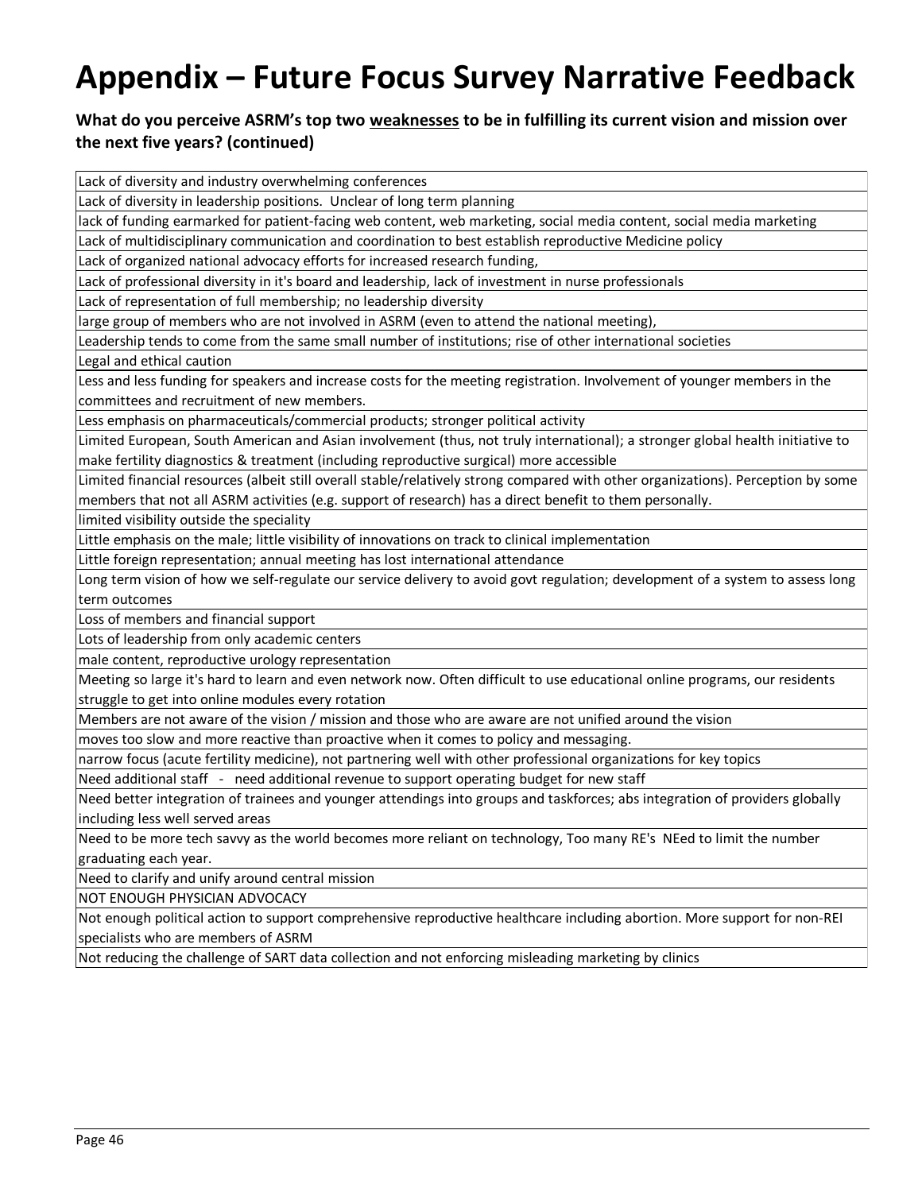# Appendix – Future Focus Survey Narrative Feedback

**What do you perceive ASRM's top two <u>weaknesses</u> to be in fulfilling its current vision and mission over the next five years? (continued)**

| |
|---|
| Lack of diversity and industry overwhelming conferences |
| Lack of diversity in leadership positions.  Unclear of long term planning |
| lack of funding earmarked for patient-facing web content, web marketing, social media content, social media marketing |
| Lack of multidisciplinary communication and coordination to best establish reproductive Medicine policy |
| Lack of organized national advocacy efforts for increased research funding, |
| Lack of professional diversity in it's board and leadership, lack of investment in nurse professionals |
| Lack of representation of full membership; no leadership diversity |
| large group of members who are not involved in ASRM (even to attend the national meeting), |
| Leadership tends to come from the same small number of institutions; rise of other international societies |
| Legal and ethical caution |
| Less and less funding for speakers and increase costs for the meeting registration. Involvement of younger members in the committees and recruitment of new members. |
| Less emphasis on pharmaceuticals/commercial products; stronger political activity |
| Limited European, South American and Asian involvement (thus, not truly international); a stronger global health initiative to make fertility diagnostics & treatment (including reproductive surgical) more accessible |
| Limited financial resources (albeit still overall stable/relatively strong compared with other organizations). Perception by some members that not all ASRM activities (e.g. support of research) has a direct benefit to them personally. |
| limited visibility outside the speciality |
| Little emphasis on the male; little visibility of innovations on track to clinical implementation |
| Little foreign representation; annual meeting has lost international attendance |
| Long term vision of how we self-regulate our service delivery to avoid govt regulation; development of a system to assess long term outcomes |
| Loss of members and financial support |
| Lots of leadership from only academic centers |
| male content, reproductive urology representation |
| Meeting so large it's hard to learn and even network now. Often difficult to use educational online programs, our residents struggle to get into online modules every rotation |
| Members are not aware of the vision / mission and those who are aware are not unified around the vision |
| moves too slow and more reactive than proactive when it comes to policy and messaging. |
| narrow focus (acute fertility medicine), not partnering well with other professional organizations for key topics |
| Need additional staff   -   need additional revenue to support operating budget for new staff |
| Need better integration of trainees and younger attendings into groups and taskforces; abs integration of providers globally including less well served areas |
| Need to be more tech savvy as the world becomes more reliant on technology, Too many RE's  NEed to limit the number graduating each year. |
| Need to clarify and unify around central mission |
| NOT ENOUGH PHYSICIAN ADVOCACY |
| Not enough political action to support comprehensive reproductive healthcare including abortion. More support for non-REI specialists who are members of ASRM |
| Not reducing the challenge of SART data collection and not enforcing misleading marketing by clinics |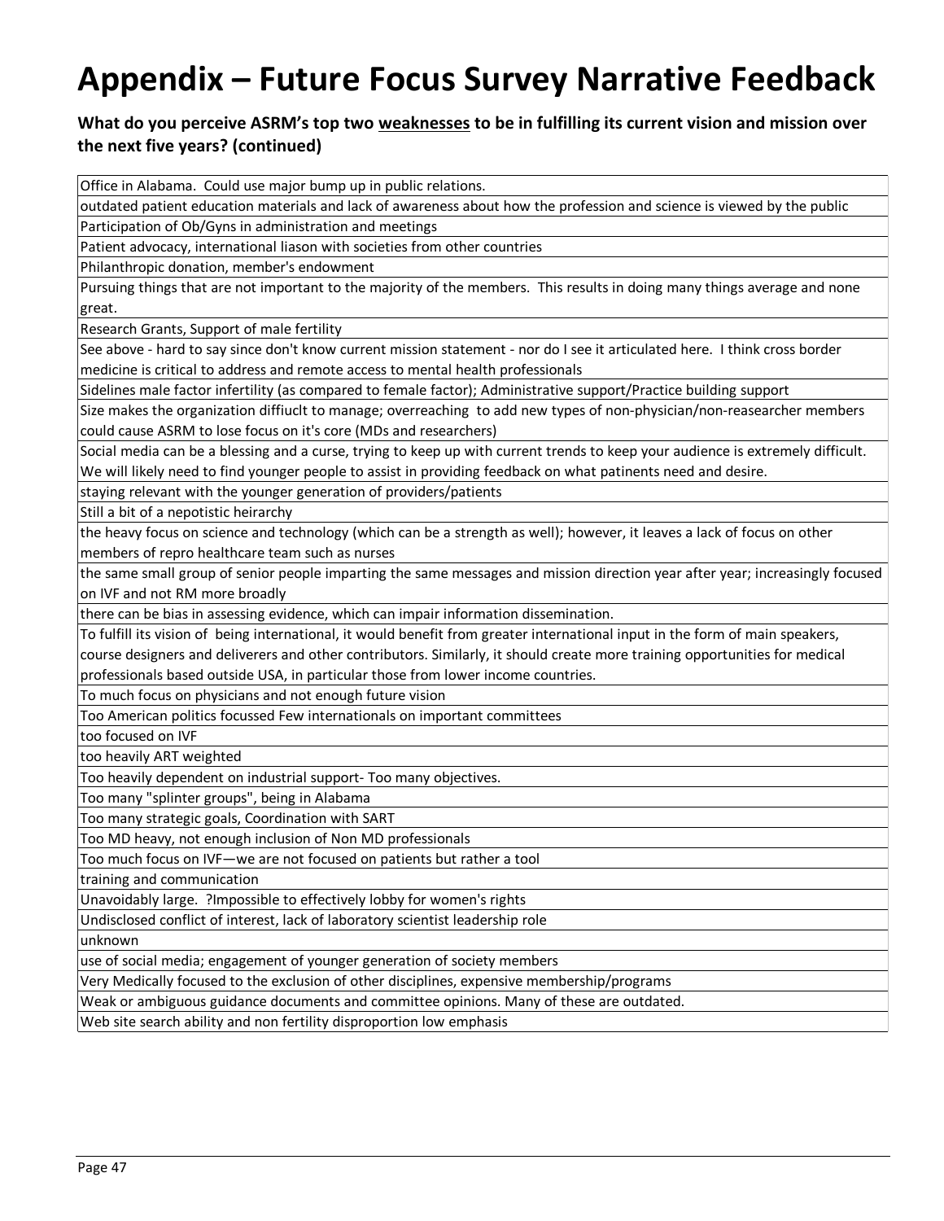# Appendix – Future Focus Survey Narrative Feedback

**What do you perceive ASRM's top two <u>weaknesses</u> to be in fulfilling its current vision and mission over the next five years? (continued)**

| |
|---|
| Office in Alabama. Could use major bump up in public relations. |
| outdated patient education materials and lack of awareness about how the profession and science is viewed by the public |
| Participation of Ob/Gyns in administration and meetings |
| Patient advocacy, international liason with societies from other countries |
| Philanthropic donation, member's endowment |
| Pursuing things that are not important to the majority of the members. This results in doing many things average and none great. |
| Research Grants, Support of male fertility |
| See above - hard to say since don't know current mission statement - nor do I see it articulated here. I think cross border medicine is critical to address and remote access to mental health professionals |
| Sidelines male factor infertility (as compared to female factor); Administrative support/Practice building support |
| Size makes the organization diffiuclt to manage; overreaching to add new types of non-physician/non-reasearcher members could cause ASRM to lose focus on it's core (MDs and researchers) |
| Social media can be a blessing and a curse, trying to keep up with current trends to keep your audience is extremely difficult. We will likely need to find younger people to assist in providing feedback on what patinents need and desire. |
| staying relevant with the younger generation of providers/patients |
| Still a bit of a nepotistic heirarchy |
| the heavy focus on science and technology (which can be a strength as well); however, it leaves a lack of focus on other members of repro healthcare team such as nurses |
| the same small group of senior people imparting the same messages and mission direction year after year; increasingly focused on IVF and not RM more broadly |
| there can be bias in assessing evidence, which can impair information dissemination. |
| To fulfill its vision of being international, it would benefit from greater international input in the form of main speakers, course designers and deliverers and other contributors. Similarly, it should create more training opportunities for medical professionals based outside USA, in particular those from lower income countries. |
| To much focus on physicians and not enough future vision |
| Too American politics focussed Few internationals on important committees |
| too focused on IVF |
| too heavily ART weighted |
| Too heavily dependent on industrial support- Too many objectives. |
| Too many "splinter groups", being in Alabama |
| Too many strategic goals, Coordination with SART |
| Too MD heavy, not enough inclusion of Non MD professionals |
| Too much focus on IVF—we are not focused on patients but rather a tool |
| training and communication |
| Unavoidably large. ?Impossible to effectively lobby for women's rights |
| Undisclosed conflict of interest, lack of laboratory scientist leadership role |
| unknown |
| use of social media; engagement of younger generation of society members |
| Very Medically focused to the exclusion of other disciplines, expensive membership/programs |
| Weak or ambiguous guidance documents and committee opinions. Many of these are outdated. |
| Web site search ability and non fertility disproportion low emphasis |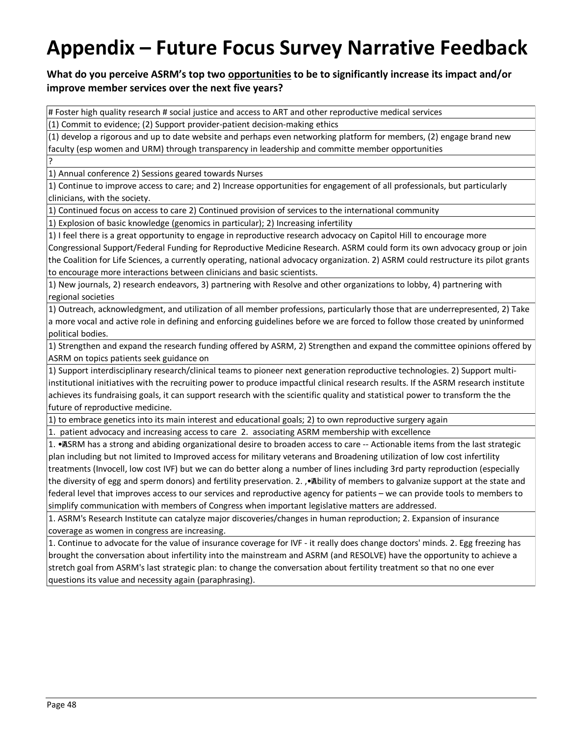# Appendix – Future Focus Survey Narrative Feedback

**What do you perceive ASRM's top two opportunities to be to significantly increase its impact and/or improve member services over the next five years?**

| |
|---|
| # Foster high quality research # social justice and access to ART and other reproductive medical services |
| (1) Commit to evidence; (2) Support provider-patient decision-making ethics |
| (1) develop a rigorous and up to date website and perhaps even networking platform for members, (2) engage brand new faculty (esp women and URM) through transparency in leadership and committe member opportunities |
| ? |
| 1) Annual conference 2) Sessions geared towards Nurses |
| 1) Continue to improve access to care; and 2) Increase opportunities for engagement of all professionals, but particularly clinicians, with the society. |
| 1) Continued focus on access to care 2) Continued provision of services to the international community |
| 1) Explosion of basic knowledge (genomics in particular); 2) Increasing infertility |
| 1) I feel there is a great opportunity to engage in reproductive research advocacy on Capitol Hill to encourage more Congressional Support/Federal Funding for Reproductive Medicine Research. ASRM could form its own advocacy group or join the Coalition for Life Sciences, a currently operating, national advocacy organization. 2) ASRM could restructure its pilot grants to encourage more interactions between clinicians and basic scientists. |
| 1) New journals, 2) research endeavors, 3) partnering with Resolve and other organizations to lobby, 4) partnering with regional societies |
| 1) Outreach, acknowledgment, and utilization of all member professions, particularly those that are underrepresented, 2) Take a more vocal and active role in defining and enforcing guidelines before we are forced to follow those created by uninformed political bodies. |
| 1) Strengthen and expand the research funding offered by ASRM, 2) Strengthen and expand the committee opinions offered by ASRM on topics patients seek guidance on |
| 1) Support interdisciplinary research/clinical teams to pioneer next generation reproductive technologies. 2) Support multi-institutional initiatives with the recruiting power to produce impactful clinical research results. If the ASRM research institute achieves its fundraising goals, it can support research with the scientific quality and statistical power to transform the the future of reproductive medicine. |
| 1) to embrace genetics into its main interest and educational goals; 2) to own reproductive surgery again |
| 1. patient advocacy and increasing access to care 2. associating ASRM membership with excellence |
| 1. •ASRM has a strong and abiding organizational desire to broaden access to care -- Actionable items from the last strategic plan including but not limited to Improved access for military veterans and Broadening utilization of low cost infertility treatments (Invocell, low cost IVF) but we can do better along a number of lines including 3rd party reproduction (especially the diversity of egg and sperm donors) and fertility preservation. 2. ,•Ability of members to galvanize support at the state and federal level that improves access to our services and reproductive agency for patients – we can provide tools to members to simplify communication with members of Congress when important legislative matters are addressed. |
| 1. ASRM's Research Institute can catalyze major discoveries/changes in human reproduction; 2. Expansion of insurance coverage as women in congress are increasing. |
| 1. Continue to advocate for the value of insurance coverage for IVF - it really does change doctors' minds. 2. Egg freezing has brought the conversation about infertility into the mainstream and ASRM (and RESOLVE) have the opportunity to achieve a stretch goal from ASRM's last strategic plan: to change the conversation about fertility treatment so that no one ever questions its value and necessity again (paraphrasing). |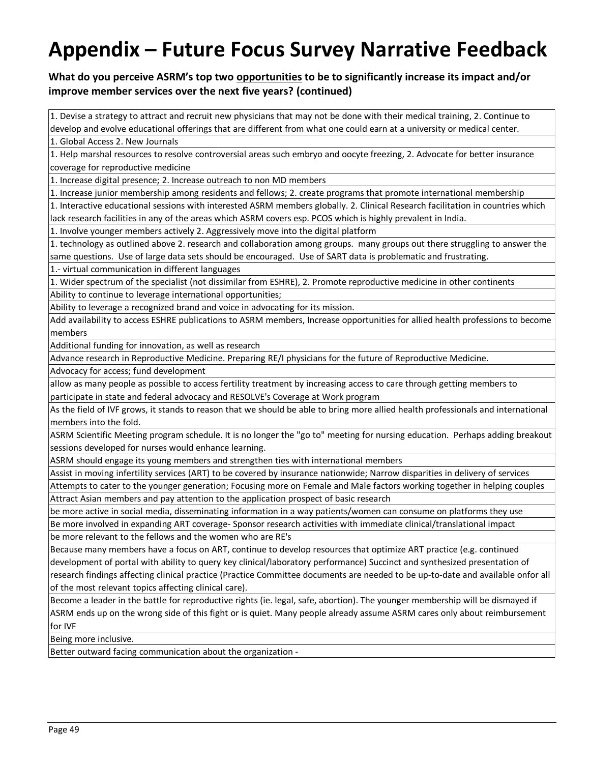# Appendix – Future Focus Survey Narrative Feedback

**What do you perceive ASRM's top two opportunities to be to significantly increase its impact and/or improve member services over the next five years? (continued)**

| |
|---|
| 1. Devise a strategy to attract and recruit new physicians that may not be done with their medical training, 2. Continue to develop and evolve educational offerings that are different from what one could earn at a university or medical center. |
| 1. Global Access 2. New Journals |
| 1. Help marshal resources to resolve controversial areas such embryo and oocyte freezing, 2. Advocate for better insurance coverage for reproductive medicine |
| 1. Increase digital presence; 2. Increase outreach to non MD members |
| 1. Increase junior membership among residents and fellows; 2. create programs that promote international membership |
| 1. Interactive educational sessions with interested ASRM members globally. 2. Clinical Research facilitation in countries which lack research facilities in any of the areas which ASRM covers esp. PCOS which is highly prevalent in India. |
| 1. Involve younger members actively 2. Aggressively move into the digital platform |
| 1. technology as outlined above 2. research and collaboration among groups. many groups out there struggling to answer the same questions. Use of large data sets should be encouraged. Use of SART data is problematic and frustrating. |
| 1.- virtual communication in different languages |
| 1. Wider spectrum of the specialist (not dissimilar from ESHRE), 2. Promote reproductive medicine in other continents |
| Ability to continue to leverage international opportunities; |
| Ability to leverage a recognized brand and voice in advocating for its mission. |
| Add availability to access ESHRE publications to ASRM members, Increase opportunities for allied health professions to become members |
| Additional funding for innovation, as well as research |
| Advance research in Reproductive Medicine. Preparing RE/I physicians for the future of Reproductive Medicine. |
| Advocacy for access; fund development |
| allow as many people as possible to access fertility treatment by increasing access to care through getting members to participate in state and federal advocacy and RESOLVE's Coverage at Work program |
| As the field of IVF grows, it stands to reason that we should be able to bring more allied health professionals and international members into the fold. |
| ASRM Scientific Meeting program schedule. It is no longer the "go to" meeting for nursing education. Perhaps adding breakout sessions developed for nurses would enhance learning. |
| ASRM should engage its young members and strengthen ties with international members |
| Assist in moving infertility services (ART) to be covered by insurance nationwide; Narrow disparities in delivery of services |
| Attempts to cater to the younger generation; Focusing more on Female and Male factors working together in helping couples |
| Attract Asian members and pay attention to the application prospect of basic research |
| be more active in social media, disseminating information in a way patients/women can consume on platforms they use |
| Be more involved in expanding ART coverage- Sponsor research activities with immediate clinical/translational impact |
| be more relevant to the fellows and the women who are RE's |
| Because many members have a focus on ART, continue to develop resources that optimize ART practice (e.g. continued development of portal with ability to query key clinical/laboratory performance) Succinct and synthesized presentation of research findings affecting clinical practice (Practice Committee documents are needed to be up-to-date and available onfor all of the most relevant topics affecting clinical care). |
| Become a leader in the battle for reproductive rights (ie. legal, safe, abortion). The younger membership will be dismayed if ASRM ends up on the wrong side of this fight or is quiet. Many people already assume ASRM cares only about reimbursement for IVF |
| Being more inclusive. |
| Better outward facing communication about the organization - |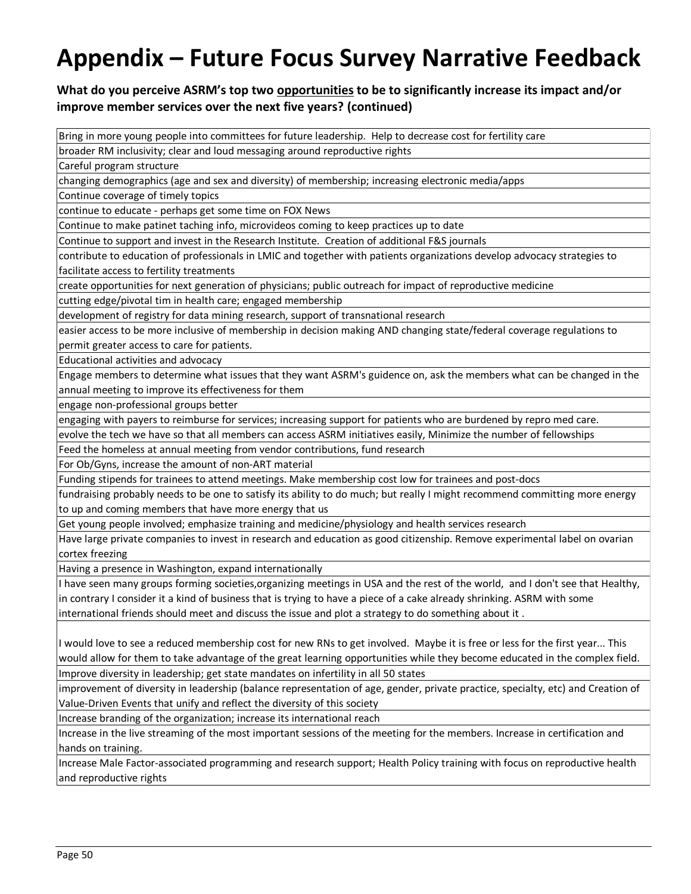# Appendix – Future Focus Survey Narrative Feedback

**What do you perceive ASRM's top two opportunities to be to significantly increase its impact and/or improve member services over the next five years? (continued)**

| |
|---|
| Bring in more young people into committees for future leadership. Help to decrease cost for fertility care |
| broader RM inclusivity; clear and loud messaging around reproductive rights |
| Careful program structure |
| changing demographics (age and sex and diversity) of membership; increasing electronic media/apps |
| Continue coverage of timely topics |
| continue to educate - perhaps get some time on FOX News |
| Continue to make patinet taching info, microvideos coming to keep practices up to date |
| Continue to support and invest in the Research Institute. Creation of additional F&S journals |
| contribute to education of professionals in LMIC and together with patients organizations develop advocacy strategies to facilitate access to fertility treatments |
| create opportunities for next generation of physicians; public outreach for impact of reproductive medicine |
| cutting edge/pivotal tim in health care; engaged membership |
| development of registry for data mining research, support of transnational research |
| easier access to be more inclusive of membership in decision making AND changing state/federal coverage regulations to permit greater access to care for patients. |
| Educational activities and advocacy |
| Engage members to determine what issues that they want ASRM's guidence on, ask the members what can be changed in the annual meeting to improve its effectiveness for them |
| engage non-professional groups better |
| engaging with payers to reimburse for services; increasing support for patients who are burdened by repro med care. |
| evolve the tech we have so that all members can access ASRM initiatives easily, Minimize the number of fellowships |
| Feed the homeless at annual meeting from vendor contributions, fund research |
| For Ob/Gyns, increase the amount of non-ART material |
| Funding stipends for trainees to attend meetings. Make membership cost low for trainees and post-docs |
| fundraising probably needs to be one to satisfy its ability to do much; but really I might recommend committing more energy to up and coming members that have more energy that us |
| Get young people involved; emphasize training and medicine/physiology and health services research |
| Have large private companies to invest in research and education as good citizenship. Remove experimental label on ovarian cortex freezing |
| Having a presence in Washington, expand internationally |
| I have seen many groups forming societies,organizing meetings in USA and the rest of the world, and I don't see that Healthy, in contrary I consider it a kind of business that is trying to have a piece of a cake already shrinking. ASRM with some international friends should meet and discuss the issue and plot a strategy to do something about it . |
| I would love to see a reduced membership cost for new RNs to get involved. Maybe it is free or less for the first year... This would allow for them to take advantage of the great learning opportunities while they become educated in the complex field. |
| Improve diversity in leadership; get state mandates on infertility in all 50 states |
| improvement of diversity in leadership (balance representation of age, gender, private practice, specialty, etc) and Creation of Value-Driven Events that unify and reflect the diversity of this society |
| Increase branding of the organization; increase its international reach |
| Increase in the live streaming of the most important sessions of the meeting for the members. Increase in certification and hands on training. |
| Increase Male Factor-associated programming and research support; Health Policy training with focus on reproductive health and reproductive rights |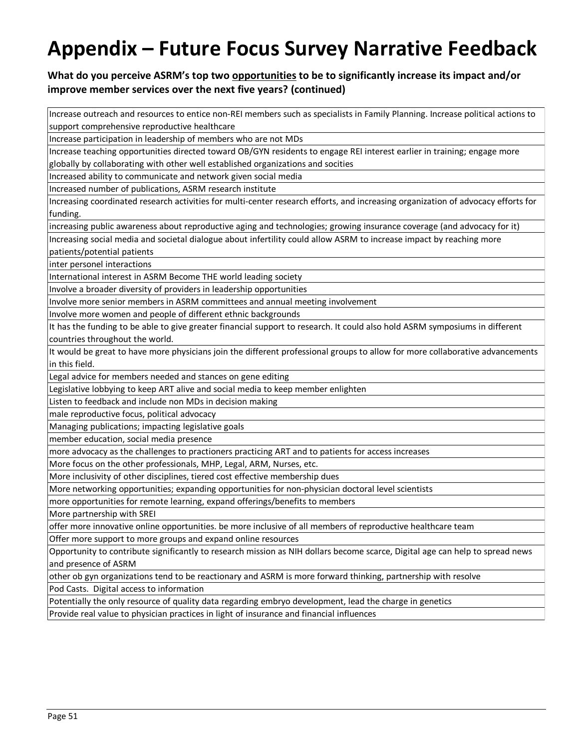# Appendix – Future Focus Survey Narrative Feedback

**What do you perceive ASRM's top two <u>opportunities</u> to be to significantly increase its impact and/or improve member services over the next five years? (continued)**

| |
|---|
| Increase outreach and resources to entice non-REI members such as specialists in Family Planning. Increase political actions to support comprehensive reproductive healthcare |
| Increase participation in leadership of members who are not MDs |
| Increase teaching opportunities directed toward OB/GYN residents to engage REI interest earlier in training; engage more globally by collaborating with other well established organizations and socities |
| Increased ability to communicate and network given social media |
| Increased number of publications, ASRM research institute |
| Increasing coordinated research activities for multi-center research efforts, and increasing organization of advocacy efforts for funding. |
| increasing public awareness about reproductive aging and technologies; growing insurance coverage (and advocacy for it) |
| Increasing social media and societal dialogue about infertility could allow ASRM to increase impact by reaching more patients/potential patients |
| inter personel interactions |
| International interest in ASRM Become THE world leading society |
| Involve a broader diversity of providers in leadership opportunities |
| Involve more senior members in ASRM committees and annual meeting involvement |
| Involve more women and people of different ethnic backgrounds |
| It has the funding to be able to give greater financial support to research. It could also hold ASRM symposiums in different countries throughout the world. |
| It would be great to have more physicians join the different professional groups to allow for more collaborative advancements in this field. |
| Legal advice for members needed and stances on gene editing |
| Legislative lobbying to keep ART alive and social media to keep member enlighten |
| Listen to feedback and include non MDs in decision making |
| male reproductive focus, political advocacy |
| Managing publications; impacting legislative goals |
| member education, social media presence |
| more advocacy as the challenges to practioners practicing ART and to patients for access increases |
| More focus on the other professionals, MHP, Legal, ARM, Nurses, etc. |
| More inclusivity of other disciplines, tiered cost effective membership dues |
| More networking opportunities; expanding opportunities for non-physician doctoral level scientists |
| more opportunities for remote learning, expand offerings/benefits to members |
| More partnership with SREI |
| offer more innovative online opportunities. be more inclusive of all members of reproductive healthcare team |
| Offer more support to more groups and expand online resources |
| Opportunity to contribute significantly to research mission as NIH dollars become scarce, Digital age can help to spread news and presence of ASRM |
| other ob gyn organizations tend to be reactionary and ASRM is more forward thinking, partnership with resolve |
| Pod Casts. Digital access to information |
| Potentially the only resource of quality data regarding embryo development, lead the charge in genetics |
| Provide real value to physician practices in light of insurance and financial influences |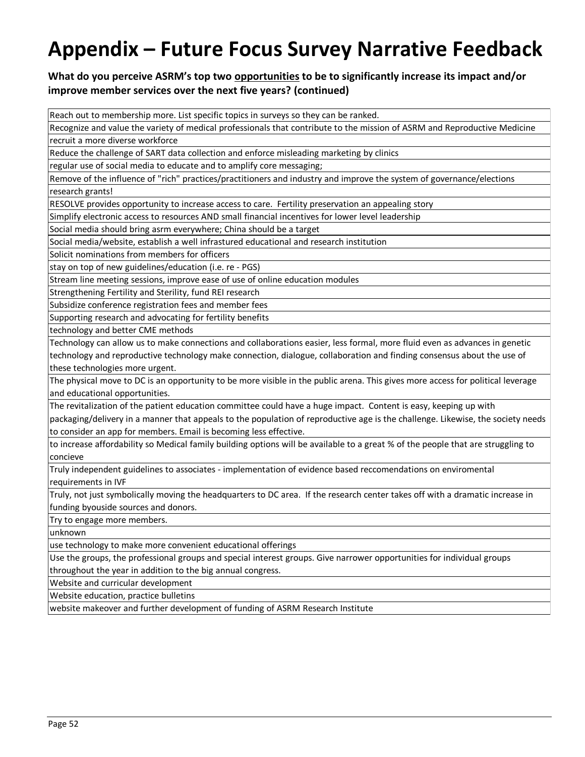# Appendix – Future Focus Survey Narrative Feedback

**What do you perceive ASRM's top two opportunities to be to significantly increase its impact and/or improve member services over the next five years? (continued)**

| |
|---|
| Reach out to membership more. List specific topics in surveys so they can be ranked. |
| Recognize and value the variety of medical professionals that contribute to the mission of ASRM and Reproductive Medicine |
| recruit a more diverse workforce |
| Reduce the challenge of SART data collection and enforce misleading marketing by clinics |
| regular use of social media to educate and to amplify core messaging; |
| Remove of the influence of "rich" practices/practitioners and industry and improve the system of governance/elections |
| research grants! |
| RESOLVE provides opportunity to increase access to care. Fertility preservation an appealing story |
| Simplify electronic access to resources AND small financial incentives for lower level leadership |
| Social media should bring asrm everywhere; China should be a target |
| Social media/website, establish a well infrastured educational and research institution |
| Solicit nominations from members for officers |
| stay on top of new guidelines/education (i.e. re - PGS) |
| Stream line meeting sessions, improve ease of use of online education modules |
| Strengthening Fertility and Sterility, fund REI research |
| Subsidize conference registration fees and member fees |
| Supporting research and advocating for fertility benefits |
| technology and better CME methods |
| Technology can allow us to make connections and collaborations easier, less formal, more fluid even as advances in genetic technology and reproductive technology make connection, dialogue, collaboration and finding consensus about the use of these technologies more urgent. |
| The physical move to DC is an opportunity to be more visible in the public arena. This gives more access for political leverage and educational opportunities. |
| The revitalization of the patient education committee could have a huge impact. Content is easy, keeping up with packaging/delivery in a manner that appeals to the population of reproductive age is the challenge. Likewise, the society needs to consider an app for members. Email is becoming less effective. |
| to increase affordability so Medical family building options will be available to a great % of the people that are struggling to concieve |
| Truly independent guidelines to associates - implementation of evidence based reccomendations on enviromental requirements in IVF |
| Truly, not just symbolically moving the headquarters to DC area. If the research center takes off with a dramatic increase in funding byouside sources and donors. |
| Try to engage more members. |
| unknown |
| use technology to make more convenient educational offerings |
| Use the groups, the professional groups and special interest groups. Give narrower opportunities for individual groups throughout the year in addition to the big annual congress. |
| Website and curricular development |
| Website education, practice bulletins |
| website makeover and further development of funding of ASRM Research Institute |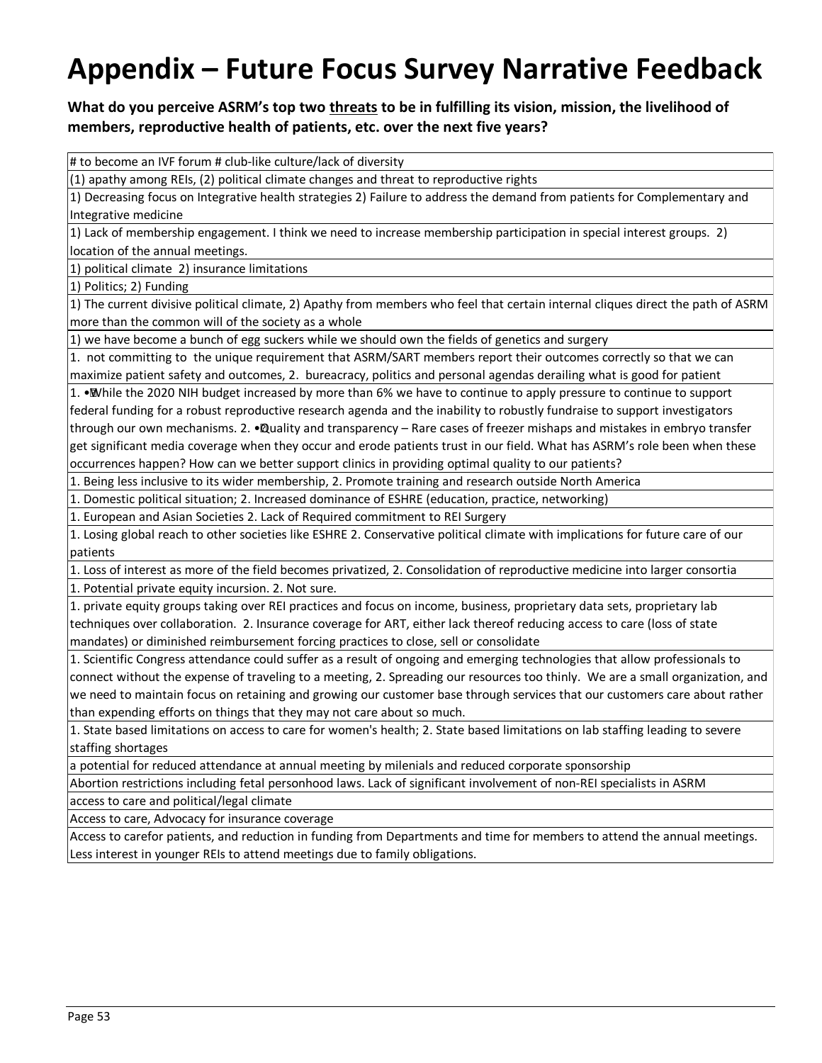# Appendix – Future Focus Survey Narrative Feedback

**What do you perceive ASRM's top two threats to be in fulfilling its vision, mission, the livelihood of members, reproductive health of patients, etc. over the next five years?**

| |
|---|
| # to become an IVF forum # club-like culture/lack of diversity |
| (1) apathy among REIs, (2) political climate changes and threat to reproductive rights |
| 1) Decreasing focus on Integrative health strategies 2) Failure to address the demand from patients for Complementary and Integrative medicine |
| 1) Lack of membership engagement. I think we need to increase membership participation in special interest groups. 2) location of the annual meetings. |
| 1) political climate 2) insurance limitations |
| 1) Politics; 2) Funding |
| 1) The current divisive political climate, 2) Apathy from members who feel that certain internal cliques direct the path of ASRM more than the common will of the society as a whole |
| 1) we have become a bunch of egg suckers while we should own the fields of genetics and surgery |
| 1. not committing to the unique requirement that ASRM/SART members report their outcomes correctly so that we can maximize patient safety and outcomes, 2. bureacracy, politics and personal agendas derailing what is good for patient |
| 1. • While the 2020 NIH budget increased by more than 6% we have to continue to apply pressure to continue to support federal funding for a robust reproductive research agenda and the inability to robustly fundraise to support investigators through our own mechanisms. 2. • Quality and transparency – Rare cases of freezer mishaps and mistakes in embryo transfer get significant media coverage when they occur and erode patients trust in our field. What has ASRM's role been when these occurrences happen? How can we better support clinics in providing optimal quality to our patients? |
| 1. Being less inclusive to its wider membership, 2. Promote training and research outside North America |
| 1. Domestic political situation; 2. Increased dominance of ESHRE (education, practice, networking) |
| 1. European and Asian Societies 2. Lack of Required commitment to REI Surgery |
| 1. Losing global reach to other societies like ESHRE 2. Conservative political climate with implications for future care of our patients |
| 1. Loss of interest as more of the field becomes privatized, 2. Consolidation of reproductive medicine into larger consortia |
| 1. Potential private equity incursion. 2. Not sure. |
| 1. private equity groups taking over REI practices and focus on income, business, proprietary data sets, proprietary lab techniques over collaboration. 2. Insurance coverage for ART, either lack thereof reducing access to care (loss of state mandates) or diminished reimbursement forcing practices to close, sell or consolidate |
| 1. Scientific Congress attendance could suffer as a result of ongoing and emerging technologies that allow professionals to connect without the expense of traveling to a meeting, 2. Spreading our resources too thinly. We are a small organization, and we need to maintain focus on retaining and growing our customer base through services that our customers care about rather than expending efforts on things that they may not care about so much. |
| 1. State based limitations on access to care for women's health; 2. State based limitations on lab staffing leading to severe staffing shortages |
| a potential for reduced attendance at annual meeting by milenials and reduced corporate sponsorship |
| Abortion restrictions including fetal personhood laws. Lack of significant involvement of non-REI specialists in ASRM |
| access to care and political/legal climate |
| Access to care, Advocacy for insurance coverage |
| Access to carefor patients, and reduction in funding from Departments and time for members to attend the annual meetings. Less interest in younger REIs to attend meetings due to family obligations. |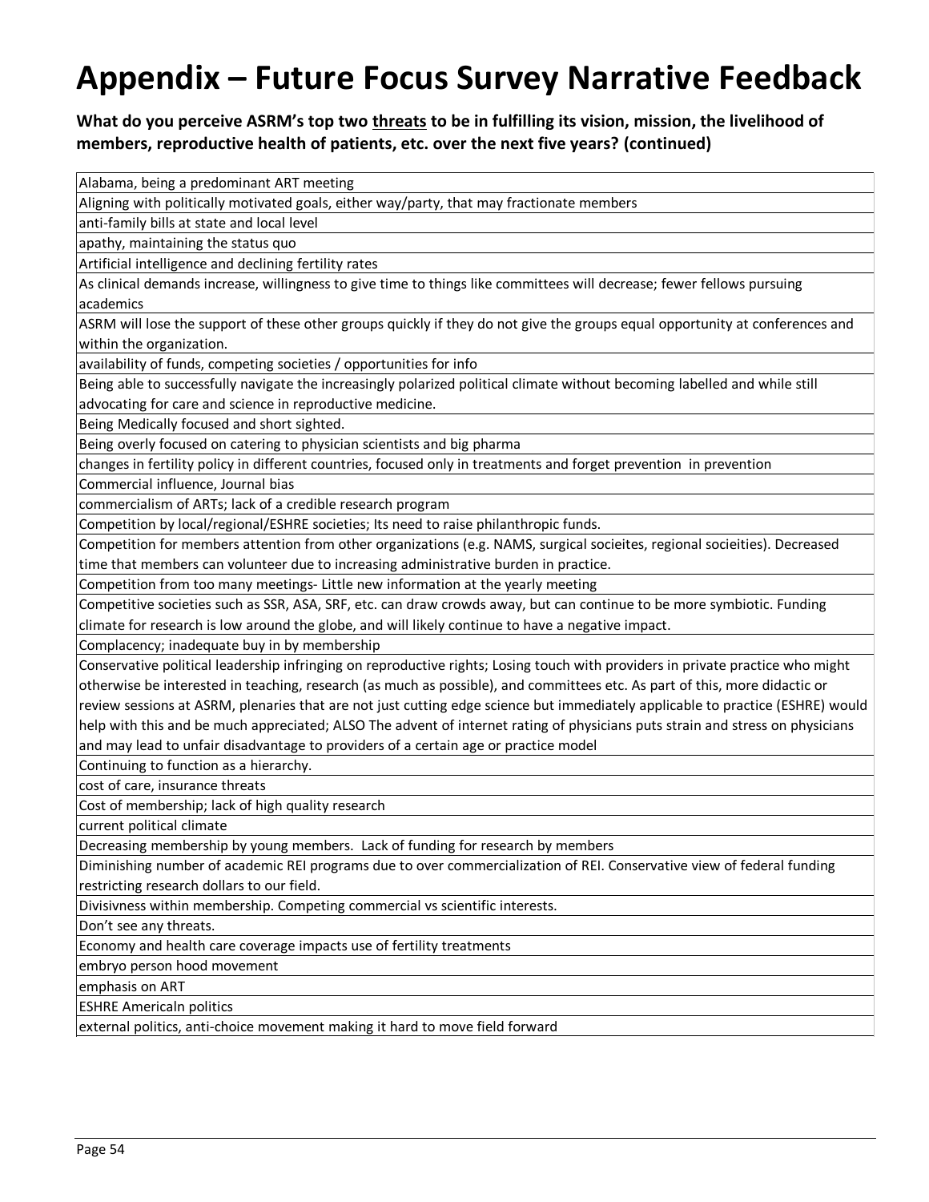# Appendix – Future Focus Survey Narrative Feedback

**What do you perceive ASRM's top two <u>threats</u> to be in fulfilling its vision, mission, the livelihood of members, reproductive health of patients, etc. over the next five years? (continued)**

| |
|---|
| Alabama, being a predominant ART meeting |
| Aligning with politically motivated goals, either way/party, that may fractionate members |
| anti-family bills at state and local level |
| apathy, maintaining the status quo |
| Artificial intelligence and declining fertility rates |
| As clinical demands increase, willingness to give time to things like committees will decrease; fewer fellows pursuing academics |
| ASRM will lose the support of these other groups quickly if they do not give the groups equal opportunity at conferences and within the organization. |
| availability of funds, competing societies / opportunities for info |
| Being able to successfully navigate the increasingly polarized political climate without becoming labelled and while still advocating for care and science in reproductive medicine. |
| Being Medically focused and short sighted. |
| Being overly focused on catering to physician scientists and big pharma |
| changes in fertility policy in different countries, focused only in treatments and forget prevention  in prevention |
| Commercial influence, Journal bias |
| commercialism of ARTs; lack of a credible research program |
| Competition by local/regional/ESHRE societies; Its need to raise philanthropic funds. |
| Competition for members attention from other organizations (e.g. NAMS, surgical socieites, regional socieities). Decreased time that members can volunteer due to increasing administrative burden in practice. |
| Competition from too many meetings- Little new information at the yearly meeting |
| Competitive societies such as SSR, ASA, SRF, etc. can draw crowds away, but can continue to be more symbiotic. Funding climate for research is low around the globe, and will likely continue to have a negative impact. |
| Complacency; inadequate buy in by membership |
| Conservative political leadership infringing on reproductive rights; Losing touch with providers in private practice who might otherwise be interested in teaching, research (as much as possible), and committees etc. As part of this, more didactic or review sessions at ASRM, plenaries that are not just cutting edge science but immediately applicable to practice (ESHRE) would help with this and be much appreciated; ALSO The advent of internet rating of physicians puts strain and stress on physicians and may lead to unfair disadvantage to providers of a certain age or practice model |
| Continuing to function as a hierarchy. |
| cost of care, insurance threats |
| Cost of membership; lack of high quality research |
| current political climate |
| Decreasing membership by young members.  Lack of funding for research by members |
| Diminishing number of academic REI programs due to over commercialization of REI. Conservative view of federal funding restricting research dollars to our field. |
| Divisivness within membership. Competing commercial vs scientific interests. |
| Don't see any threats. |
| Economy and health care coverage impacts use of fertility treatments |
| embryo person hood movement |
| emphasis on ART |
| ESHRE Americaln politics |
| external politics, anti-choice movement making it hard to move field forward |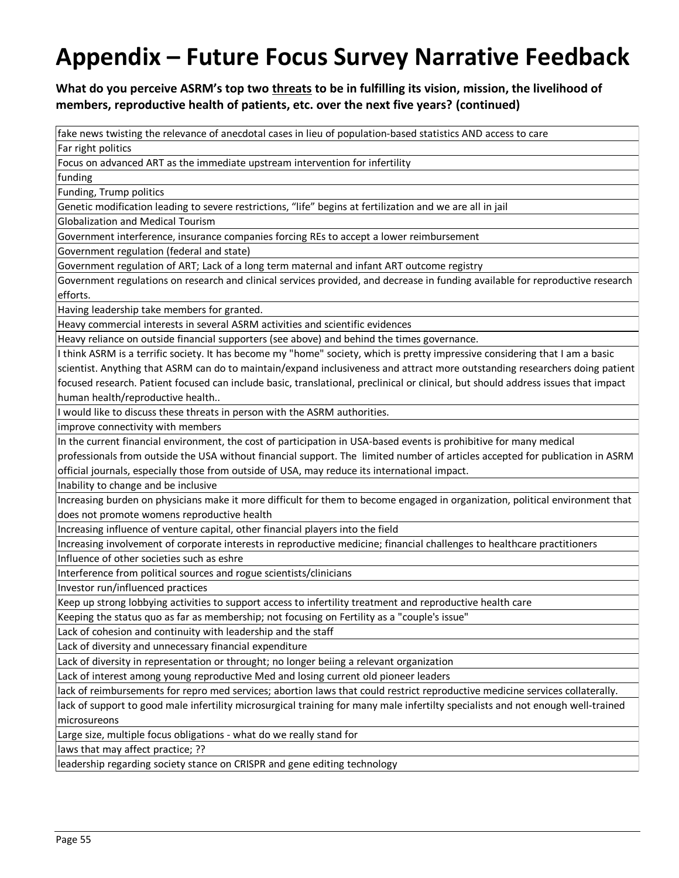# Appendix – Future Focus Survey Narrative Feedback

**What do you perceive ASRM's top two <u>threats</u> to be in fulfilling its vision, mission, the livelihood of members, reproductive health of patients, etc. over the next five years? (continued)**

| |
|---|
| fake news twisting the relevance of anecdotal cases in lieu of population-based statistics AND access to care |
| Far right politics |
| Focus on advanced ART as the immediate upstream intervention for infertility |
| funding |
| Funding, Trump politics |
| Genetic modification leading to severe restrictions, "life" begins at fertilization and we are all in jail |
| Globalization and Medical Tourism |
| Government interference, insurance companies forcing REs to accept a lower reimbursement |
| Government regulation (federal and state) |
| Government regulation of ART; Lack of a long term maternal and infant ART outcome registry |
| Government regulations on research and clinical services provided, and decrease in funding available for reproductive research efforts. |
| Having leadership take members for granted. |
| Heavy commercial interests in several ASRM activities and scientific evidences |
| Heavy reliance on outside financial supporters (see above) and behind the times governance. |
| I think ASRM is a terrific society. It has become my "home" society, which is pretty impressive considering that I am a basic scientist. Anything that ASRM can do to maintain/expand inclusiveness and attract more outstanding researchers doing patient focused research. Patient focused can include basic, translational, preclinical or clinical, but should address issues that impact human health/reproductive health.. |
| I would like to discuss these threats in person with the ASRM authorities. |
| improve connectivity with members |
| In the current financial environment, the cost of participation in USA-based events is prohibitive for many medical professionals from outside the USA without financial support. The limited number of articles accepted for publication in ASRM official journals, especially those from outside of USA, may reduce its international impact. |
| Inability to change and be inclusive |
| Increasing burden on physicians make it more difficult for them to become engaged in organization, political environment that does not promote womens reproductive health |
| Increasing influence of venture capital, other financial players into the field |
| Increasing involvement of corporate interests in reproductive medicine; financial challenges to healthcare practitioners |
| Influence of other societies such as eshre |
| Interference from political sources and rogue scientists/clinicians |
| Investor run/influenced practices |
| Keep up strong lobbying activities to support access to infertility treatment and reproductive health care |
| Keeping the status quo as far as membership; not focusing on Fertility as a "couple's issue" |
| Lack of cohesion and continuity with leadership and the staff |
| Lack of diversity and unnecessary financial expenditure |
| Lack of diversity in representation or throught; no longer beiing a relevant organization |
| Lack of interest among young reproductive Med and losing current old pioneer leaders |
| lack of reimbursements for repro med services; abortion laws that could restrict reproductive medicine services collaterally. |
| lack of support to good male infertility microsurgical training for many male infertilty specialists and not enough well-trained microsureons |
| Large size, multiple focus obligations - what do we really stand for |
| laws that may affect practice; ?? |
| leadership regarding society stance on CRISPR and gene editing technology |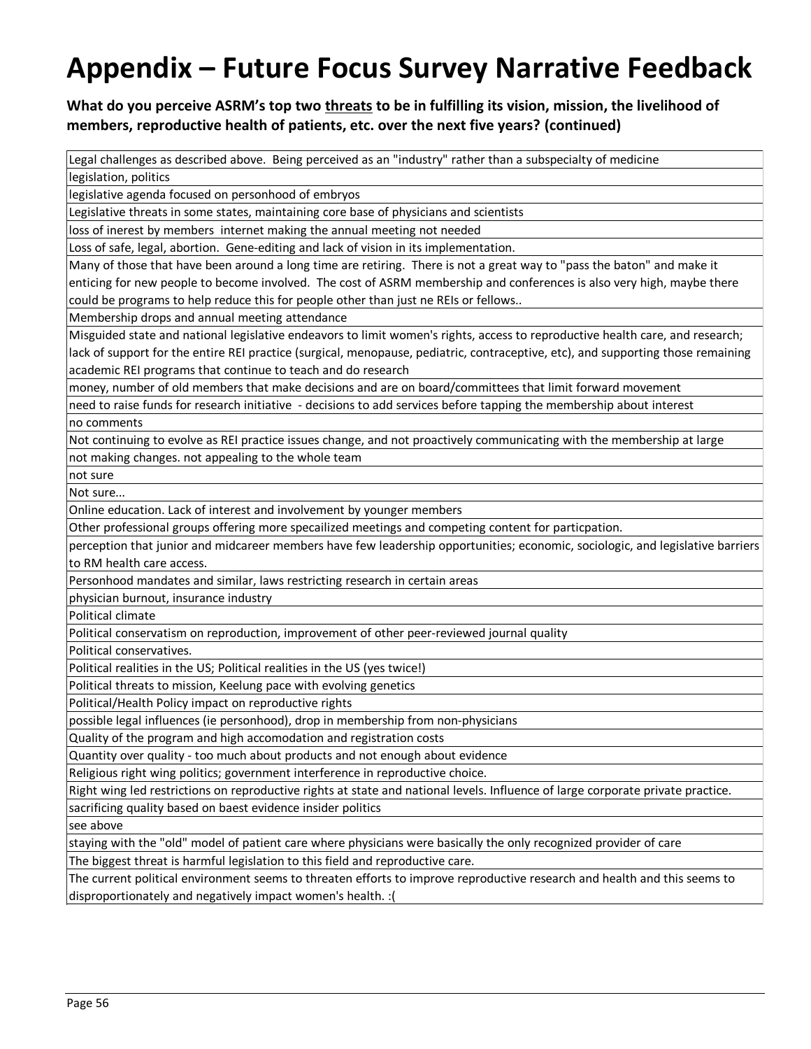# Appendix – Future Focus Survey Narrative Feedback

**What do you perceive ASRM's top two threats to be in fulfilling its vision, mission, the livelihood of members, reproductive health of patients, etc. over the next five years? (continued)**

| |
|---|
| Legal challenges as described above. Being perceived as an "industry" rather than a subspecialty of medicine |
| legislation, politics |
| legislative agenda focused on personhood of embryos |
| Legislative threats in some states, maintaining core base of physicians and scientists |
| loss of inerest by members internet making the annual meeting not needed |
| Loss of safe, legal, abortion. Gene-editing and lack of vision in its implementation. |
| Many of those that have been around a long time are retiring. There is not a great way to "pass the baton" and make it enticing for new people to become involved. The cost of ASRM membership and conferences is also very high, maybe there could be programs to help reduce this for people other than just ne REIs or fellows.. |
| Membership drops and annual meeting attendance |
| Misguided state and national legislative endeavors to limit women's rights, access to reproductive health care, and research; lack of support for the entire REI practice (surgical, menopause, pediatric, contraceptive, etc), and supporting those remaining academic REI programs that continue to teach and do research |
| money, number of old members that make decisions and are on board/committees that limit forward movement |
| need to raise funds for research initiative - decisions to add services before tapping the membership about interest |
| no comments |
| Not continuing to evolve as REI practice issues change, and not proactively communicating with the membership at large |
| not making changes. not appealing to the whole team |
| not sure |
| Not sure... |
| Online education. Lack of interest and involvement by younger members |
| Other professional groups offering more specailized meetings and competing content for particpation. |
| perception that junior and midcareer members have few leadership opportunities; economic, sociologic, and legislative barriers to RM health care access. |
| Personhood mandates and similar, laws restricting research in certain areas |
| physician burnout, insurance industry |
| Political climate |
| Political conservatism on reproduction, improvement of other peer-reviewed journal quality |
| Political conservatives. |
| Political realities in the US; Political realities in the US (yes twice!) |
| Political threats to mission, Keelung pace with evolving genetics |
| Political/Health Policy impact on reproductive rights |
| possible legal influences (ie personhood), drop in membership from non-physicians |
| Quality of the program and high accomodation and registration costs |
| Quantity over quality - too much about products and not enough about evidence |
| Religious right wing politics; government interference in reproductive choice. |
| Right wing led restrictions on reproductive rights at state and national levels. Influence of large corporate private practice. |
| sacrificing quality based on baest evidence insider politics |
| see above |
| staying with the "old" model of patient care where physicians were basically the only recognized provider of care |
| The biggest threat is harmful legislation to this field and reproductive care. |
| The current political environment seems to threaten efforts to improve reproductive research and health and this seems to disproportionately and negatively impact women's health. :( |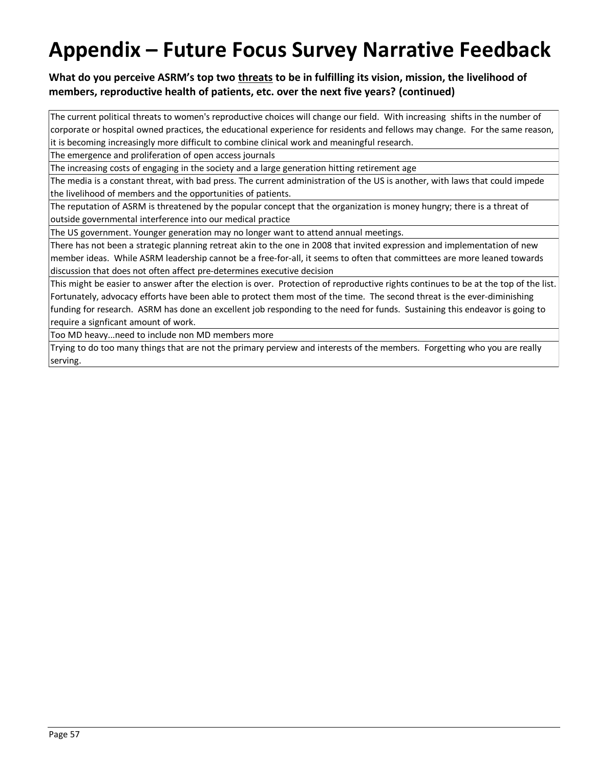# Appendix – Future Focus Survey Narrative Feedback

**What do you perceive ASRM's top two <u>threats</u> to be in fulfilling its vision, mission, the livelihood of members, reproductive health of patients, etc. over the next five years? (continued)**

| |
|---|
| The current political threats to women's reproductive choices will change our field. With increasing shifts in the number of corporate or hospital owned practices, the educational experience for residents and fellows may change. For the same reason, it is becoming increasingly more difficult to combine clinical work and meaningful research. |
| The emergence and proliferation of open access journals |
| The increasing costs of engaging in the society and a large generation hitting retirement age |
| The media is a constant threat, with bad press. The current administration of the US is another, with laws that could impede the livelihood of members and the opportunities of patients. |
| The reputation of ASRM is threatened by the popular concept that the organization is money hungry; there is a threat of outside governmental interference into our medical practice |
| The US government. Younger generation may no longer want to attend annual meetings. |
| There has not been a strategic planning retreat akin to the one in 2008 that invited expression and implementation of new member ideas. While ASRM leadership cannot be a free-for-all, it seems to often that committees are more leaned towards discussion that does not often affect pre-determines executive decision |
| This might be easier to answer after the election is over. Protection of reproductive rights continues to be at the top of the list. Fortunately, advocacy efforts have been able to protect them most of the time. The second threat is the ever-diminishing funding for research. ASRM has done an excellent job responding to the need for funds. Sustaining this endeavor is going to require a signficant amount of work. |
| Too MD heavy...need to include non MD members more |
| Trying to do too many things that are not the primary perview and interests of the members. Forgetting who you are really serving. |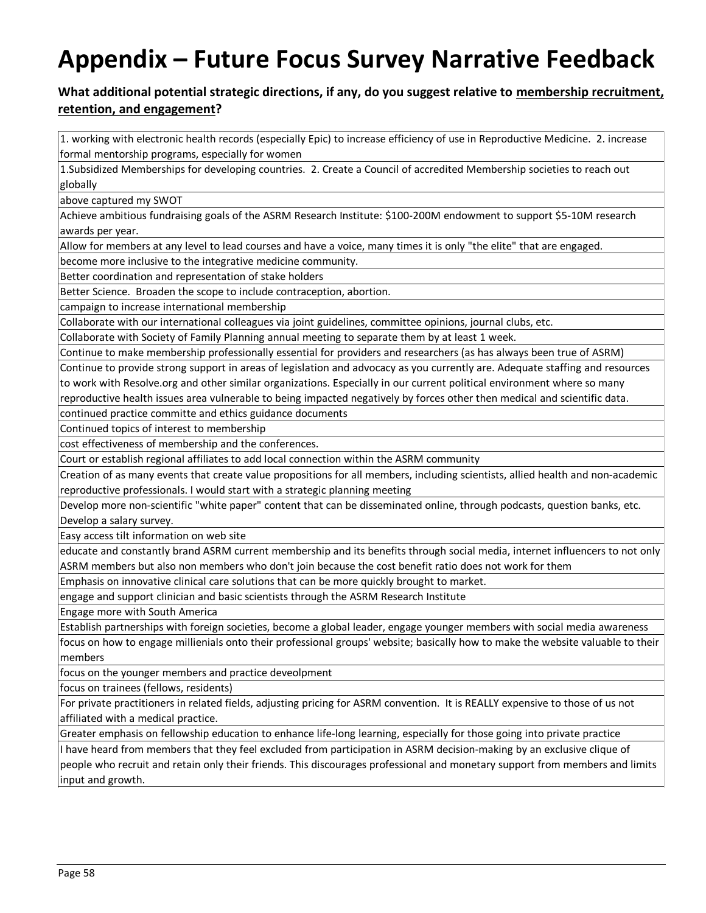# Appendix – Future Focus Survey Narrative Feedback

**What additional potential strategic directions, if any, do you suggest relative to <u>membership recruitment, retention, and engagement</u>?**

| |
|---|
| 1. working with electronic health records (especially Epic) to increase efficiency of use in Reproductive Medicine. 2. increase formal mentorship programs, especially for women |
| 1.Subsidized Memberships for developing countries. 2. Create a Council of accredited Membership societies to reach out globally |
| above captured my SWOT |
| Achieve ambitious fundraising goals of the ASRM Research Institute: $100-200M endowment to support $5-10M research awards per year. |
| Allow for members at any level to lead courses and have a voice, many times it is only "the elite" that are engaged. |
| become more inclusive to the integrative medicine community. |
| Better coordination and representation of stake holders |
| Better Science. Broaden the scope to include contraception, abortion. |
| campaign to increase international membership |
| Collaborate with our international colleagues via joint guidelines, committee opinions, journal clubs, etc. |
| Collaborate with Society of Family Planning annual meeting to separate them by at least 1 week. |
| Continue to make membership professionally essential for providers and researchers (as has always been true of ASRM) |
| Continue to provide strong support in areas of legislation and advocacy as you currently are. Adequate staffing and resources to work with Resolve.org and other similar organizations. Especially in our current political environment where so many reproductive health issues area vulnerable to being impacted negatively by forces other then medical and scientific data. |
| continued practice committe and ethics guidance documents |
| Continued topics of interest to membership |
| cost effectiveness of membership and the conferences. |
| Court or establish regional affiliates to add local connection within the ASRM community |
| Creation of as many events that create value propositions for all members, including scientists, allied health and non-academic reproductive professionals. I would start with a strategic planning meeting |
| Develop more non-scientific "white paper" content that can be disseminated online, through podcasts, question banks, etc. Develop a salary survey. |
| Easy access tilt information on web site |
| educate and constantly brand ASRM current membership and its benefits through social media, internet influencers to not only ASRM members but also non members who don't join because the cost benefit ratio does not work for them |
| Emphasis on innovative clinical care solutions that can be more quickly brought to market. |
| engage and support clinician and basic scientists through the ASRM Research Institute |
| Engage more with South America |
| Establish partnerships with foreign societies, become a global leader, engage younger members with social media awareness |
| focus on how to engage millienials onto their professional groups' website; basically how to make the website valuable to their members |
| focus on the younger members and practice deveolpment |
| focus on trainees (fellows, residents) |
| For private practitioners in related fields, adjusting pricing for ASRM convention. It is REALLY expensive to those of us not affiliated with a medical practice. |
| Greater emphasis on fellowship education to enhance life-long learning, especially for those going into private practice |
| I have heard from members that they feel excluded from participation in ASRM decision-making by an exclusive clique of people who recruit and retain only their friends. This discourages professional and monetary support from members and limits input and growth. |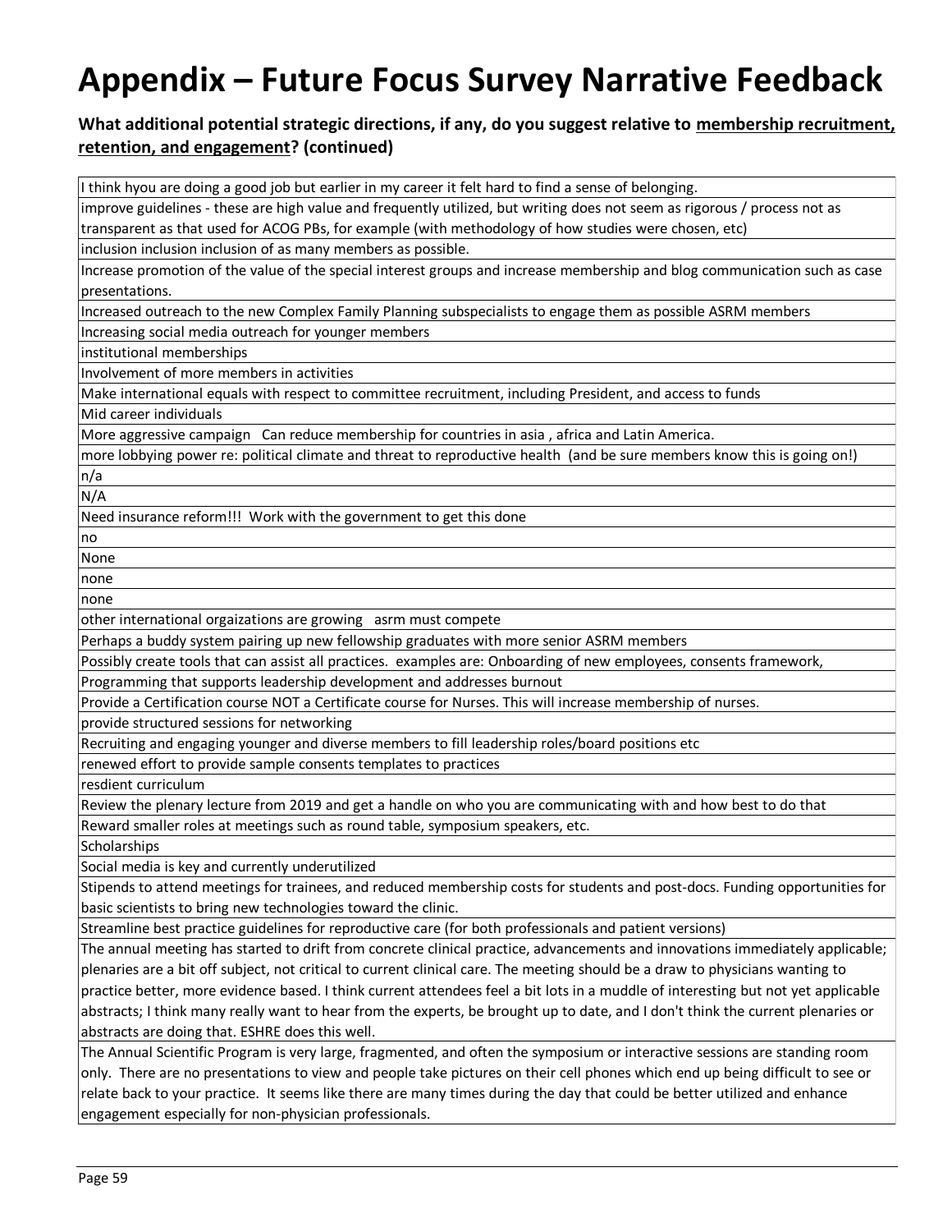# Appendix – Future Focus Survey Narrative Feedback

**What additional potential strategic directions, if any, do you suggest relative to <u>membership recruitment, retention, and engagement</u>? (continued)**

| |
|---|
| I think hyou are doing a good job but earlier in my career it felt hard to find a sense of belonging. |
| improve guidelines - these are high value and frequently utilized, but writing does not seem as rigorous / process not as transparent as that used for ACOG PBs, for example (with methodology of how studies were chosen, etc) |
| inclusion inclusion inclusion of as many members as possible. |
| Increase promotion of the value of the special interest groups and increase membership and blog communication such as case presentations. |
| Increased outreach to the new Complex Family Planning subspecialists to engage them as possible ASRM members |
| Increasing social media outreach for younger members |
| institutional memberships |
| Involvement of more members in activities |
| Make international equals with respect to committee recruitment, including President, and access to funds |
| Mid career individuals |
| More aggressive campaign   Can reduce membership for countries in asia , africa and Latin America. |
| more lobbying power re: political climate and threat to reproductive health  (and be sure members know this is going on!) |
| n/a |
| N/A |
| Need insurance reform!!!  Work with the government to get this done |
| no |
| None |
| none |
| none |
| other international orgaizations are growing   asrm must compete |
| Perhaps a buddy system pairing up new fellowship graduates with more senior ASRM members |
| Possibly create tools that can assist all practices.  examples are: Onboarding of new employees, consents framework, |
| Programming that supports leadership development and addresses burnout |
| Provide a Certification course NOT a Certificate course for Nurses. This will increase membership of nurses. |
| provide structured sessions for networking |
| Recruiting and engaging younger and diverse members to fill leadership roles/board positions etc |
| renewed effort to provide sample consents templates to practices |
| resdient curriculum |
| Review the plenary lecture from 2019 and get a handle on who you are communicating with and how best to do that |
| Reward smaller roles at meetings such as round table, symposium speakers, etc. |
| Scholarships |
| Social media is key and currently underutilized |
| Stipends to attend meetings for trainees, and reduced membership costs for students and post-docs. Funding opportunities for basic scientists to bring new technologies toward the clinic. |
| Streamline best practice guidelines for reproductive care (for both professionals and patient versions) |
| The annual meeting has started to drift from concrete clinical practice, advancements and innovations immediately applicable; plenaries are a bit off subject, not critical to current clinical care. The meeting should be a draw to physicians wanting to practice better, more evidence based. I think current attendees feel a bit lots in a muddle of interesting but not yet applicable abstracts; I think many really want to hear from the experts, be brought up to date, and I don't think the current plenaries or abstracts are doing that. ESHRE does this well. |
| The Annual Scientific Program is very large, fragmented, and often the symposium or interactive sessions are standing room only.  There are no presentations to view and people take pictures on their cell phones which end up being difficult to see or relate back to your practice.  It seems like there are many times during the day that could be better utilized and enhance engagement especially for non-physician professionals. |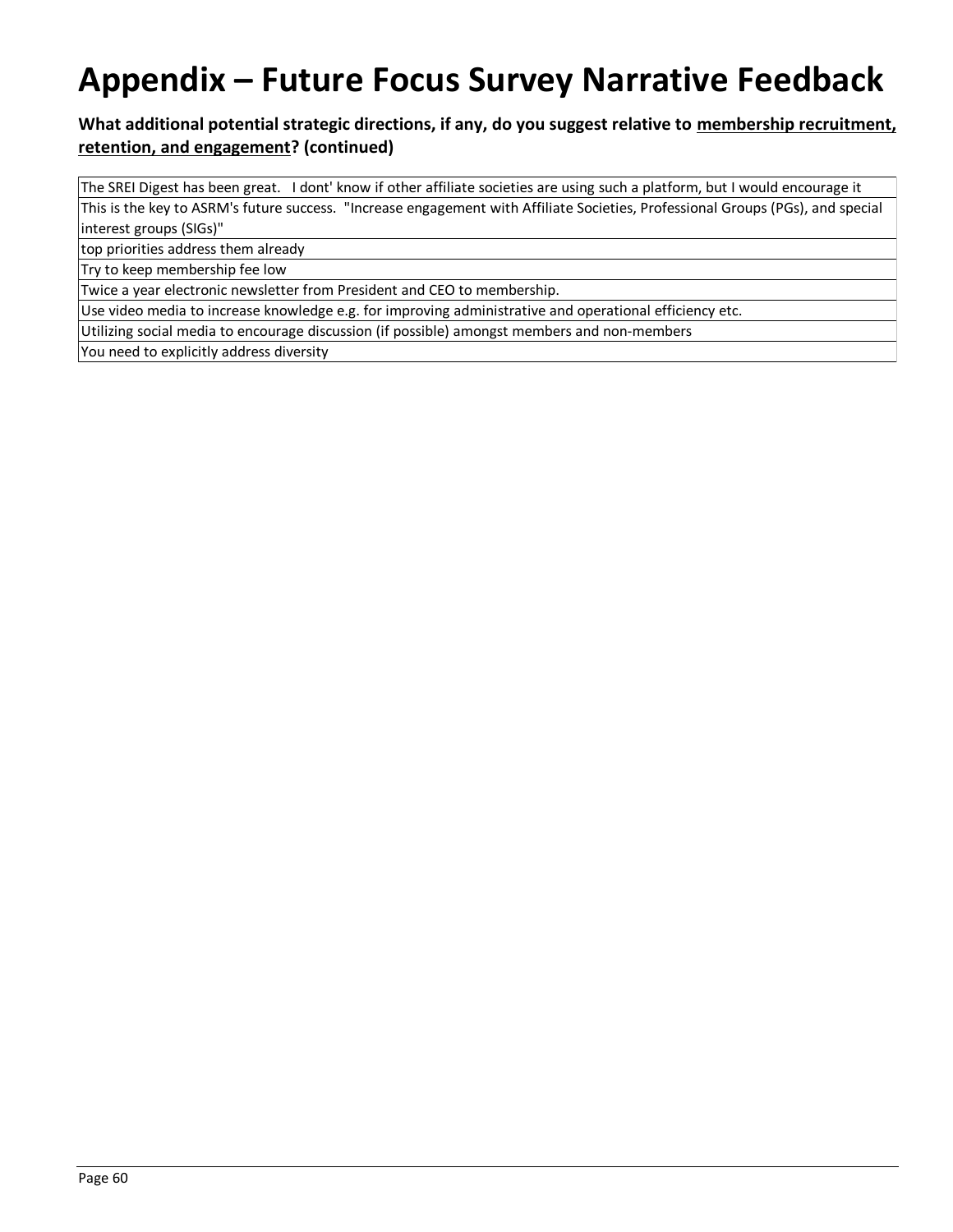# Appendix – Future Focus Survey Narrative Feedback

**What additional potential strategic directions, if any, do you suggest relative to <u>membership recruitment, retention, and engagement</u>? (continued)**

| |
|---|
| The SREI Digest has been great. I dont' know if other affiliate societies are using such a platform, but I would encourage it |
| This is the key to ASRM's future success. "Increase engagement with Affiliate Societies, Professional Groups (PGs), and special interest groups (SIGs)" |
| top priorities address them already |
| Try to keep membership fee low |
| Twice a year electronic newsletter from President and CEO to membership. |
| Use video media to increase knowledge e.g. for improving administrative and operational efficiency etc. |
| Utilizing social media to encourage discussion (if possible) amongst members and non-members |
| You need to explicitly address diversity |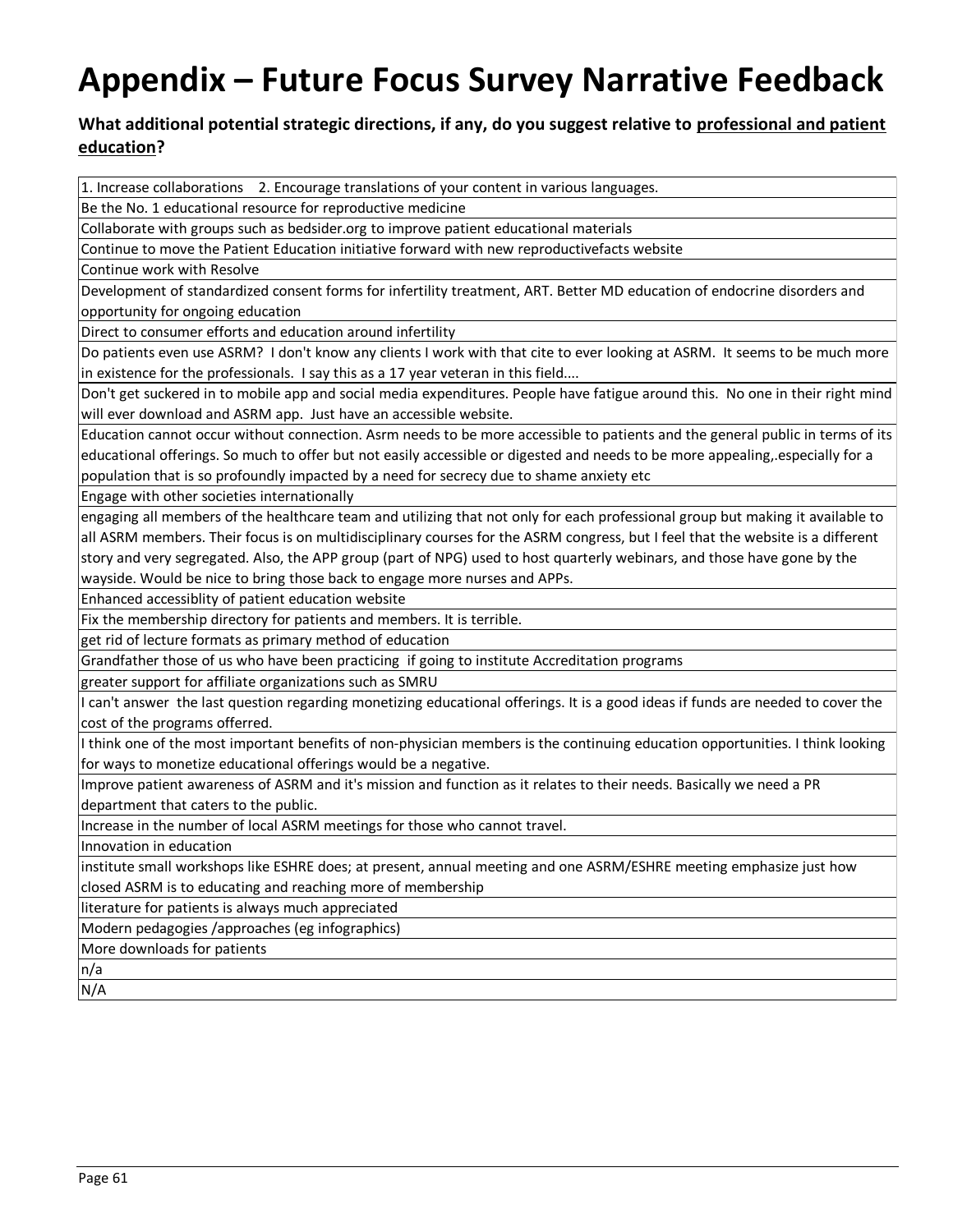# Appendix – Future Focus Survey Narrative Feedback

**What additional potential strategic directions, if any, do you suggest relative to <u>professional and patient education</u>?**

| |
|---|
| 1. Increase collaborations 2. Encourage translations of your content in various languages. |
| Be the No. 1 educational resource for reproductive medicine |
| Collaborate with groups such as bedsider.org to improve patient educational materials |
| Continue to move the Patient Education initiative forward with new reproductivefacts website |
| Continue work with Resolve |
| Development of standardized consent forms for infertility treatment, ART. Better MD education of endocrine disorders and opportunity for ongoing education |
| Direct to consumer efforts and education around infertility |
| Do patients even use ASRM? I don't know any clients I work with that cite to ever looking at ASRM. It seems to be much more in existence for the professionals. I say this as a 17 year veteran in this field.... |
| Don't get suckered in to mobile app and social media expenditures. People have fatigue around this. No one in their right mind will ever download and ASRM app. Just have an accessible website. |
| Education cannot occur without connection. Asrm needs to be more accessible to patients and the general public in terms of its educational offerings. So much to offer but not easily accessible or digested and needs to be more appealing,.especially for a population that is so profoundly impacted by a need for secrecy due to shame anxiety etc |
| Engage with other societies internationally |
| engaging all members of the healthcare team and utilizing that not only for each professional group but making it available to all ASRM members. Their focus is on multidisciplinary courses for the ASRM congress, but I feel that the website is a different story and very segregated. Also, the APP group (part of NPG) used to host quarterly webinars, and those have gone by the wayside. Would be nice to bring those back to engage more nurses and APPs. |
| Enhanced accessiblity of patient education website |
| Fix the membership directory for patients and members. It is terrible. |
| get rid of lecture formats as primary method of education |
| Grandfather those of us who have been practicing if going to institute Accreditation programs |
| greater support for affiliate organizations such as SMRU |
| I can't answer the last question regarding monetizing educational offerings. It is a good ideas if funds are needed to cover the cost of the programs offerred. |
| I think one of the most important benefits of non-physician members is the continuing education opportunities. I think looking for ways to monetize educational offerings would be a negative. |
| Improve patient awareness of ASRM and it's mission and function as it relates to their needs. Basically we need a PR department that caters to the public. |
| Increase in the number of local ASRM meetings for those who cannot travel. |
| Innovation in education |
| institute small workshops like ESHRE does; at present, annual meeting and one ASRM/ESHRE meeting emphasize just how closed ASRM is to educating and reaching more of membership |
| literature for patients is always much appreciated |
| Modern pedagogies /approaches (eg infographics) |
| More downloads for patients |
| n/a |
| N/A |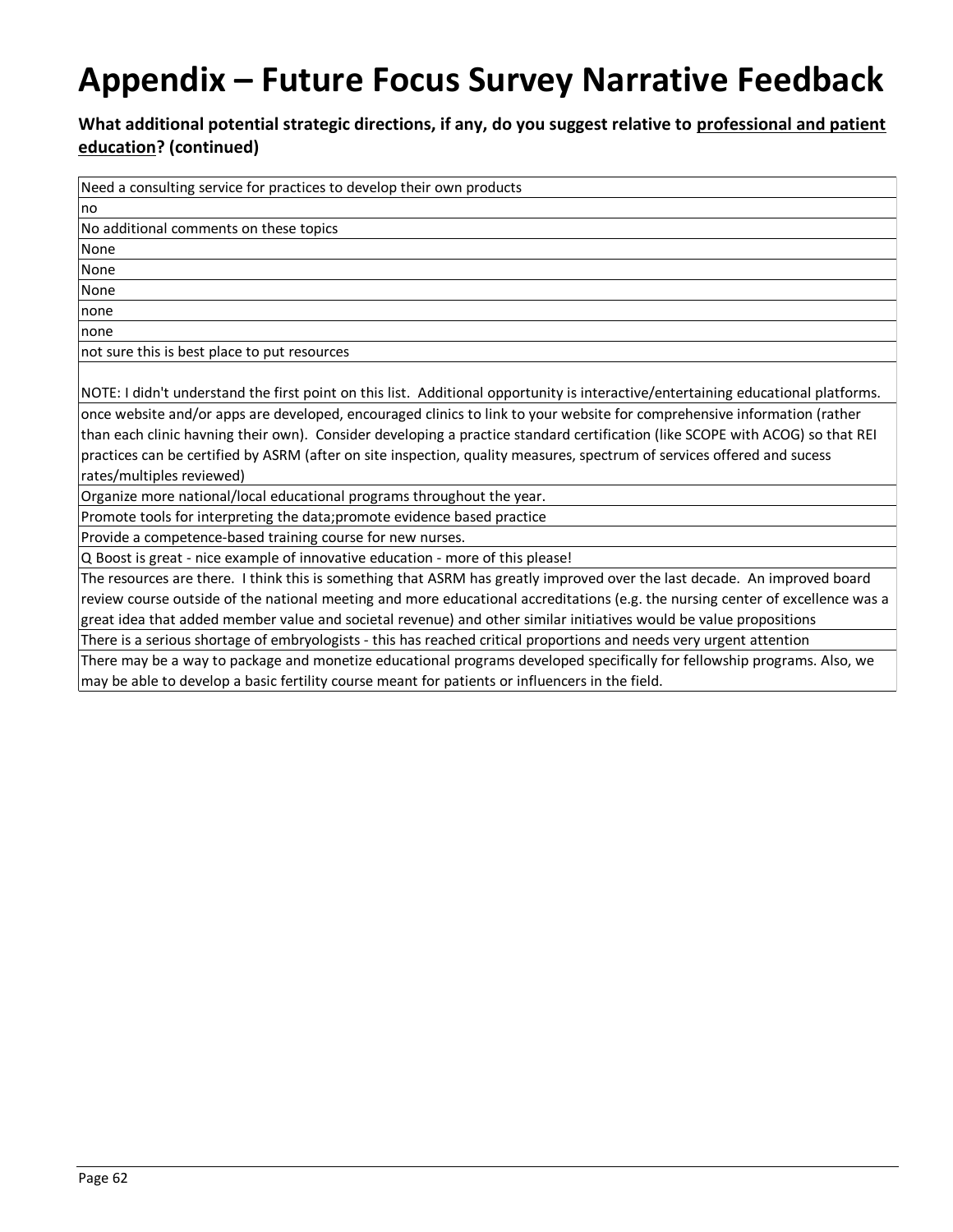# Appendix – Future Focus Survey Narrative Feedback

**What additional potential strategic directions, if any, do you suggest relative to <u>professional and patient education</u>? (continued)**

| |
|---|
| Need a consulting service for practices to develop their own products |
| no |
| No additional comments on these topics |
| None |
| None |
| None |
| none |
| none |
| not sure this is best place to put resources |
| NOTE: I didn't understand the first point on this list. Additional opportunity is interactive/entertaining educational platforms. |
| once website and/or apps are developed, encouraged clinics to link to your website for comprehensive information (rather than each clinic havning their own). Consider developing a practice standard certification (like SCOPE with ACOG) so that REI practices can be certified by ASRM (after on site inspection, quality measures, spectrum of services offered and sucess rates/multiples reviewed) |
| Organize more national/local educational programs throughout the year. |
| Promote tools for interpreting the data;promote evidence based practice |
| Provide a competence-based training course for new nurses. |
| Q Boost is great - nice example of innovative education - more of this please! |
| The resources are there. I think this is something that ASRM has greatly improved over the last decade. An improved board review course outside of the national meeting and more educational accreditations (e.g. the nursing center of excellence was a great idea that added member value and societal revenue) and other similar initiatives would be value propositions |
| There is a serious shortage of embryologists - this has reached critical proportions and needs very urgent attention |
| There may be a way to package and monetize educational programs developed specifically for fellowship programs. Also, we may be able to develop a basic fertility course meant for patients or influencers in the field. |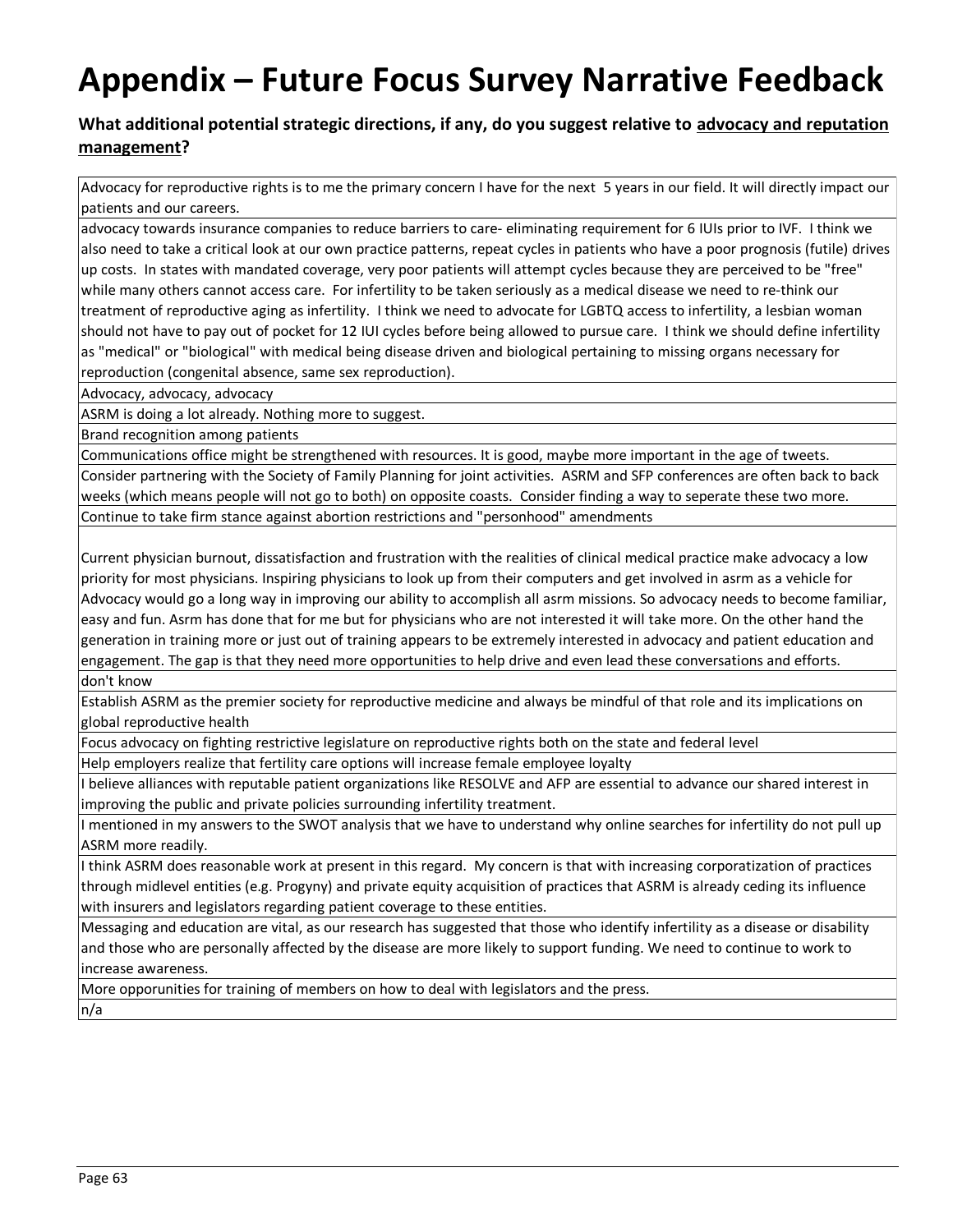# Appendix – Future Focus Survey Narrative Feedback

**What additional potential strategic directions, if any, do you suggest relative to advocacy and reputation management?**

| |
|---|
| Advocacy for reproductive rights is to me the primary concern I have for the next 5 years in our field. It will directly impact our patients and our careers. |
| advocacy towards insurance companies to reduce barriers to care- eliminating requirement for 6 IUIs prior to IVF. I think we also need to take a critical look at our own practice patterns, repeat cycles in patients who have a poor prognosis (futile) drives up costs. In states with mandated coverage, very poor patients will attempt cycles because they are perceived to be "free" while many others cannot access care. For infertility to be taken seriously as a medical disease we need to re-think our treatment of reproductive aging as infertility. I think we need to advocate for LGBTQ access to infertility, a lesbian woman should not have to pay out of pocket for 12 IUI cycles before being allowed to pursue care. I think we should define infertility as "medical" or "biological" with medical being disease driven and biological pertaining to missing organs necessary for reproduction (congenital absence, same sex reproduction). |
| Advocacy, advocacy, advocacy |
| ASRM is doing a lot already. Nothing more to suggest. |
| Brand recognition among patients |
| Communications office might be strengthened with resources. It is good, maybe more important in the age of tweets. |
| Consider partnering with the Society of Family Planning for joint activities. ASRM and SFP conferences are often back to back weeks (which means people will not go to both) on opposite coasts. Consider finding a way to seperate these two more. |
| Continue to take firm stance against abortion restrictions and "personhood" amendments |
| Current physician burnout, dissatisfaction and frustration with the realities of clinical medical practice make advocacy a low priority for most physicians. Inspiring physicians to look up from their computers and get involved in asrm as a vehicle for Advocacy would go a long way in improving our ability to accomplish all asrm missions. So advocacy needs to become familiar, easy and fun. Asrm has done that for me but for physicians who are not interested it will take more. On the other hand the generation in training more or just out of training appears to be extremely interested in advocacy and patient education and engagement. The gap is that they need more opportunities to help drive and even lead these conversations and efforts. |
| don't know |
| Establish ASRM as the premier society for reproductive medicine and always be mindful of that role and its implications on global reproductive health |
| Focus advocacy on fighting restrictive legislature on reproductive rights both on the state and federal level |
| Help employers realize that fertility care options will increase female employee loyalty |
| I believe alliances with reputable patient organizations like RESOLVE and AFP are essential to advance our shared interest in improving the public and private policies surrounding infertility treatment. |
| I mentioned in my answers to the SWOT analysis that we have to understand why online searches for infertility do not pull up ASRM more readily. |
| I think ASRM does reasonable work at present in this regard. My concern is that with increasing corporatization of practices through midlevel entities (e.g. Progyny) and private equity acquisition of practices that ASRM is already ceding its influence with insurers and legislators regarding patient coverage to these entities. |
| Messaging and education are vital, as our research has suggested that those who identify infertility as a disease or disability and those who are personally affected by the disease are more likely to support funding. We need to continue to work to increase awareness. |
| More opporunities for training of members on how to deal with legislators and the press. |
| n/a |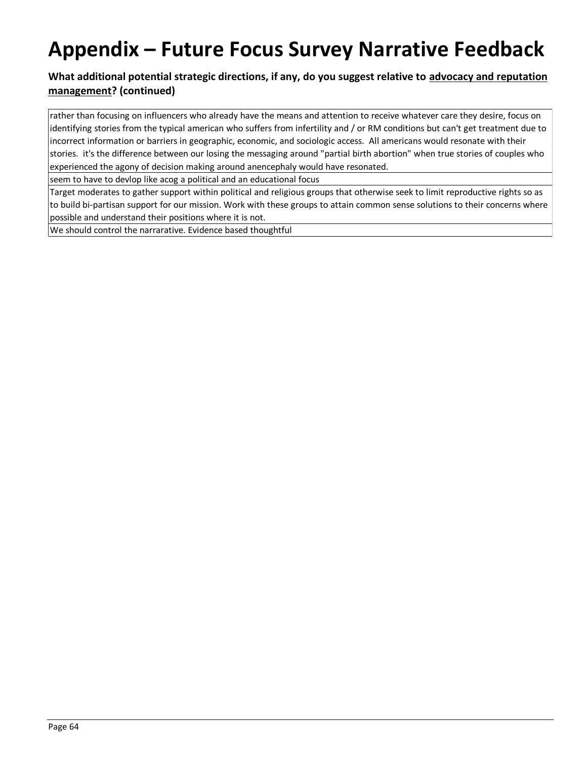# Appendix – Future Focus Survey Narrative Feedback

**What additional potential strategic directions, if any, do you suggest relative to <u>advocacy and reputation management</u>? (continued)**

| |
|---|
| rather than focusing on influencers who already have the means and attention to receive whatever care they desire, focus on identifying stories from the typical american who suffers from infertility and / or RM conditions but can't get treatment due to incorrect information or barriers in geographic, economic, and sociologic access. All americans would resonate with their stories. it's the difference between our losing the messaging around "partial birth abortion" when true stories of couples who experienced the agony of decision making around anencephaly would have resonated. |
| seem to have to devlop like acog a political and an educational focus |
| Target moderates to gather support within political and religious groups that otherwise seek to limit reproductive rights so as to build bi-partisan support for our mission. Work with these groups to attain common sense solutions to their concerns where possible and understand their positions where it is not. |
| We should control the narrarative. Evidence based thoughtful |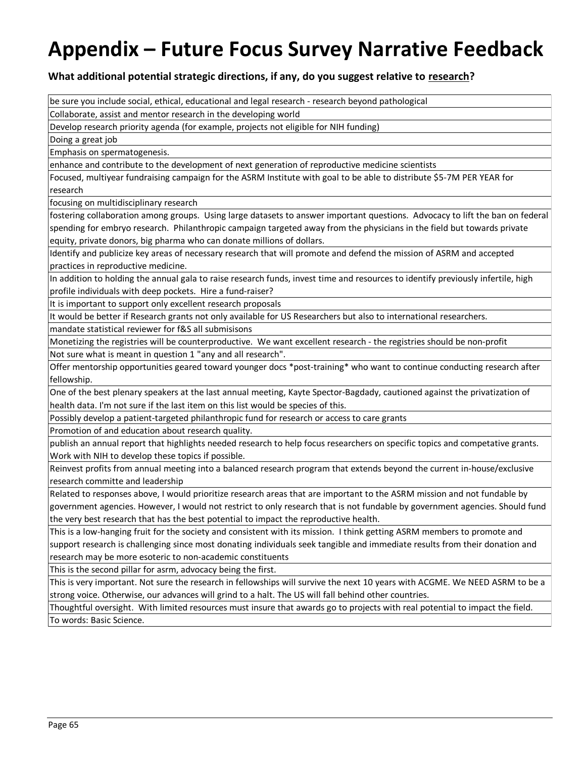# Appendix – Future Focus Survey Narrative Feedback

**What additional potential strategic directions, if any, do you suggest relative to research?**

| |
|---|
| be sure you include social, ethical, educational and legal research - research beyond pathological |
| Collaborate, assist and mentor research in the developing world |
| Develop research priority agenda (for example, projects not eligible for NIH funding) |
| Doing a great job |
| Emphasis on spermatogenesis. |
| enhance and contribute to the development of next generation of reproductive medicine scientists |
| Focused, multiyear fundraising campaign for the ASRM Institute with goal to be able to distribute $5-7M PER YEAR for research |
| focusing on multidisciplinary research |
| fostering collaboration among groups. Using large datasets to answer important questions. Advocacy to lift the ban on federal spending for embryo research. Philanthropic campaign targeted away from the physicians in the field but towards private equity, private donors, big pharma who can donate millions of dollars. |
| Identify and publicize key areas of necessary research that will promote and defend the mission of ASRM and accepted practices in reproductive medicine. |
| In addition to holding the annual gala to raise research funds, invest time and resources to identify previously infertile, high profile individuals with deep pockets. Hire a fund-raiser? |
| It is important to support only excellent research proposals |
| It would be better if Research grants not only available for US Researchers but also to international researchers. |
| mandate statistical reviewer for f&S all submisisons |
| Monetizing the registries will be counterproductive. We want excellent research - the registries should be non-profit |
| Not sure what is meant in question 1 "any and all research". |
| Offer mentorship opportunities geared toward younger docs *post-training* who want to continue conducting research after fellowship. |
| One of the best plenary speakers at the last annual meeting, Kayte Spector-Bagdady, cautioned against the privatization of health data. I'm not sure if the last item on this list would be species of this. |
| Possibly develop a patient-targeted philanthropic fund for research or access to care grants |
| Promotion of and education about research quality. |
| publish an annual report that highlights needed research to help focus researchers on specific topics and competative grants. Work with NIH to develop these topics if possible. |
| Reinvest profits from annual meeting into a balanced research program that extends beyond the current in-house/exclusive research committe and leadership |
| Related to responses above, I would prioritize research areas that are important to the ASRM mission and not fundable by government agencies. However, I would not restrict to only research that is not fundable by government agencies. Should fund the very best research that has the best potential to impact the reproductive health. |
| This is a low-hanging fruit for the society and consistent with its mission. I think getting ASRM members to promote and support research is challenging since most donating individuals seek tangible and immediate results from their donation and research may be more esoteric to non-academic constituents |
| This is the second pillar for asrm, advocacy being the first. |
| This is very important. Not sure the research in fellowships will survive the next 10 years with ACGME. We NEED ASRM to be a strong voice. Otherwise, our advances will grind to a halt. The US will fall behind other countries. |
| Thoughtful oversight. With limited resources must insure that awards go to projects with real potential to impact the field. |
| To words: Basic Science. |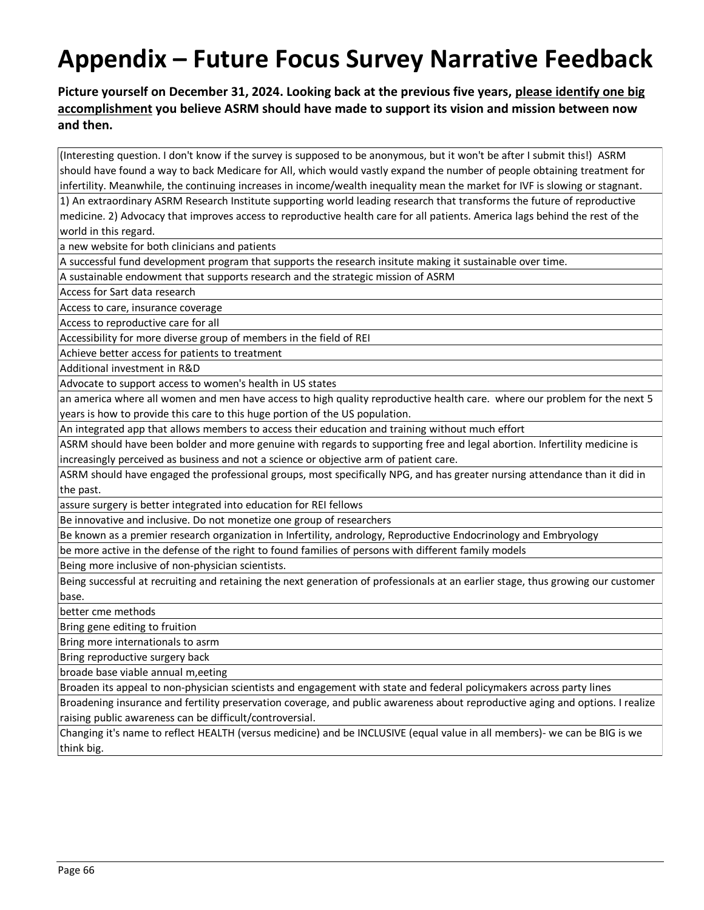# Appendix – Future Focus Survey Narrative Feedback

**Picture yourself on December 31, 2024. Looking back at the previous five years, <u>please identify one big accomplishment</u> you believe ASRM should have made to support its vision and mission between now and then.**

| |
|---|
| (Interesting question. I don't know if the survey is supposed to be anonymous, but it won't be after I submit this!) ASRM should have found a way to back Medicare for All, which would vastly expand the number of people obtaining treatment for infertility. Meanwhile, the continuing increases in income/wealth inequality mean the market for IVF is slowing or stagnant. |
| 1) An extraordinary ASRM Research Institute supporting world leading research that transforms the future of reproductive medicine. 2) Advocacy that improves access to reproductive health care for all patients. America lags behind the rest of the world in this regard. |
| a new website for both clinicians and patients |
| A successful fund development program that supports the research insitute making it sustainable over time. |
| A sustainable endowment that supports research and the strategic mission of ASRM |
| Access for Sart data research |
| Access to care, insurance coverage |
| Access to reproductive care for all |
| Accessibility for more diverse group of members in the field of REI |
| Achieve better access for patients to treatment |
| Additional investment in R&D |
| Advocate to support access to women's health in US states |
| an america where all women and men have access to high quality reproductive health care. where our problem for the next 5 years is how to provide this care to this huge portion of the US population. |
| An integrated app that allows members to access their education and training without much effort |
| ASRM should have been bolder and more genuine with regards to supporting free and legal abortion. Infertility medicine is increasingly perceived as business and not a science or objective arm of patient care. |
| ASRM should have engaged the professional groups, most specifically NPG, and has greater nursing attendance than it did in the past. |
| assure surgery is better integrated into education for REI fellows |
| Be innovative and inclusive. Do not monetize one group of researchers |
| Be known as a premier research organization in Infertility, andrology, Reproductive Endocrinology and Embryology |
| be more active in the defense of the right to found families of persons with different family models |
| Being more inclusive of non-physician scientists. |
| Being successful at recruiting and retaining the next generation of professionals at an earlier stage, thus growing our customer base. |
| better cme methods |
| Bring gene editing to fruition |
| Bring more internationals to asrm |
| Bring reproductive surgery back |
| broade base viable annual m,eeting |
| Broaden its appeal to non-physician scientists and engagement with state and federal policymakers across party lines |
| Broadening insurance and fertility preservation coverage, and public awareness about reproductive aging and options. I realize raising public awareness can be difficult/controversial. |
| Changing it's name to reflect HEALTH (versus medicine) and be INCLUSIVE (equal value in all members)- we can be BIG is we think big. |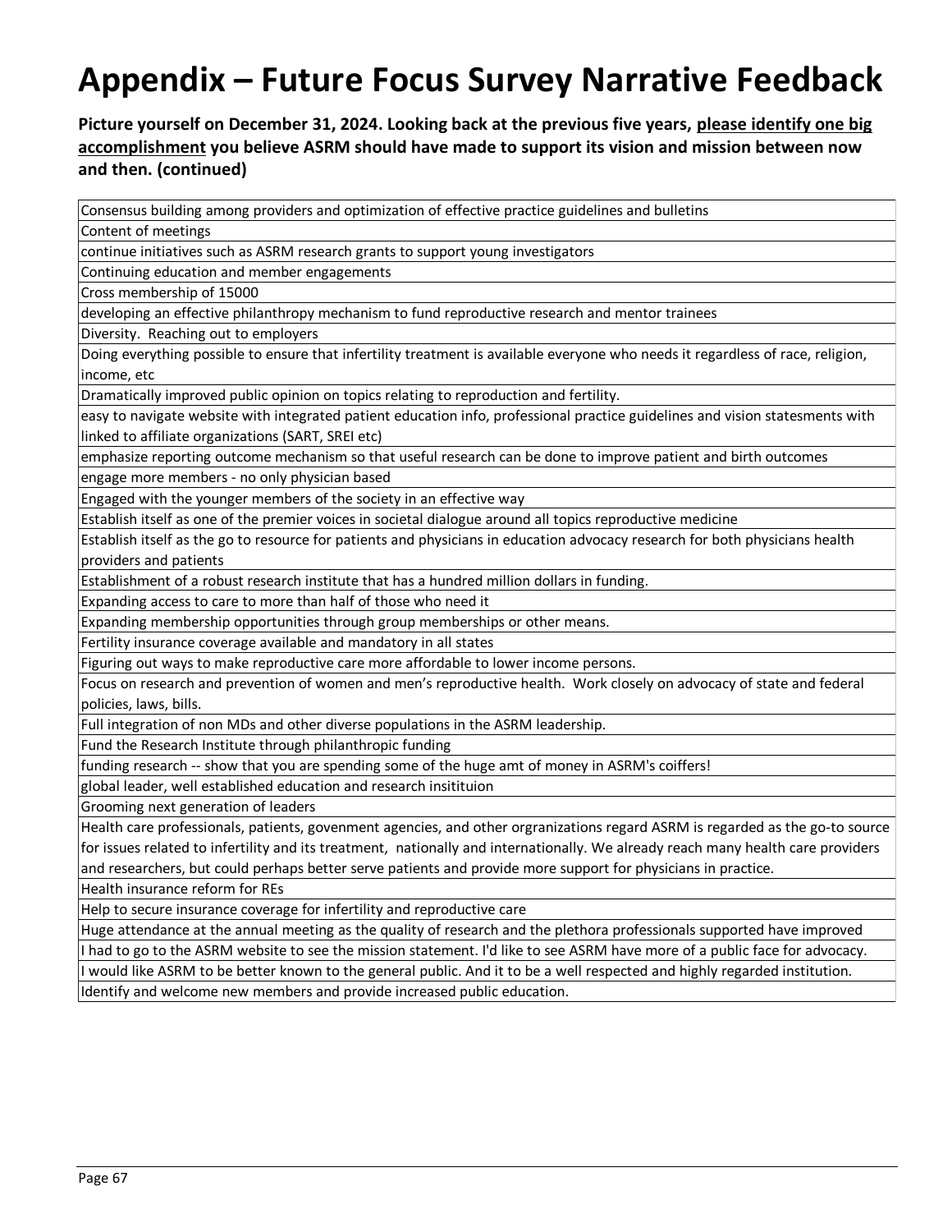# Appendix – Future Focus Survey Narrative Feedback

**Picture yourself on December 31, 2024. Looking back at the previous five years, please identify one big accomplishment you believe ASRM should have made to support its vision and mission between now and then. (continued)**

| |
|---|
| Consensus building among providers and optimization of effective practice guidelines and bulletins |
| Content of meetings |
| continue initiatives such as ASRM research grants to support young investigators |
| Continuing education and member engagements |
| Cross membership of 15000 |
| developing an effective philanthropy mechanism to fund reproductive research and mentor trainees |
| Diversity.  Reaching out to employers |
| Doing everything possible to ensure that infertility treatment is available everyone who needs it regardless of race, religion, income, etc |
| Dramatically improved public opinion on topics relating to reproduction and fertility. |
| easy to navigate website with integrated patient education info, professional practice guidelines and vision statesments with linked to affiliate organizations (SART, SREI etc) |
| emphasize reporting outcome mechanism so that useful research can be done to improve patient and birth outcomes |
| engage more members - no only physician based |
| Engaged with the younger members of the society in an effective way |
| Establish itself as one of the premier voices in societal dialogue around all topics reproductive medicine |
| Establish itself as the go to resource for patients and physicians in education advocacy research for both physicians health providers and patients |
| Establishment of a robust research institute that has a hundred million dollars in funding. |
| Expanding access to care to more than half of those who need it |
| Expanding membership opportunities through group memberships or other means. |
| Fertility insurance coverage available and mandatory in all states |
| Figuring out ways to make reproductive care more affordable to lower income persons. |
| Focus on research and prevention of women and men's reproductive health.  Work closely on advocacy of state and federal policies, laws, bills. |
| Full integration of non MDs and other diverse populations in the ASRM leadership. |
| Fund the Research Institute through philanthropic funding |
| funding research -- show that you are spending some of the huge amt of money in ASRM's coiffers! |
| global leader, well established education and research insitituion |
| Grooming next generation of leaders |
| Health care professionals, patients, govenment agencies, and other orgranizations regard ASRM is regarded as the go-to source for issues related to infertility and its treatment,  nationally and internationally. We already reach many health care providers and researchers, but could perhaps better serve patients and provide more support for physicians in practice. |
| Health insurance reform for REs |
| Help to secure insurance coverage for infertility and reproductive care |
| Huge attendance at the annual meeting as the quality of research and the plethora professionals supported have improved |
| I had to go to the ASRM website to see the mission statement. I'd like to see ASRM have more of a public face for advocacy. |
| I would like ASRM to be better known to the general public. And it to be a well respected and highly regarded institution. |
| Identify and welcome new members and provide increased public education. |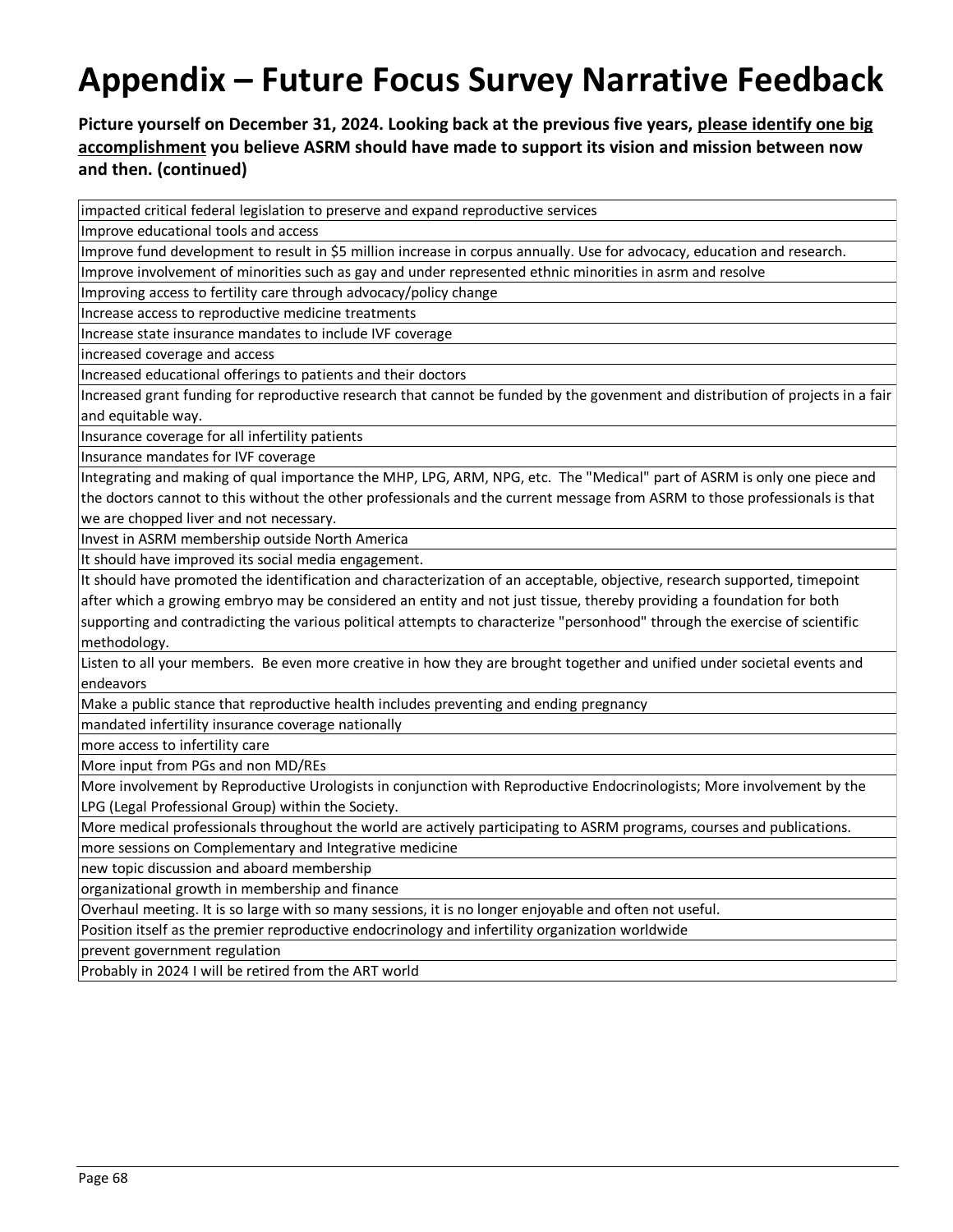# Appendix – Future Focus Survey Narrative Feedback

**Picture yourself on December 31, 2024. Looking back at the previous five years, please identify one big accomplishment you believe ASRM should have made to support its vision and mission between now and then. (continued)**

| |
|---|
| impacted critical federal legislation to preserve and expand reproductive services |
| Improve educational tools and access |
| Improve fund development to result in $5 million increase in corpus annually. Use for advocacy, education and research. |
| Improve involvement of minorities such as gay and under represented ethnic minorities in asrm and resolve |
| Improving access to fertility care through advocacy/policy change |
| Increase access to reproductive medicine treatments |
| Increase state insurance mandates to include IVF coverage |
| increased coverage and access |
| Increased educational offerings to patients and their doctors |
| Increased grant funding for reproductive research that cannot be funded by the govenment and distribution of projects in a fair and equitable way. |
| Insurance coverage for all infertility patients |
| Insurance mandates for IVF coverage |
| Integrating and making of qual importance the MHP, LPG, ARM, NPG, etc. The "Medical" part of ASRM is only one piece and the doctors cannot to this without the other professionals and the current message from ASRM to those professionals is that we are chopped liver and not necessary. |
| Invest in ASRM membership outside North America |
| It should have improved its social media engagement. |
| It should have promoted the identification and characterization of an acceptable, objective, research supported, timepoint after which a growing embryo may be considered an entity and not just tissue, thereby providing a foundation for both supporting and contradicting the various political attempts to characterize "personhood" through the exercise of scientific methodology. |
| Listen to all your members. Be even more creative in how they are brought together and unified under societal events and endeavors |
| Make a public stance that reproductive health includes preventing and ending pregnancy |
| mandated infertility insurance coverage nationally |
| more access to infertility care |
| More input from PGs and non MD/REs |
| More involvement by Reproductive Urologists in conjunction with Reproductive Endocrinologists; More involvement by the LPG (Legal Professional Group) within the Society. |
| More medical professionals throughout the world are actively participating to ASRM programs, courses and publications. |
| more sessions on Complementary and Integrative medicine |
| new topic discussion and aboard membership |
| organizational growth in membership and finance |
| Overhaul meeting. It is so large with so many sessions, it is no longer enjoyable and often not useful. |
| Position itself as the premier reproductive endocrinology and infertility organization worldwide |
| prevent government regulation |
| Probably in 2024 I will be retired from the ART world |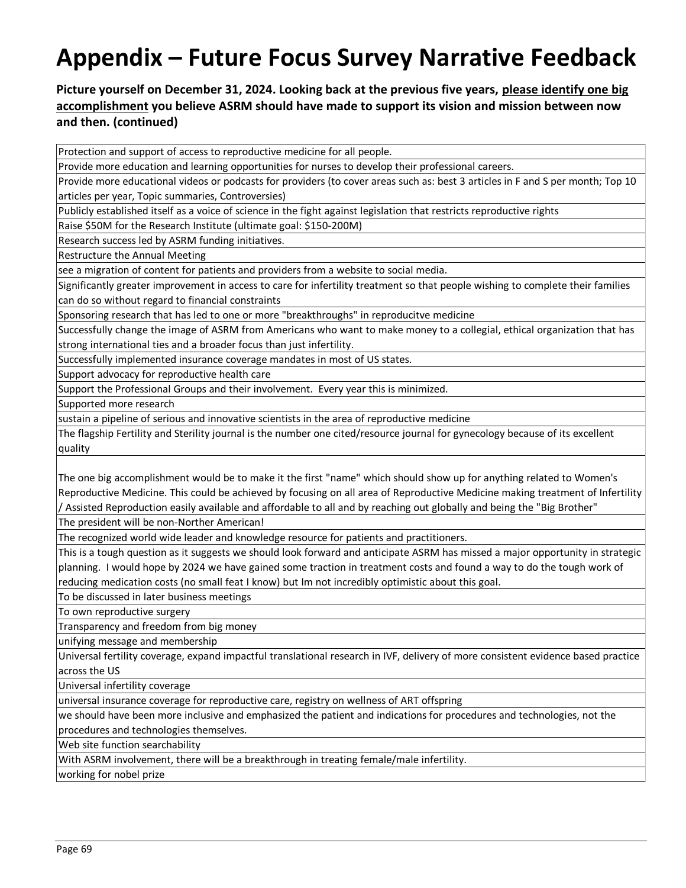# Appendix – Future Focus Survey Narrative Feedback

**Picture yourself on December 31, 2024. Looking back at the previous five years, <u>please identify one big accomplishment</u> you believe ASRM should have made to support its vision and mission between now and then. (continued)**

| |
|---|
| Protection and support of access to reproductive medicine for all people. |
| Provide more education and learning opportunities for nurses to develop their professional careers. |
| Provide more educational videos or podcasts for providers (to cover areas such as: best 3 articles in F and S per month; Top 10 articles per year, Topic summaries, Controversies) |
| Publicly established itself as a voice of science in the fight against legislation that restricts reproductive rights |
| Raise $50M for the Research Institute (ultimate goal: $150-200M) |
| Research success led by ASRM funding initiatives. |
| Restructure the Annual Meeting |
| see a migration of content for patients and providers from a website to social media. |
| Significantly greater improvement in access to care for infertility treatment so that people wishing to complete their families can do so without regard to financial constraints |
| Sponsoring research that has led to one or more "breakthroughs" in reprodcutive medicine |
| Successfully change the image of ASRM from Americans who want to make money to a collegial, ethical organization that has strong international ties and a broader focus than just infertility. |
| Successfully implemented insurance coverage mandates in most of US states. |
| Support advocacy for reproductive health care |
| Support the Professional Groups and their involvement. Every year this is minimized. |
| Supported more research |
| sustain a pipeline of serious and innovative scientists in the area of reproductive medicine |
| The flagship Fertility and Sterility journal is the number one cited/resource journal for gynecology because of its excellent quality |
| The one big accomplishment would be to make it the first "name" which should show up for anything related to Women's Reproductive Medicine. This could be achieved by focusing on all area of Reproductive Medicine making treatment of Infertility / Assisted Reproduction easily available and affordable to all and by reaching out globally and being the "Big Brother" |
| The president will be non-Norther American! |
| The recognized world wide leader and knowledge resource for patients and practitioners. |
| This is a tough question as it suggests we should look forward and anticipate ASRM has missed a major opportunity in strategic planning. I would hope by 2024 we have gained some traction in treatment costs and found a way to do the tough work of reducing medication costs (no small feat I know) but Im not incredibly optimistic about this goal. |
| To be discussed in later business meetings |
| To own reproductive surgery |
| Transparency and freedom from big money |
| unifying message and membership |
| Universal fertility coverage, expand impactful translational research in IVF, delivery of more consistent evidence based practice across the US |
| Universal infertility coverage |
| universal insurance coverage for reproductive care, registry on wellness of ART offspring |
| we should have been more inclusive and emphasized the patient and indications for procedures and technologies, not the procedures and technologies themselves. |
| Web site function searchability |
| With ASRM involvement, there will be a breakthrough in treating female/male infertility. |
| working for nobel prize |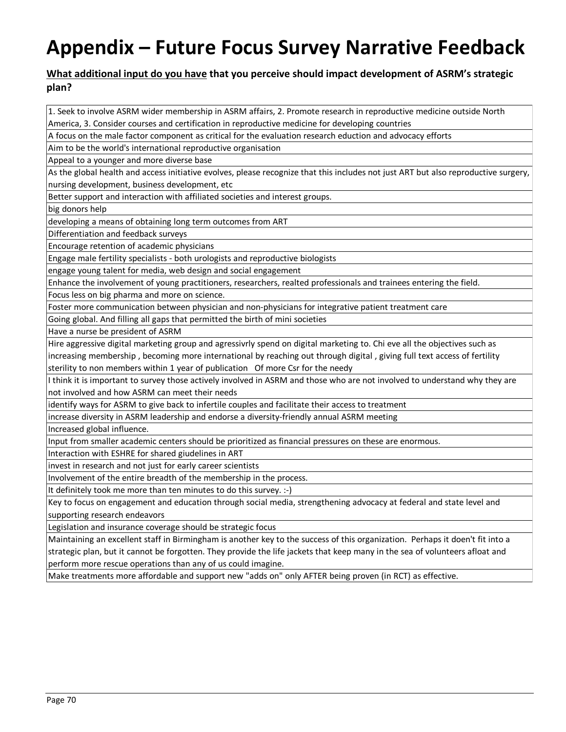# Appendix – Future Focus Survey Narrative Feedback

**<u>What additional input do you have</u> that you perceive should impact development of ASRM's strategic plan?**

| |
|---|
| 1. Seek to involve ASRM wider membership in ASRM affairs, 2. Promote research in reproductive medicine outside North America, 3. Consider courses and certification in reproductive medicine for developing countries |
| A focus on the male factor component as critical for the evaluation research eduction and advocacy efforts |
| Aim to be the world's international reproductive organisation |
| Appeal to a younger and more diverse base |
| As the global health and access initiative evolves, please recognize that this includes not just ART but also reproductive surgery, nursing development, business development, etc |
| Better support and interaction with affiliated societies and interest groups. |
| big donors help |
| developing a means of obtaining long term outcomes from ART |
| Differentiation and feedback surveys |
| Encourage retention of academic physicians |
| Engage male fertility specialists - both urologists and reproductive biologists |
| engage young talent for media, web design and social engagement |
| Enhance the involvement of young practitioners, researchers, realted professionals and trainees entering the field. |
| Focus less on big pharma and more on science. |
| Foster more communication between physician and non-physicians for integrative patient treatment care |
| Going global. And filling all gaps that permitted the birth of mini societies |
| Have a nurse be president of ASRM |
| Hire aggressive digital marketing group and agressivrly spend on digital marketing to. Chi eve all the objectives such as increasing membership , becoming more international by reaching out through digital , giving full text access of fertility sterility to non members within 1 year of publication Of more Csr for the needy |
| I think it is important to survey those actively involved in ASRM and those who are not involved to understand why they are not involved and how ASRM can meet their needs |
| identify ways for ASRM to give back to infertile couples and facilitate their access to treatment |
| increase diversity in ASRM leadership and endorse a diversity-friendly annual ASRM meeting |
| Increased global influence. |
| Input from smaller academic centers should be prioritized as financial pressures on these are enormous. |
| Interaction with ESHRE for shared giudelines in ART |
| invest in research and not just for early career scientists |
| Involvement of the entire breadth of the membership in the process. |
| It definitely took me more than ten minutes to do this survey. :-) |
| Key to focus on engagement and education through social media, strengthening advocacy at federal and state level and supporting research endeavors |
| Legislation and insurance coverage should be strategic focus |
| Maintaining an excellent staff in Birmingham is another key to the success of this organization. Perhaps it doen't fit into a strategic plan, but it cannot be forgotten. They provide the life jackets that keep many in the sea of volunteers afloat and perform more rescue operations than any of us could imagine. |
| Make treatments more affordable and support new "adds on" only AFTER being proven (in RCT) as effective. |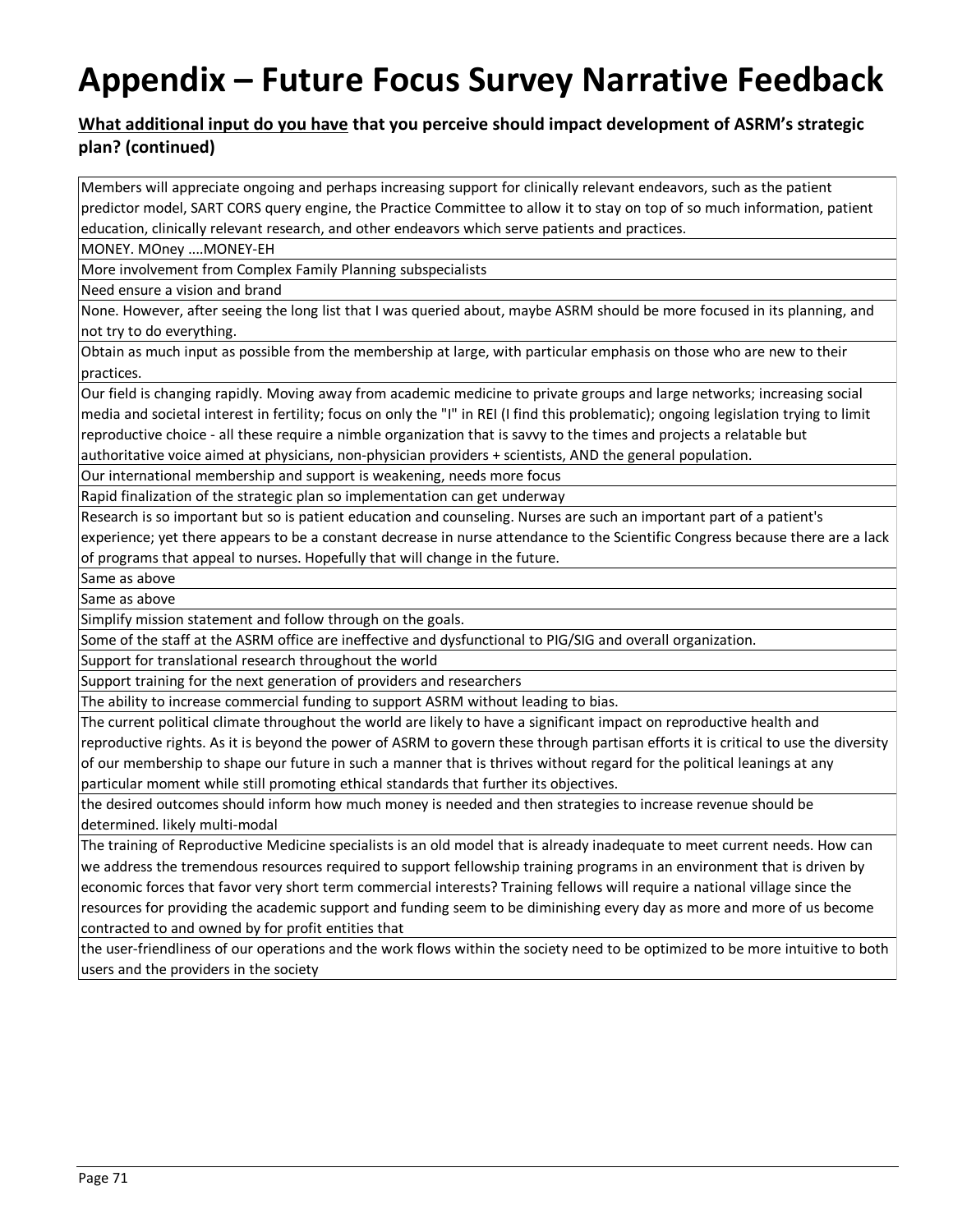# Appendix – Future Focus Survey Narrative Feedback

**<u>What additional input do you have</u> that you perceive should impact development of ASRM's strategic plan? (continued)**

| |
|---|
| Members will appreciate ongoing and perhaps increasing support for clinically relevant endeavors, such as the patient predictor model, SART CORS query engine, the Practice Committee to allow it to stay on top of so much information, patient education, clinically relevant research, and other endeavors which serve patients and practices. |
| MONEY. MOney ....MONEY-EH |
| More involvement from Complex Family Planning subspecialists |
| Need ensure a vision and brand |
| None. However, after seeing the long list that I was queried about, maybe ASRM should be more focused in its planning, and not try to do everything. |
| Obtain as much input as possible from the membership at large, with particular emphasis on those who are new to their practices. |
| Our field is changing rapidly. Moving away from academic medicine to private groups and large networks; increasing social media and societal interest in fertility; focus on only the "I" in REI (I find this problematic); ongoing legislation trying to limit reproductive choice - all these require a nimble organization that is savvy to the times and projects a relatable but authoritative voice aimed at physicians, non-physician providers + scientists, AND the general population. |
| Our international membership and support is weakening, needs more focus |
| Rapid finalization of the strategic plan so implementation can get underway |
| Research is so important but so is patient education and counseling. Nurses are such an important part of a patient's experience; yet there appears to be a constant decrease in nurse attendance to the Scientific Congress because there are a lack of programs that appeal to nurses. Hopefully that will change in the future. |
| Same as above |
| Same as above |
| Simplify mission statement and follow through on the goals. |
| Some of the staff at the ASRM office are ineffective and dysfunctional to PIG/SIG and overall organization. |
| Support for translational research throughout the world |
| Support training for the next generation of providers and researchers |
| The ability to increase commercial funding to support ASRM without leading to bias. |
| The current political climate throughout the world are likely to have a significant impact on reproductive health and reproductive rights. As it is beyond the power of ASRM to govern these through partisan efforts it is critical to use the diversity of our membership to shape our future in such a manner that is thrives without regard for the political leanings at any particular moment while still promoting ethical standards that further its objectives. |
| the desired outcomes should inform how much money is needed and then strategies to increase revenue should be determined. likely multi-modal |
| The training of Reproductive Medicine specialists is an old model that is already inadequate to meet current needs. How can we address the tremendous resources required to support fellowship training programs in an environment that is driven by economic forces that favor very short term commercial interests? Training fellows will require a national village since the resources for providing the academic support and funding seem to be diminishing every day as more and more of us become contracted to and owned by for profit entities that |
| the user-friendliness of our operations and the work flows within the society need to be optimized to be more intuitive to both users and the providers in the society |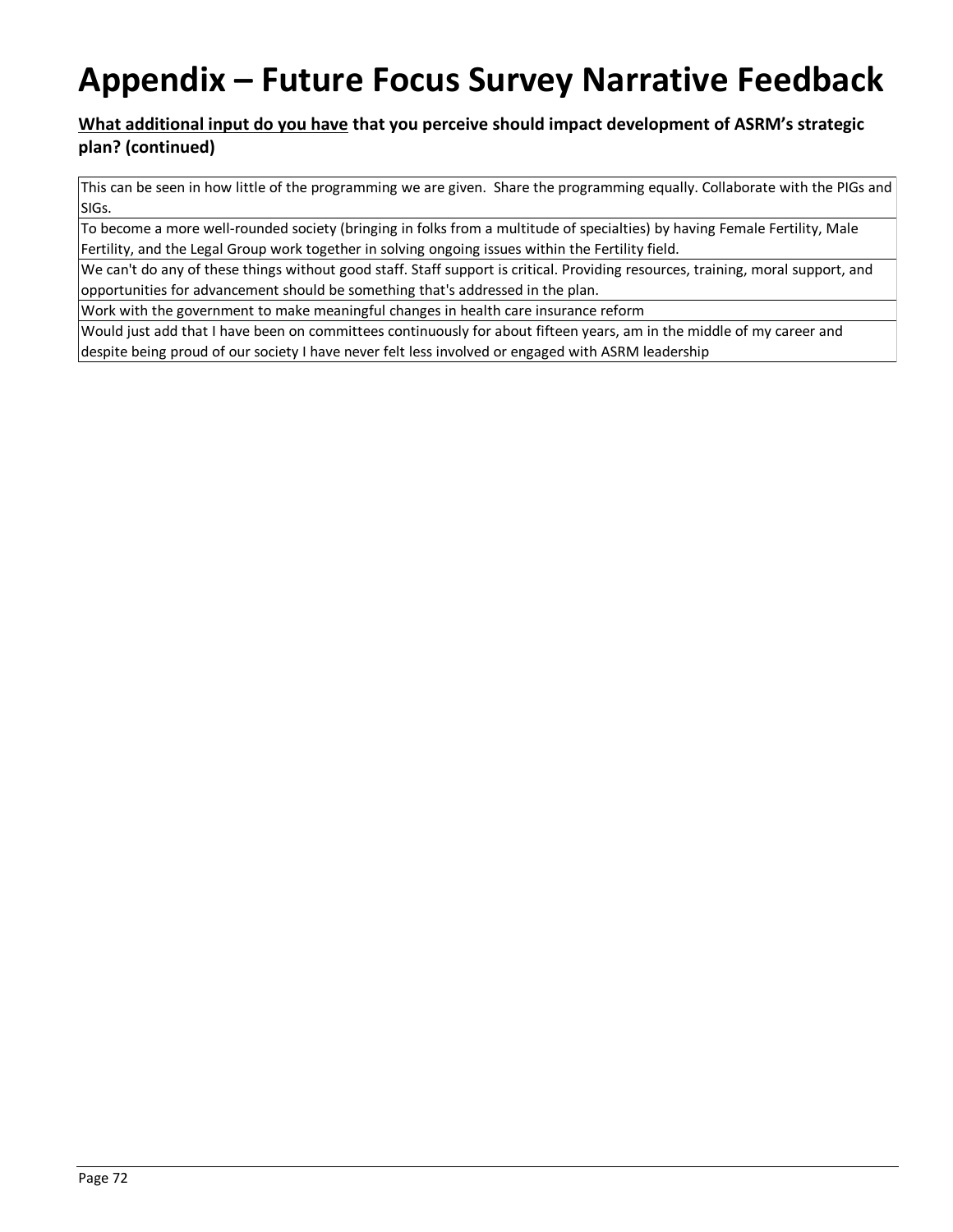# Appendix – Future Focus Survey Narrative Feedback

**What additional input do you have that you perceive should impact development of ASRM's strategic plan? (continued)**

| |
|---|
| This can be seen in how little of the programming we are given. Share the programming equally. Collaborate with the PIGs and SIGs. |
| To become a more well-rounded society (bringing in folks from a multitude of specialties) by having Female Fertility, Male Fertility, and the Legal Group work together in solving ongoing issues within the Fertility field. |
| We can't do any of these things without good staff. Staff support is critical. Providing resources, training, moral support, and opportunities for advancement should be something that's addressed in the plan. |
| Work with the government to make meaningful changes in health care insurance reform |
| Would just add that I have been on committees continuously for about fifteen years, am in the middle of my career and despite being proud of our society I have never felt less involved or engaged with ASRM leadership |